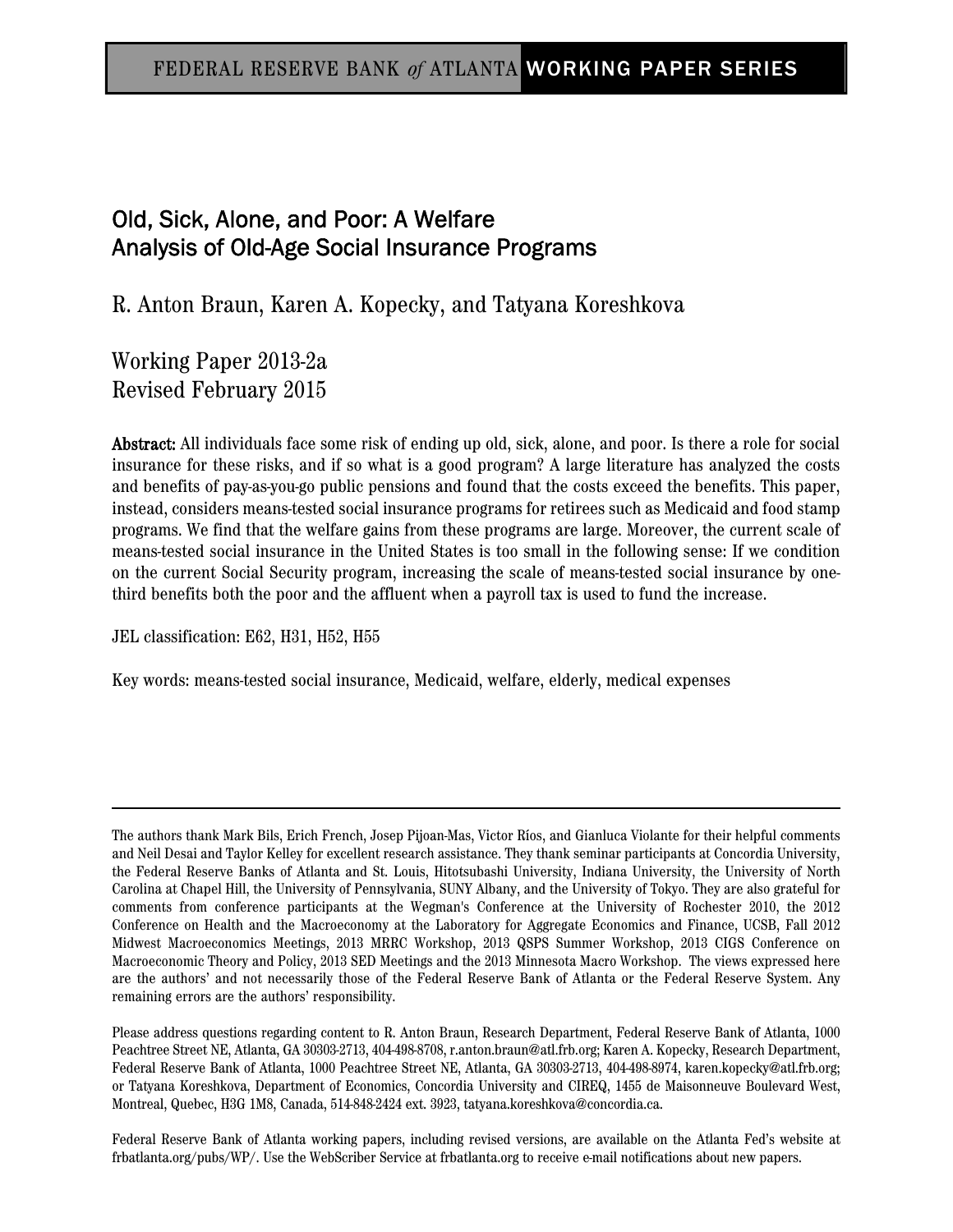FEDERAL RESERVE BANK *of* ATLANTA WORKING PAPER SERIES

# Old, Sick, Alone, and Poor: A Welfare Analysis of Old-Age Social Insurance Programs

R. Anton Braun, Karen A. Kopecky, and Tatyana Koreshkova

Working Paper 2013-2a
Revised February 2015

**Abstract:** All individuals face some risk of ending up old, sick, alone, and poor. Is there a role for social insurance for these risks, and if so what is a good program? A large literature has analyzed the costs and benefits of pay-as-you-go public pensions and found that the costs exceed the benefits. This paper, instead, considers means-tested social insurance programs for retirees such as Medicaid and food stamp programs. We find that the welfare gains from these programs are large. Moreover, the current scale of means-tested social insurance in the United States is too small in the following sense: If we condition on the current Social Security program, increasing the scale of means-tested social insurance by one-third benefits both the poor and the affluent when a payroll tax is used to fund the increase.

JEL classification: E62, H31, H52, H55

Key words: means-tested social insurance, Medicaid, welfare, elderly, medical expenses

---

The authors thank Mark Bils, Erich French, Josep Pijoan-Mas, Victor Ríos, and Gianluca Violante for their helpful comments and Neil Desai and Taylor Kelley for excellent research assistance. They thank seminar participants at Concordia University, the Federal Reserve Banks of Atlanta and St. Louis, Hitotsubashi University, Indiana University, the University of North Carolina at Chapel Hill, the University of Pennsylvania, SUNY Albany, and the University of Tokyo. They are also grateful for comments from conference participants at the Wegman's Conference at the University of Rochester 2010, the 2012 Conference on Health and the Macroeconomy at the Laboratory for Aggregate Economics and Finance, UCSB, Fall 2012 Midwest Macroeconomics Meetings, 2013 MRRC Workshop, 2013 QSPS Summer Workshop, 2013 CIGS Conference on Macroeconomic Theory and Policy, 2013 SED Meetings and the 2013 Minnesota Macro Workshop. The views expressed here are the authors' and not necessarily those of the Federal Reserve Bank of Atlanta or the Federal Reserve System. Any remaining errors are the authors' responsibility.

Please address questions regarding content to R. Anton Braun, Research Department, Federal Reserve Bank of Atlanta, 1000 Peachtree Street NE, Atlanta, GA 30303-2713, 404-498-8708, r.anton.braun@atl.frb.org; Karen A. Kopecky, Research Department, Federal Reserve Bank of Atlanta, 1000 Peachtree Street NE, Atlanta, GA 30303-2713, 404-498-8974, karen.kopecky@atl.frb.org; or Tatyana Koreshkova, Department of Economics, Concordia University and CIREQ, 1455 de Maisonneuve Boulevard West, Montreal, Quebec, H3G 1M8, Canada, 514-848-2424 ext. 3923, tatyana.koreshkova@concordia.ca.

Federal Reserve Bank of Atlanta working papers, including revised versions, are available on the Atlanta Fed's website at frbatlanta.org/pubs/WP/. Use the WebScriber Service at frbatlanta.org to receive e-mail notifications about new papers.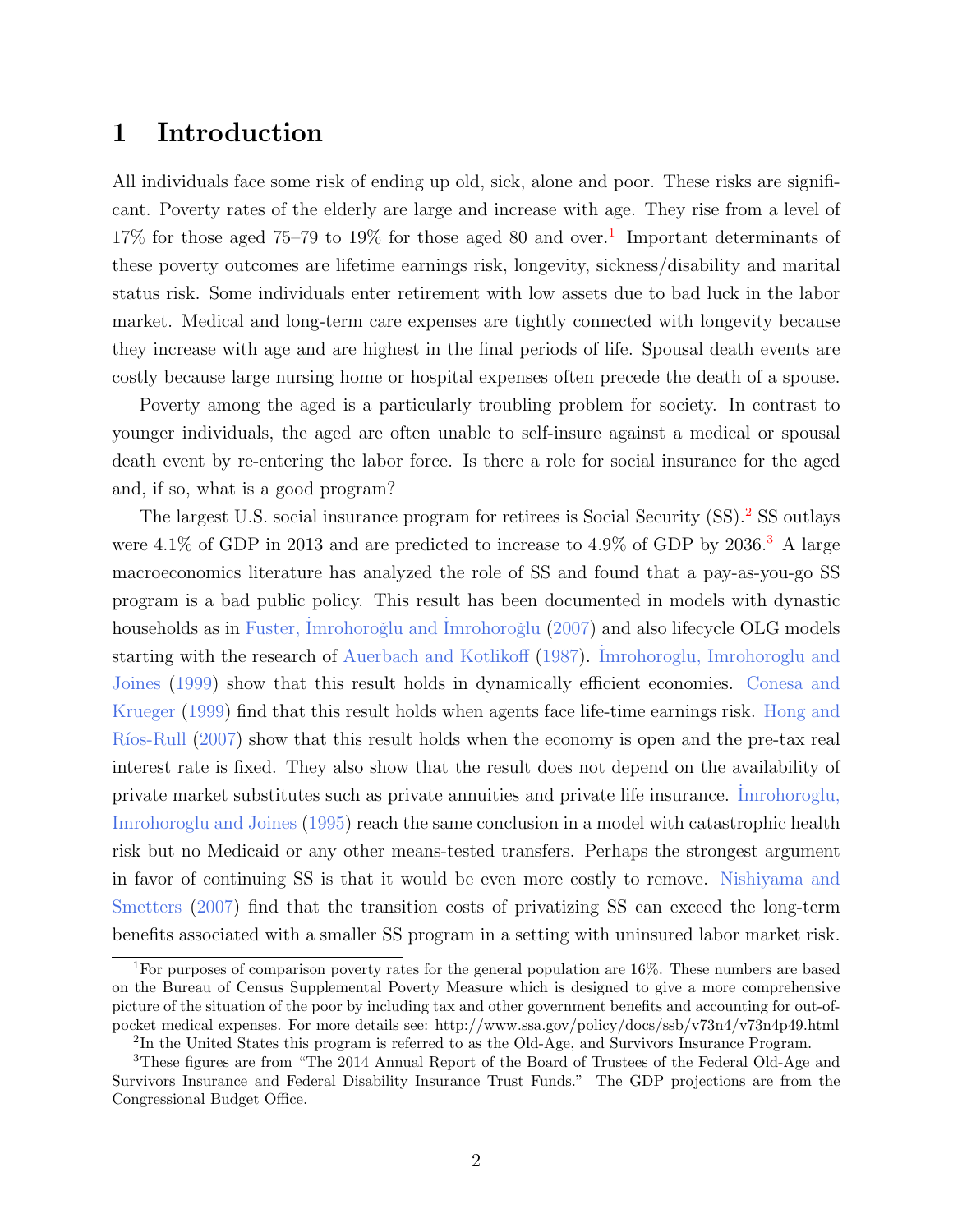# 1 Introduction

All individuals face some risk of ending up old, sick, alone and poor. These risks are significant. Poverty rates of the elderly are large and increase with age. They rise from a level of 17% for those aged 75–79 to 19% for those aged 80 and over.[1] Important determinants of these poverty outcomes are lifetime earnings risk, longevity, sickness/disability and marital status risk. Some individuals enter retirement with low assets due to bad luck in the labor market. Medical and long-term care expenses are tightly connected with longevity because they increase with age and are highest in the final periods of life. Spousal death events are costly because large nursing home or hospital expenses often precede the death of a spouse.

Poverty among the aged is a particularly troubling problem for society. In contrast to younger individuals, the aged are often unable to self-insure against a medical or spousal death event by re-entering the labor force. Is there a role for social insurance for the aged and, if so, what is a good program?

The largest U.S. social insurance program for retirees is Social Security (SS).[2] SS outlays were 4.1% of GDP in 2013 and are predicted to increase to 4.9% of GDP by 2036.[3] A large macroeconomics literature has analyzed the role of SS and found that a pay-as-you-go SS program is a bad public policy. This result has been documented in models with dynastic households as in Fuster, İmrohoroğlu and İmrohoroğlu (2007) and also lifecycle OLG models starting with the research of Auerbach and Kotlikoff (1987). İmrohoroglu, Imrohoroglu and Joines (1999) show that this result holds in dynamically efficient economies. Conesa and Krueger (1999) find that this result holds when agents face life-time earnings risk. Hong and Ríos-Rull (2007) show that this result holds when the economy is open and the pre-tax real interest rate is fixed. They also show that the result does not depend on the availability of private market substitutes such as private annuities and private life insurance. İmrohoroglu, Imrohoroglu and Joines (1995) reach the same conclusion in a model with catastrophic health risk but no Medicaid or any other means-tested transfers. Perhaps the strongest argument in favor of continuing SS is that it would be even more costly to remove. Nishiyama and Smetters (2007) find that the transition costs of privatizing SS can exceed the long-term benefits associated with a smaller SS program in a setting with uninsured labor market risk.

---

[1] For purposes of comparison poverty rates for the general population are 16%. These numbers are based on the Bureau of Census Supplemental Poverty Measure which is designed to give a more comprehensive picture of the situation of the poor by including tax and other government benefits and accounting for out-of-pocket medical expenses. For more details see: http://www.ssa.gov/policy/docs/ssb/v73n4/v73n4p49.html

[2] In the United States this program is referred to as the Old-Age, and Survivors Insurance Program.

[3] These figures are from "The 2014 Annual Report of the Board of Trustees of the Federal Old-Age and Survivors Insurance and Federal Disability Insurance Trust Funds." The GDP projections are from the Congressional Budget Office.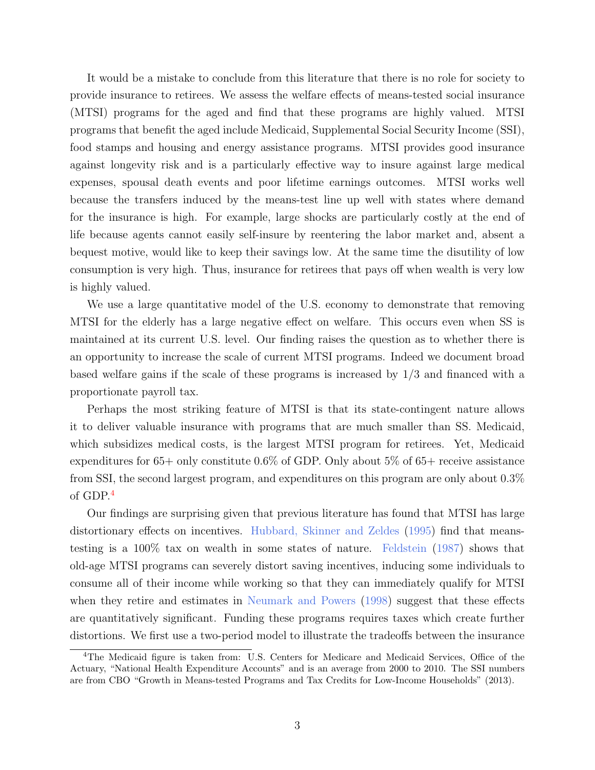It would be a mistake to conclude from this literature that there is no role for society to provide insurance to retirees. We assess the welfare effects of means-tested social insurance (MTSI) programs for the aged and find that these programs are highly valued. MTSI programs that benefit the aged include Medicaid, Supplemental Social Security Income (SSI), food stamps and housing and energy assistance programs. MTSI provides good insurance against longevity risk and is a particularly effective way to insure against large medical expenses, spousal death events and poor lifetime earnings outcomes. MTSI works well because the transfers induced by the means-test line up well with states where demand for the insurance is high. For example, large shocks are particularly costly at the end of life because agents cannot easily self-insure by reentering the labor market and, absent a bequest motive, would like to keep their savings low. At the same time the disutility of low consumption is very high. Thus, insurance for retirees that pays off when wealth is very low is highly valued.

We use a large quantitative model of the U.S. economy to demonstrate that removing MTSI for the elderly has a large negative effect on welfare. This occurs even when SS is maintained at its current U.S. level. Our finding raises the question as to whether there is an opportunity to increase the scale of current MTSI programs. Indeed we document broad based welfare gains if the scale of these programs is increased by 1/3 and financed with a proportionate payroll tax.

Perhaps the most striking feature of MTSI is that its state-contingent nature allows it to deliver valuable insurance with programs that are much smaller than SS. Medicaid, which subsidizes medical costs, is the largest MTSI program for retirees. Yet, Medicaid expenditures for 65+ only constitute 0.6% of GDP. Only about 5% of 65+ receive assistance from SSI, the second largest program, and expenditures on this program are only about 0.3% of GDP.[4]

Our findings are surprising given that previous literature has found that MTSI has large distortionary effects on incentives. Hubbard, Skinner and Zeldes (1995) find that means-testing is a 100% tax on wealth in some states of nature. Feldstein (1987) shows that old-age MTSI programs can severely distort saving incentives, inducing some individuals to consume all of their income while working so that they can immediately qualify for MTSI when they retire and estimates in Neumark and Powers (1998) suggest that these effects are quantitatively significant. Funding these programs requires taxes which create further distortions. We first use a two-period model to illustrate the tradeoffs between the insurance

[4] The Medicaid figure is taken from: U.S. Centers for Medicare and Medicaid Services, Office of the Actuary, "National Health Expenditure Accounts" and is an average from 2000 to 2010. The SSI numbers are from CBO "Growth in Means-tested Programs and Tax Credits for Low-Income Households" (2013).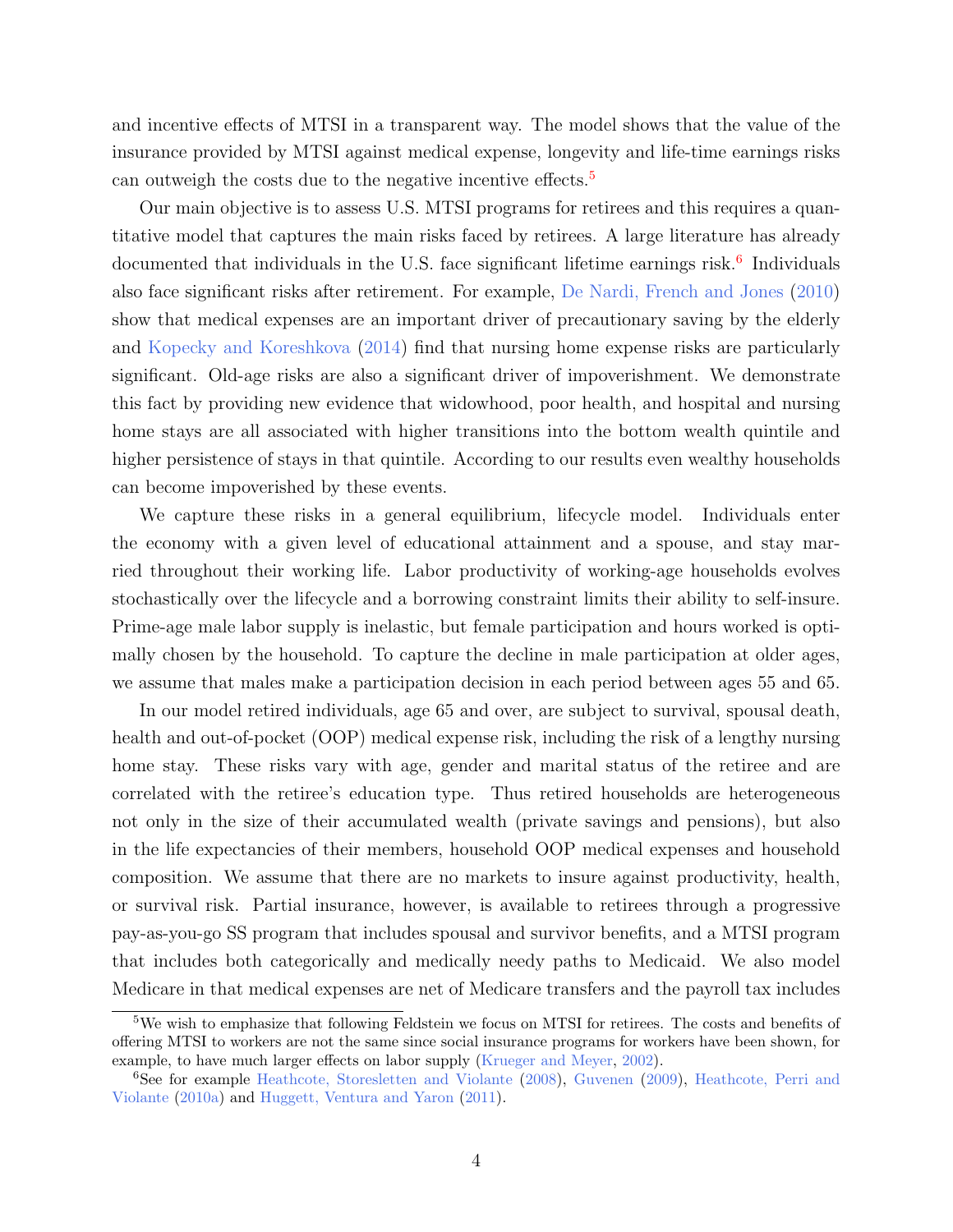and incentive effects of MTSI in a transparent way. The model shows that the value of the insurance provided by MTSI against medical expense, longevity and life-time earnings risks can outweigh the costs due to the negative incentive effects.[5]

Our main objective is to assess U.S. MTSI programs for retirees and this requires a quantitative model that captures the main risks faced by retirees. A large literature has already documented that individuals in the U.S. face significant lifetime earnings risk.[6] Individuals also face significant risks after retirement. For example, De Nardi, French and Jones (2010) show that medical expenses are an important driver of precautionary saving by the elderly and Kopecky and Koreshkova (2014) find that nursing home expense risks are particularly significant. Old-age risks are also a significant driver of impoverishment. We demonstrate this fact by providing new evidence that widowhood, poor health, and hospital and nursing home stays are all associated with higher transitions into the bottom wealth quintile and higher persistence of stays in that quintile. According to our results even wealthy households can become impoverished by these events.

We capture these risks in a general equilibrium, lifecycle model. Individuals enter the economy with a given level of educational attainment and a spouse, and stay married throughout their working life. Labor productivity of working-age households evolves stochastically over the lifecycle and a borrowing constraint limits their ability to self-insure. Prime-age male labor supply is inelastic, but female participation and hours worked is optimally chosen by the household. To capture the decline in male participation at older ages, we assume that males make a participation decision in each period between ages 55 and 65.

In our model retired individuals, age 65 and over, are subject to survival, spousal death, health and out-of-pocket (OOP) medical expense risk, including the risk of a lengthy nursing home stay. These risks vary with age, gender and marital status of the retiree and are correlated with the retiree's education type. Thus retired households are heterogeneous not only in the size of their accumulated wealth (private savings and pensions), but also in the life expectancies of their members, household OOP medical expenses and household composition. We assume that there are no markets to insure against productivity, health, or survival risk. Partial insurance, however, is available to retirees through a progressive pay-as-you-go SS program that includes spousal and survivor benefits, and a MTSI program that includes both categorically and medically needy paths to Medicaid. We also model Medicare in that medical expenses are net of Medicare transfers and the payroll tax includes

[5] We wish to emphasize that following Feldstein we focus on MTSI for retirees. The costs and benefits of offering MTSI to workers are not the same since social insurance programs for workers have been shown, for example, to have much larger effects on labor supply (Krueger and Meyer, 2002).

[6] See for example Heathcote, Storesletten and Violante (2008), Guvenen (2009), Heathcote, Perri and Violante (2010a) and Huggett, Ventura and Yaron (2011).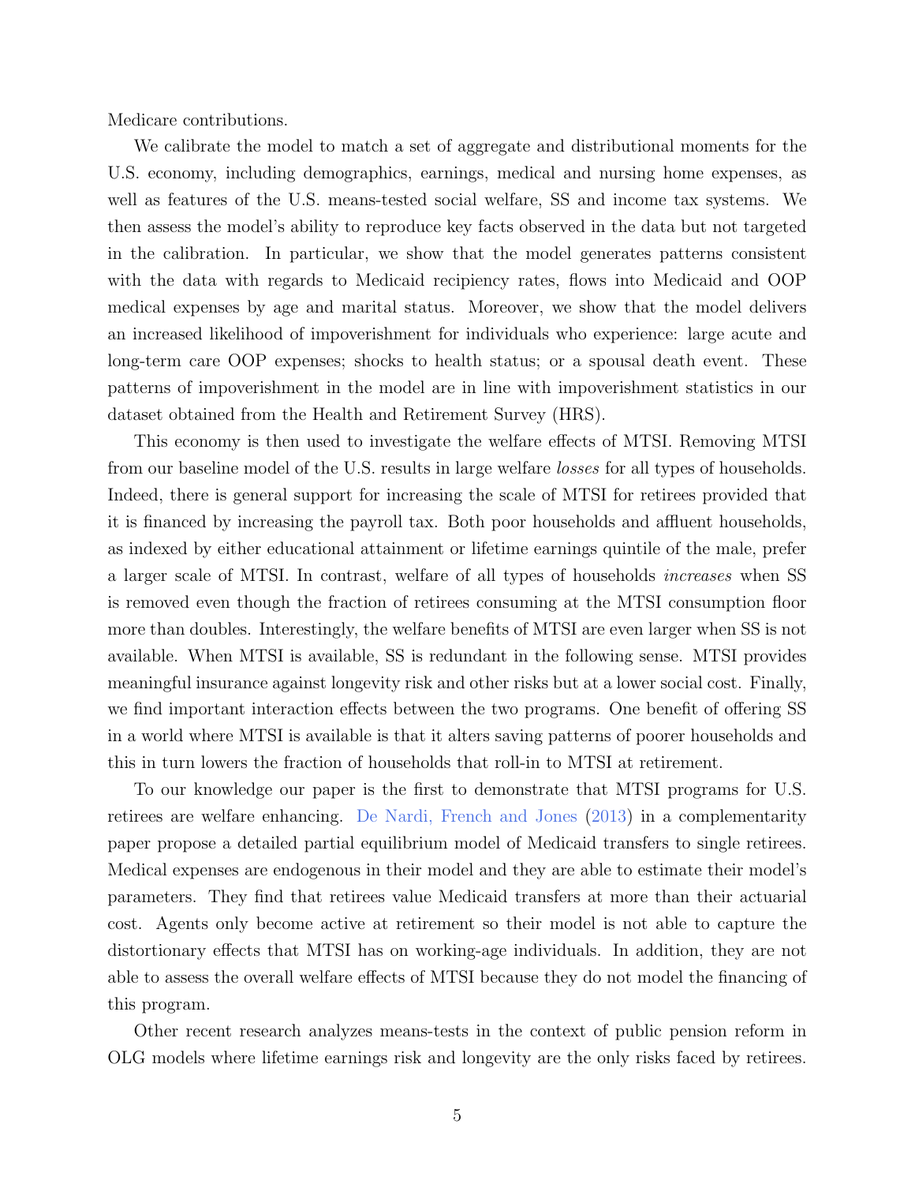Medicare contributions.

We calibrate the model to match a set of aggregate and distributional moments for the U.S. economy, including demographics, earnings, medical and nursing home expenses, as well as features of the U.S. means-tested social welfare, SS and income tax systems. We then assess the model's ability to reproduce key facts observed in the data but not targeted in the calibration. In particular, we show that the model generates patterns consistent with the data with regards to Medicaid recipiency rates, flows into Medicaid and OOP medical expenses by age and marital status. Moreover, we show that the model delivers an increased likelihood of impoverishment for individuals who experience: large acute and long-term care OOP expenses; shocks to health status; or a spousal death event. These patterns of impoverishment in the model are in line with impoverishment statistics in our dataset obtained from the Health and Retirement Survey (HRS).

This economy is then used to investigate the welfare effects of MTSI. Removing MTSI from our baseline model of the U.S. results in large welfare *losses* for all types of households. Indeed, there is general support for increasing the scale of MTSI for retirees provided that it is financed by increasing the payroll tax. Both poor households and affluent households, as indexed by either educational attainment or lifetime earnings quintile of the male, prefer a larger scale of MTSI. In contrast, welfare of all types of households *increases* when SS is removed even though the fraction of retirees consuming at the MTSI consumption floor more than doubles. Interestingly, the welfare benefits of MTSI are even larger when SS is not available. When MTSI is available, SS is redundant in the following sense. MTSI provides meaningful insurance against longevity risk and other risks but at a lower social cost. Finally, we find important interaction effects between the two programs. One benefit of offering SS in a world where MTSI is available is that it alters saving patterns of poorer households and this in turn lowers the fraction of households that roll-in to MTSI at retirement.

To our knowledge our paper is the first to demonstrate that MTSI programs for U.S. retirees are welfare enhancing. De Nardi, French and Jones (2013) in a complementarity paper propose a detailed partial equilibrium model of Medicaid transfers to single retirees. Medical expenses are endogenous in their model and they are able to estimate their model's parameters. They find that retirees value Medicaid transfers at more than their actuarial cost. Agents only become active at retirement so their model is not able to capture the distortionary effects that MTSI has on working-age individuals. In addition, they are not able to assess the overall welfare effects of MTSI because they do not model the financing of this program.

Other recent research analyzes means-tests in the context of public pension reform in OLG models where lifetime earnings risk and longevity are the only risks faced by retirees.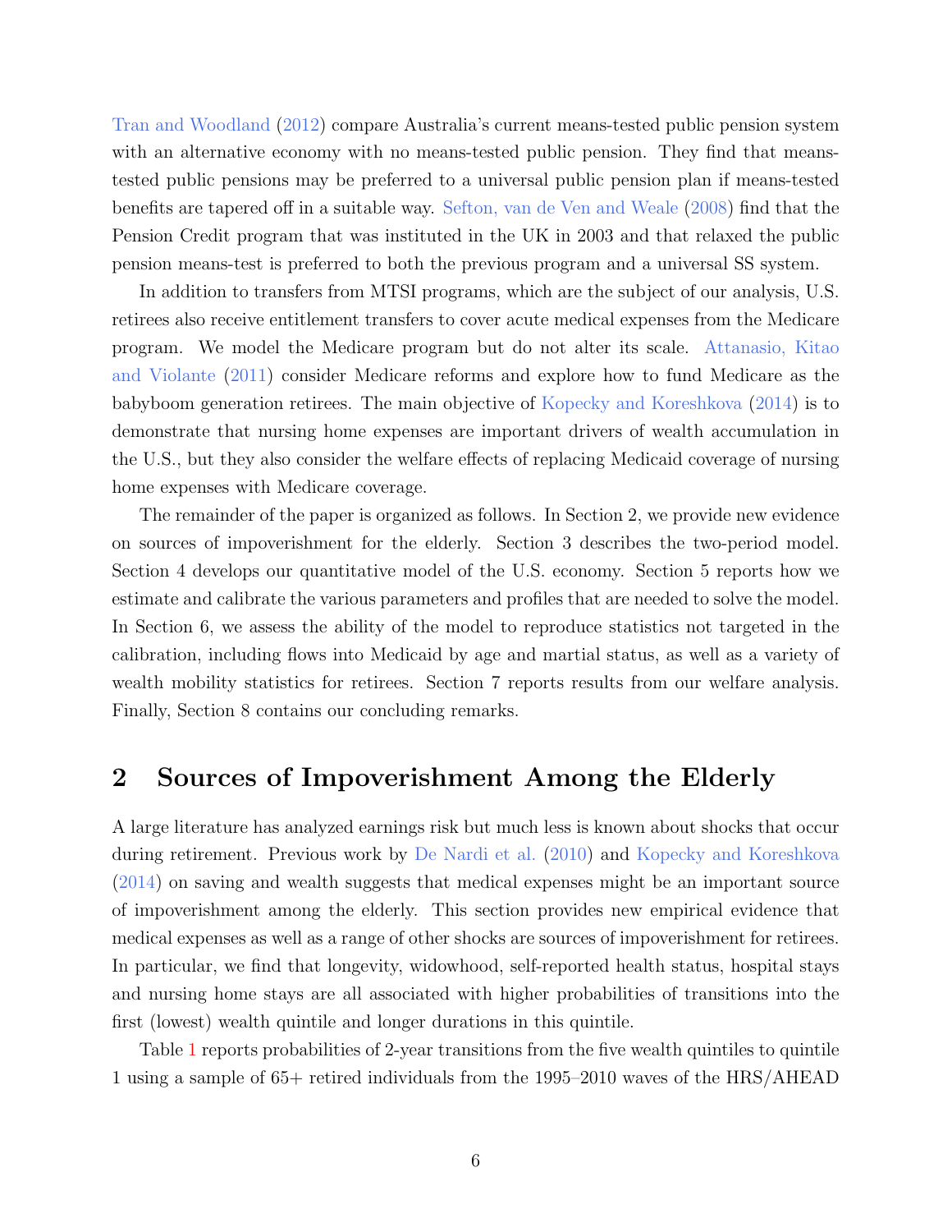Tran and Woodland (2012) compare Australia's current means-tested public pension system with an alternative economy with no means-tested public pension. They find that means-tested public pensions may be preferred to a universal public pension plan if means-tested benefits are tapered off in a suitable way. Sefton, van de Ven and Weale (2008) find that the Pension Credit program that was instituted in the UK in 2003 and that relaxed the public pension means-test is preferred to both the previous program and a universal SS system.

In addition to transfers from MTSI programs, which are the subject of our analysis, U.S. retirees also receive entitlement transfers to cover acute medical expenses from the Medicare program. We model the Medicare program but do not alter its scale. Attanasio, Kitao and Violante (2011) consider Medicare reforms and explore how to fund Medicare as the babyboom generation retirees. The main objective of Kopecky and Koreshkova (2014) is to demonstrate that nursing home expenses are important drivers of wealth accumulation in the U.S., but they also consider the welfare effects of replacing Medicaid coverage of nursing home expenses with Medicare coverage.

The remainder of the paper is organized as follows. In Section 2, we provide new evidence on sources of impoverishment for the elderly. Section 3 describes the two-period model. Section 4 develops our quantitative model of the U.S. economy. Section 5 reports how we estimate and calibrate the various parameters and profiles that are needed to solve the model. In Section 6, we assess the ability of the model to reproduce statistics not targeted in the calibration, including flows into Medicaid by age and martial status, as well as a variety of wealth mobility statistics for retirees. Section 7 reports results from our welfare analysis. Finally, Section 8 contains our concluding remarks.

# 2 Sources of Impoverishment Among the Elderly

A large literature has analyzed earnings risk but much less is known about shocks that occur during retirement. Previous work by De Nardi et al. (2010) and Kopecky and Koreshkova (2014) on saving and wealth suggests that medical expenses might be an important source of impoverishment among the elderly. This section provides new empirical evidence that medical expenses as well as a range of other shocks are sources of impoverishment for retirees. In particular, we find that longevity, widowhood, self-reported health status, hospital stays and nursing home stays are all associated with higher probabilities of transitions into the first (lowest) wealth quintile and longer durations in this quintile.

Table 1 reports probabilities of 2-year transitions from the five wealth quintiles to quintile 1 using a sample of 65+ retired individuals from the 1995–2010 waves of the HRS/AHEAD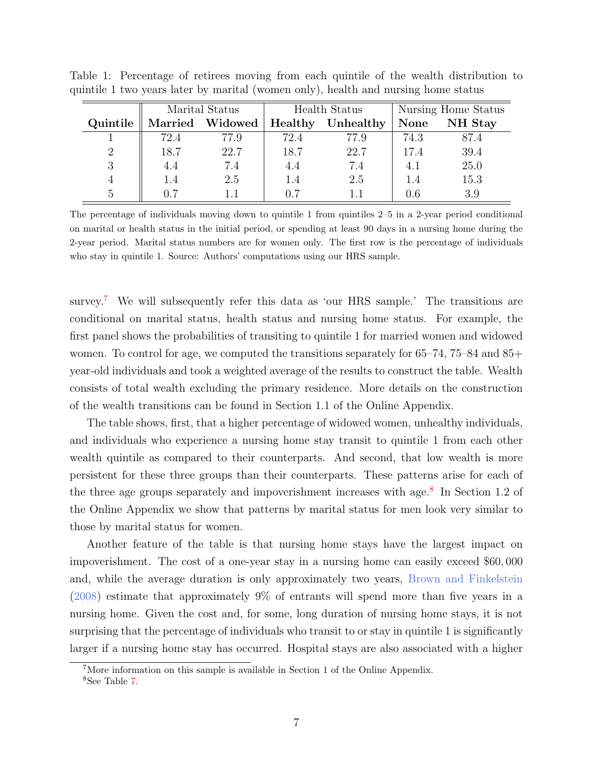Table 1: Percentage of retirees moving from each quintile of the wealth distribution to quintile 1 two years later by marital (women only), health and nursing home status

| | Marital Status | | Health Status | | Nursing Home Status | |
|---|---|---|---|---|---|---|
| **Quintile** | **Married** | **Widowed** | **Healthy** | **Unhealthy** | **None** | **NH Stay** |
| 1 | 72.4 | 77.9 | 72.4 | 77.9 | 74.3 | 87.4 |
| 2 | 18.7 | 22.7 | 18.7 | 22.7 | 17.4 | 39.4 |
| 3 | 4.4 | 7.4 | 4.4 | 7.4 | 4.1 | 25.0 |
| 4 | 1.4 | 2.5 | 1.4 | 2.5 | 1.4 | 15.3 |
| 5 | 0.7 | 1.1 | 0.7 | 1.1 | 0.6 | 3.9 |

The percentage of individuals moving down to quintile 1 from quintiles 2–5 in a 2-year period conditional on marital or health status in the initial period, or spending at least 90 days in a nursing home during the 2-year period. Marital status numbers are for women only. The first row is the percentage of individuals who stay in quintile 1. Source: Authors' computations using our HRS sample.

survey.[7] We will subsequently refer this data as 'our HRS sample.' The transitions are conditional on marital status, health status and nursing home status. For example, the first panel shows the probabilities of transiting to quintile 1 for married women and widowed women. To control for age, we computed the transitions separately for 65–74, 75–84 and 85+ year-old individuals and took a weighted average of the results to construct the table. Wealth consists of total wealth excluding the primary residence. More details on the construction of the wealth transitions can be found in Section 1.1 of the Online Appendix.

The table shows, first, that a higher percentage of widowed women, unhealthy individuals, and individuals who experience a nursing home stay transit to quintile 1 from each other wealth quintile as compared to their counterparts. And second, that low wealth is more persistent for these three groups than their counterparts. These patterns arise for each of the three age groups separately and impoverishment increases with age.[8] In Section 1.2 of the Online Appendix we show that patterns by marital status for men look very similar to those by marital status for women.

Another feature of the table is that nursing home stays have the largest impact on impoverishment. The cost of a one-year stay in a nursing home can easily exceed $60,000 and, while the average duration is only approximately two years, Brown and Finkelstein (2008) estimate that approximately 9% of entrants will spend more than five years in a nursing home. Given the cost and, for some, long duration of nursing home stays, it is not surprising that the percentage of individuals who transit to or stay in quintile 1 is significantly larger if a nursing home stay has occurred. Hospital stays are also associated with a higher

[7] More information on this sample is available in Section 1 of the Online Appendix.

[8] See Table 7.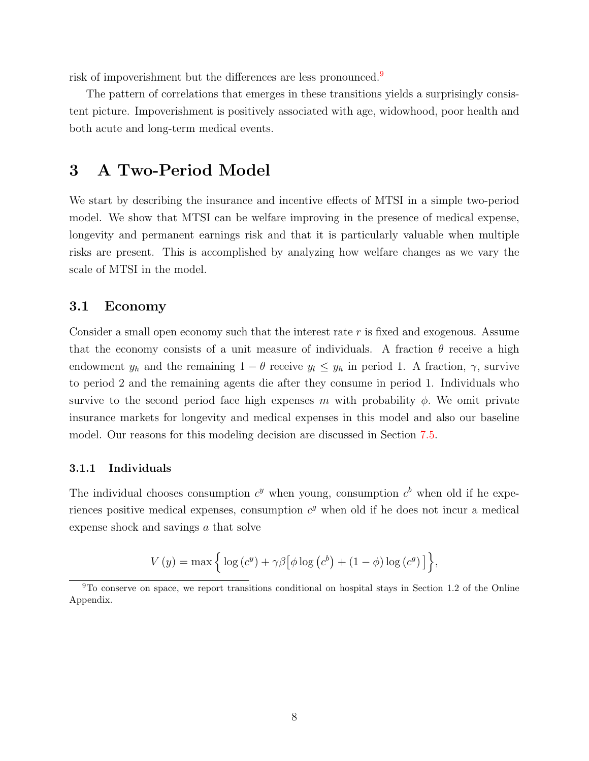risk of impoverishment but the differences are less pronounced.[9]

The pattern of correlations that emerges in these transitions yields a surprisingly consistent picture. Impoverishment is positively associated with age, widowhood, poor health and both acute and long-term medical events.

# 3 A Two-Period Model

We start by describing the insurance and incentive effects of MTSI in a simple two-period model. We show that MTSI can be welfare improving in the presence of medical expense, longevity and permanent earnings risk and that it is particularly valuable when multiple risks are present. This is accomplished by analyzing how welfare changes as we vary the scale of MTSI in the model.

## 3.1 Economy

Consider a small open economy such that the interest rate $r$ is fixed and exogenous. Assume that the economy consists of a unit measure of individuals. A fraction $\theta$ receive a high endowment $y_h$ and the remaining $1-\theta$ receive $y_l \leq y_h$ in period 1. A fraction, $\gamma$, survive to period 2 and the remaining agents die after they consume in period 1. Individuals who survive to the second period face high expenses $m$ with probability $\phi$. We omit private insurance markets for longevity and medical expenses in this model and also our baseline model. Our reasons for this modeling decision are discussed in Section 7.5.

### 3.1.1 Individuals

The individual chooses consumption $c^y$ when young, consumption $c^b$ when old if he experiences positive medical expenses, consumption $c^g$ when old if he does not incur a medical expense shock and savings $a$ that solve

$$V(y) = \max \Big\{ \log(c^y) + \gamma\beta \big[ \phi \log(c^b) + (1-\phi)\log(c^g) \big] \Big\},$$

[9] To conserve on space, we report transitions conditional on hospital stays in Section 1.2 of the Online Appendix.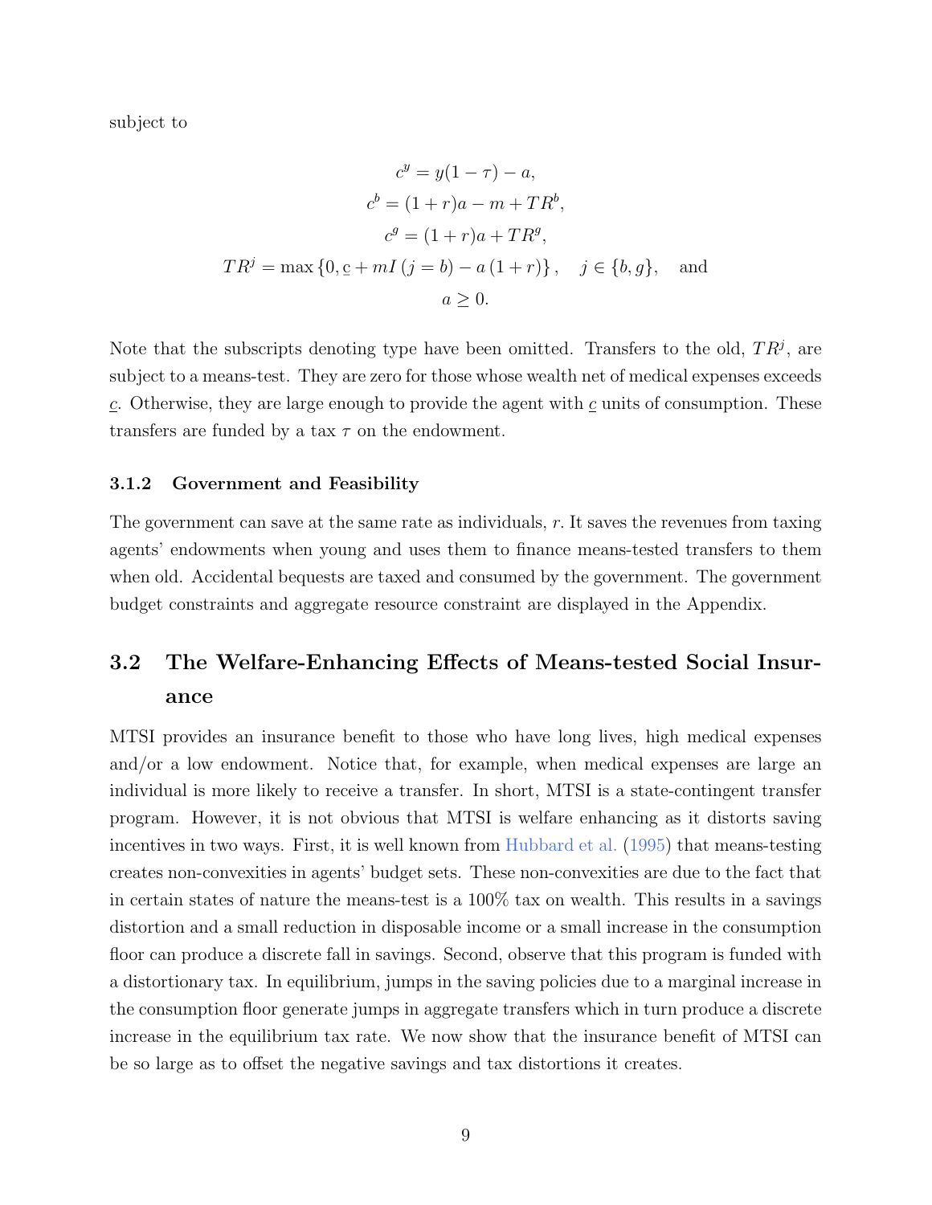subject to

$$
\begin{aligned}
c^y &= y(1-\tau) - a, \\
c^b &= (1+r)a - m + TR^b, \\
c^g &= (1+r)a + TR^g, \\
TR^j &= \max\left\{0, \underline{c} + mI\left(j=b\right) - a\left(1+r\right)\right\}, \quad j \in \{b, g\}, \quad \text{and} \\
a &\geq 0.
\end{aligned}
$$

Note that the subscripts denoting type have been omitted. Transfers to the old, $TR^j$, are subject to a means-test. They are zero for those whose wealth net of medical expenses exceeds $\underline{c}$. Otherwise, they are large enough to provide the agent with $\underline{c}$ units of consumption. These transfers are funded by a tax $\tau$ on the endowment.

### 3.1.2 Government and Feasibility

The government can save at the same rate as individuals, $r$. It saves the revenues from taxing agents' endowments when young and uses them to finance means-tested transfers to them when old. Accidental bequests are taxed and consumed by the government. The government budget constraints and aggregate resource constraint are displayed in the Appendix.

## 3.2 The Welfare-Enhancing Effects of Means-tested Social Insurance

MTSI provides an insurance benefit to those who have long lives, high medical expenses and/or a low endowment. Notice that, for example, when medical expenses are large an individual is more likely to receive a transfer. In short, MTSI is a state-contingent transfer program. However, it is not obvious that MTSI is welfare enhancing as it distorts saving incentives in two ways. First, it is well known from Hubbard et al. (1995) that means-testing creates non-convexities in agents' budget sets. These non-convexities are due to the fact that in certain states of nature the means-test is a 100% tax on wealth. This results in a savings distortion and a small reduction in disposable income or a small increase in the consumption floor can produce a discrete fall in savings. Second, observe that this program is funded with a distortionary tax. In equilibrium, jumps in the saving policies due to a marginal increase in the consumption floor generate jumps in aggregate transfers which in turn produce a discrete increase in the equilibrium tax rate. We now show that the insurance benefit of MTSI can be so large as to offset the negative savings and tax distortions it creates.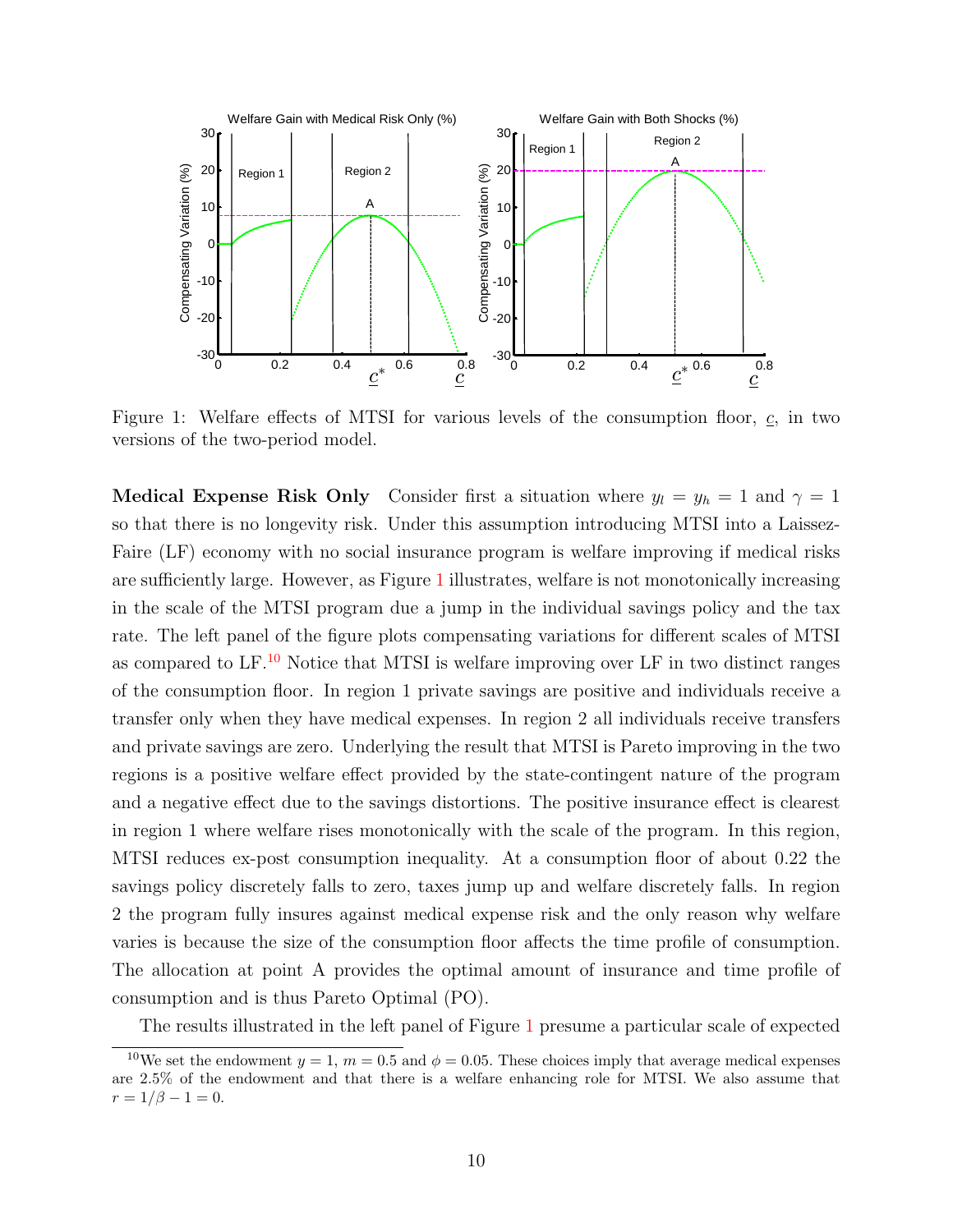Figure 1: Welfare effects of MTSI for various levels of the consumption floor, $\underline{c}$, in two versions of the two-period model.

**Medical Expense Risk Only** Consider first a situation where $y_l = y_h = 1$ and $\gamma = 1$ so that there is no longevity risk. Under this assumption introducing MTSI into a Laissez-Faire (LF) economy with no social insurance program is welfare improving if medical risks are sufficiently large. However, as Figure 1 illustrates, welfare is not monotonically increasing in the scale of the MTSI program due a jump in the individual savings policy and the tax rate. The left panel of the figure plots compensating variations for different scales of MTSI as compared to LF.[10] Notice that MTSI is welfare improving over LF in two distinct ranges of the consumption floor. In region 1 private savings are positive and individuals receive a transfer only when they have medical expenses. In region 2 all individuals receive transfers and private savings are zero. Underlying the result that MTSI is Pareto improving in the two regions is a positive welfare effect provided by the state-contingent nature of the program and a negative effect due to the savings distortions. The positive insurance effect is clearest in region 1 where welfare rises monotonically with the scale of the program. In this region, MTSI reduces ex-post consumption inequality. At a consumption floor of about 0.22 the savings policy discretely falls to zero, taxes jump up and welfare discretely falls. In region 2 the program fully insures against medical expense risk and the only reason why welfare varies is because the size of the consumption floor affects the time profile of consumption. The allocation at point A provides the optimal amount of insurance and time profile of consumption and is thus Pareto Optimal (PO).

The results illustrated in the left panel of Figure 1 presume a particular scale of expected

[10] We set the endowment $y = 1$, $m = 0.5$ and $\phi = 0.05$. These choices imply that average medical expenses are 2.5% of the endowment and that there is a welfare enhancing role for MTSI. We also assume that $r = 1/\beta - 1 = 0$.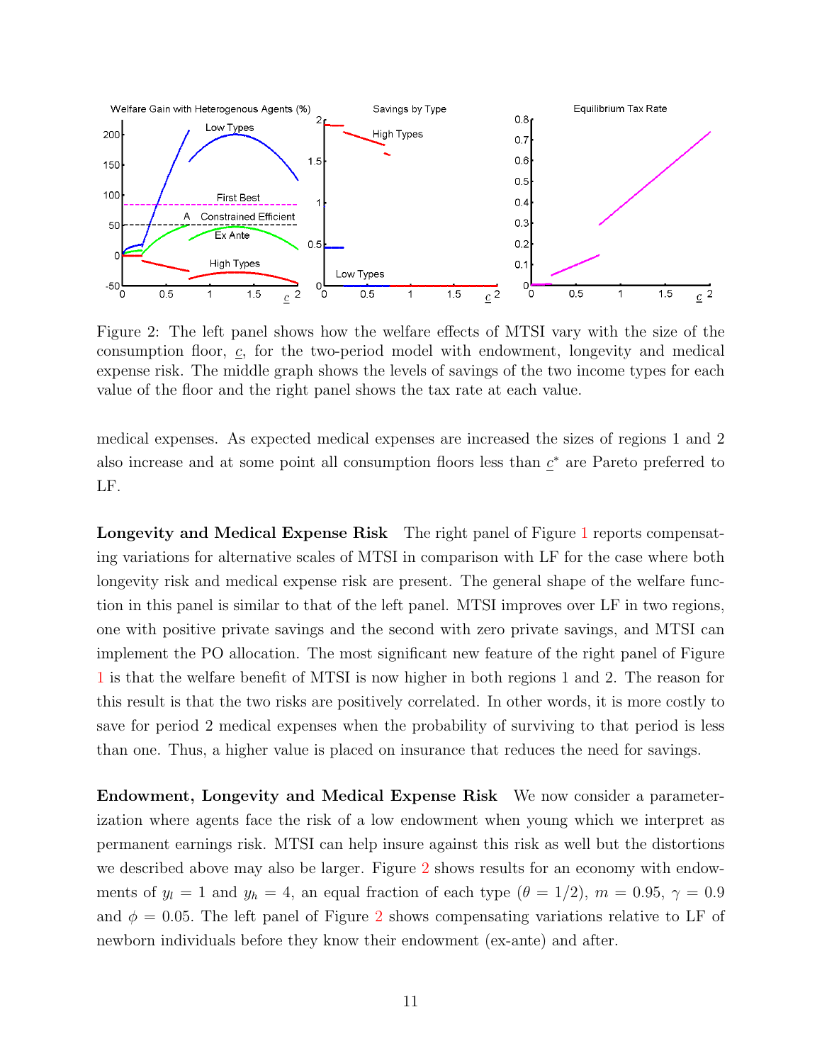Figure 2: The left panel shows how the welfare effects of MTSI vary with the size of the consumption floor, $\underline{c}$, for the two-period model with endowment, longevity and medical expense risk. The middle graph shows the levels of savings of the two income types for each value of the floor and the right panel shows the tax rate at each value.

medical expenses. As expected medical expenses are increased the sizes of regions 1 and 2 also increase and at some point all consumption floors less than $\underline{c}^*$ are Pareto preferred to LF.

**Longevity and Medical Expense Risk** The right panel of Figure 1 reports compensating variations for alternative scales of MTSI in comparison with LF for the case where both longevity risk and medical expense risk are present. The general shape of the welfare function in this panel is similar to that of the left panel. MTSI improves over LF in two regions, one with positive private savings and the second with zero private savings, and MTSI can implement the PO allocation. The most significant new feature of the right panel of Figure 1 is that the welfare benefit of MTSI is now higher in both regions 1 and 2. The reason for this result is that the two risks are positively correlated. In other words, it is more costly to save for period 2 medical expenses when the probability of surviving to that period is less than one. Thus, a higher value is placed on insurance that reduces the need for savings.

**Endowment, Longevity and Medical Expense Risk** We now consider a parameterization where agents face the risk of a low endowment when young which we interpret as permanent earnings risk. MTSI can help insure against this risk as well but the distortions we described above may also be larger. Figure 2 shows results for an economy with endowments of $y_l = 1$ and $y_h = 4$, an equal fraction of each type ($\theta = 1/2$), $m = 0.95$, $\gamma = 0.9$ and $\phi = 0.05$. The left panel of Figure 2 shows compensating variations relative to LF of newborn individuals before they know their endowment (ex-ante) and after.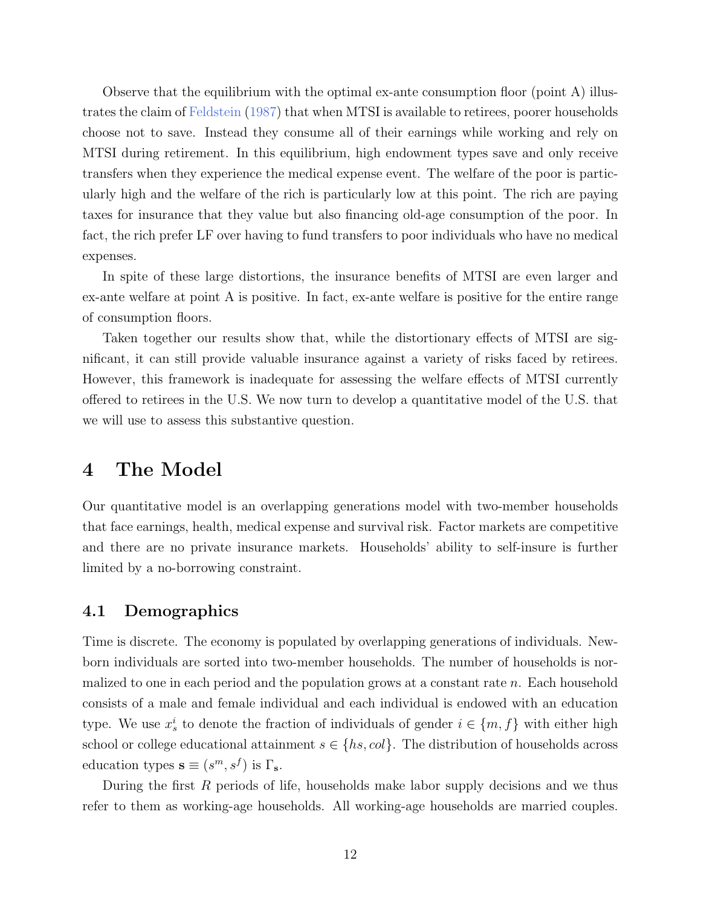Observe that the equilibrium with the optimal ex-ante consumption floor (point A) illustrates the claim of Feldstein (1987) that when MTSI is available to retirees, poorer households choose not to save. Instead they consume all of their earnings while working and rely on MTSI during retirement. In this equilibrium, high endowment types save and only receive transfers when they experience the medical expense event. The welfare of the poor is particularly high and the welfare of the rich is particularly low at this point. The rich are paying taxes for insurance that they value but also financing old-age consumption of the poor. In fact, the rich prefer LF over having to fund transfers to poor individuals who have no medical expenses.

In spite of these large distortions, the insurance benefits of MTSI are even larger and ex-ante welfare at point A is positive. In fact, ex-ante welfare is positive for the entire range of consumption floors.

Taken together our results show that, while the distortionary effects of MTSI are significant, it can still provide valuable insurance against a variety of risks faced by retirees. However, this framework is inadequate for assessing the welfare effects of MTSI currently offered to retirees in the U.S. We now turn to develop a quantitative model of the U.S. that we will use to assess this substantive question.

# 4 The Model

Our quantitative model is an overlapping generations model with two-member households that face earnings, health, medical expense and survival risk. Factor markets are competitive and there are no private insurance markets. Households' ability to self-insure is further limited by a no-borrowing constraint.

## 4.1 Demographics

Time is discrete. The economy is populated by overlapping generations of individuals. Newborn individuals are sorted into two-member households. The number of households is normalized to one in each period and the population grows at a constant rate $n$. Each household consists of a male and female individual and each individual is endowed with an education type. We use $x_s^i$ to denote the fraction of individuals of gender $i \in \{m, f\}$ with either high school or college educational attainment $s \in \{hs, col\}$. The distribution of households across education types $\mathbf{s} \equiv (s^m, s^f)$ is $\Gamma_{\mathbf{s}}$.

During the first $R$ periods of life, households make labor supply decisions and we thus refer to them as working-age households. All working-age households are married couples.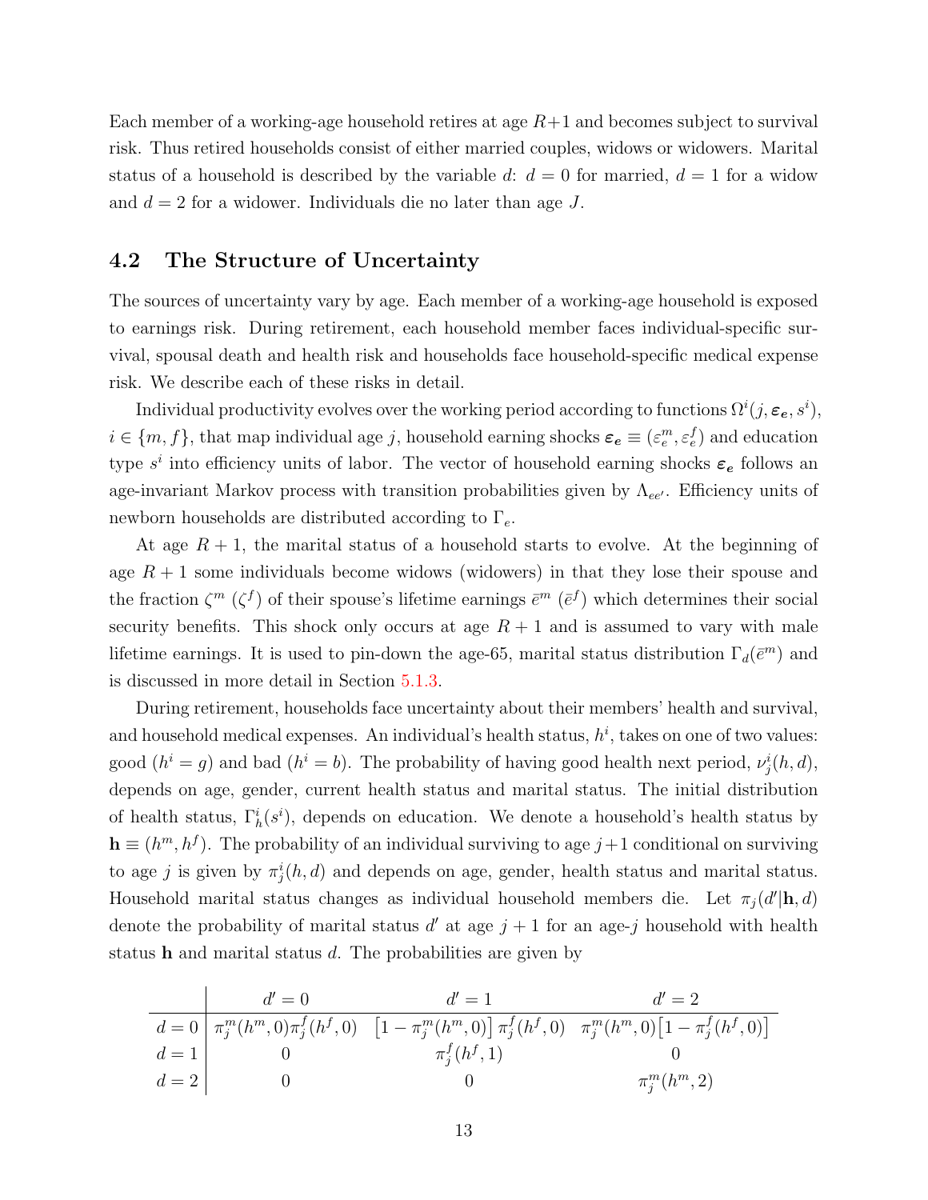Each member of a working-age household retires at age $R+1$ and becomes subject to survival risk. Thus retired households consist of either married couples, widows or widowers. Marital status of a household is described by the variable $d$: $d = 0$ for married, $d = 1$ for a widow and $d = 2$ for a widower. Individuals die no later than age $J$.

## 4.2 The Structure of Uncertainty

The sources of uncertainty vary by age. Each member of a working-age household is exposed to earnings risk. During retirement, each household member faces individual-specific survival, spousal death and health risk and households face household-specific medical expense risk. We describe each of these risks in detail.

Individual productivity evolves over the working period according to functions $\Omega^i(j, \boldsymbol{\varepsilon_e}, s^i)$, $i \in \{m, f\}$, that map individual age $j$, household earning shocks $\boldsymbol{\varepsilon_e} \equiv (\varepsilon_e^m, \varepsilon_e^f)$ and education type $s^i$ into efficiency units of labor. The vector of household earning shocks $\boldsymbol{\varepsilon_e}$ follows an age-invariant Markov process with transition probabilities given by $\Lambda_{ee'}$. Efficiency units of newborn households are distributed according to $\Gamma_e$.

At age $R+1$, the marital status of a household starts to evolve. At the beginning of age $R+1$ some individuals become widows (widowers) in that they lose their spouse and the fraction $\zeta^m$ ($\zeta^f$) of their spouse's lifetime earnings $\bar{e}^m$ ($\bar{e}^f$) which determines their social security benefits. This shock only occurs at age $R+1$ and is assumed to vary with male lifetime earnings. It is used to pin-down the age-65, marital status distribution $\Gamma_d(\bar{e}^m)$ and is discussed in more detail in Section 5.1.3.

During retirement, households face uncertainty about their members' health and survival, and household medical expenses. An individual's health status, $h^i$, takes on one of two values: good ($h^i = g$) and bad ($h^i = b$). The probability of having good health next period, $\nu_j^i(h, d)$, depends on age, gender, current health status and marital status. The initial distribution of health status, $\Gamma_h^i(s^i)$, depends on education. We denote a household's health status by $\mathbf{h} \equiv (h^m, h^f)$. The probability of an individual surviving to age $j+1$ conditional on surviving to age $j$ is given by $\pi_j^i(h, d)$ and depends on age, gender, health status and marital status. Household marital status changes as individual household members die. Let $\pi_j(d'|\mathbf{h}, d)$ denote the probability of marital status $d'$ at age $j+1$ for an age-$j$ household with health status $\mathbf{h}$ and marital status $d$. The probabilities are given by

| | $d' = 0$ | $d' = 1$ | $d' = 2$ |
|---|---|---|---|
| $d = 0$ | $\pi_j^m(h^m, 0)\pi_j^f(h^f, 0)$ | $\left[1 - \pi_j^m(h^m, 0)\right]\pi_j^f(h^f, 0)$ | $\pi_j^m(h^m, 0)\left[1 - \pi_j^f(h^f, 0)\right]$ |
| $d = 1$ | $0$ | $\pi_j^f(h^f, 1)$ | $0$ |
| $d = 2$ | $0$ | $0$ | $\pi_j^m(h^m, 2)$ |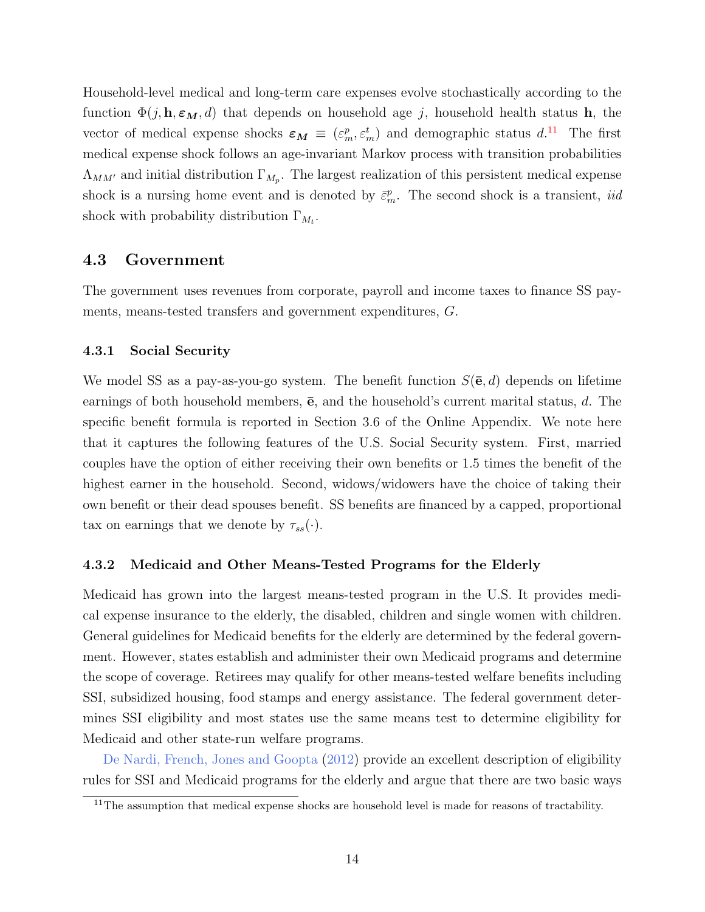Household-level medical and long-term care expenses evolve stochastically according to the function $\Phi(j, \mathbf{h}, \boldsymbol{\varepsilon_M}, d)$ that depends on household age $j$, household health status $\mathbf{h}$, the vector of medical expense shocks $\boldsymbol{\varepsilon_M} \equiv (\varepsilon_m^p, \varepsilon_m^t)$ and demographic status $d$.[11] The first medical expense shock follows an age-invariant Markov process with transition probabilities $\Lambda_{MM'}$ and initial distribution $\Gamma_{M_p}$. The largest realization of this persistent medical expense shock is a nursing home event and is denoted by $\bar{\varepsilon}_m^p$. The second shock is a transient, *iid* shock with probability distribution $\Gamma_{M_t}$.

## 4.3 Government

The government uses revenues from corporate, payroll and income taxes to finance SS payments, means-tested transfers and government expenditures, $G$.

### 4.3.1 Social Security

We model SS as a pay-as-you-go system. The benefit function $S(\bar{\mathbf{e}}, d)$ depends on lifetime earnings of both household members, $\bar{\mathbf{e}}$, and the household's current marital status, $d$. The specific benefit formula is reported in Section 3.6 of the Online Appendix. We note here that it captures the following features of the U.S. Social Security system. First, married couples have the option of either receiving their own benefits or 1.5 times the benefit of the highest earner in the household. Second, widows/widowers have the choice of taking their own benefit or their dead spouses benefit. SS benefits are financed by a capped, proportional tax on earnings that we denote by $\tau_{ss}(\cdot)$.

### 4.3.2 Medicaid and Other Means-Tested Programs for the Elderly

Medicaid has grown into the largest means-tested program in the U.S. It provides medical expense insurance to the elderly, the disabled, children and single women with children. General guidelines for Medicaid benefits for the elderly are determined by the federal government. However, states establish and administer their own Medicaid programs and determine the scope of coverage. Retirees may qualify for other means-tested welfare benefits including SSI, subsidized housing, food stamps and energy assistance. The federal government determines SSI eligibility and most states use the same means test to determine eligibility for Medicaid and other state-run welfare programs.

De Nardi, French, Jones and Goopta (2012) provide an excellent description of eligibility rules for SSI and Medicaid programs for the elderly and argue that there are two basic ways

[11] The assumption that medical expense shocks are household level is made for reasons of tractability.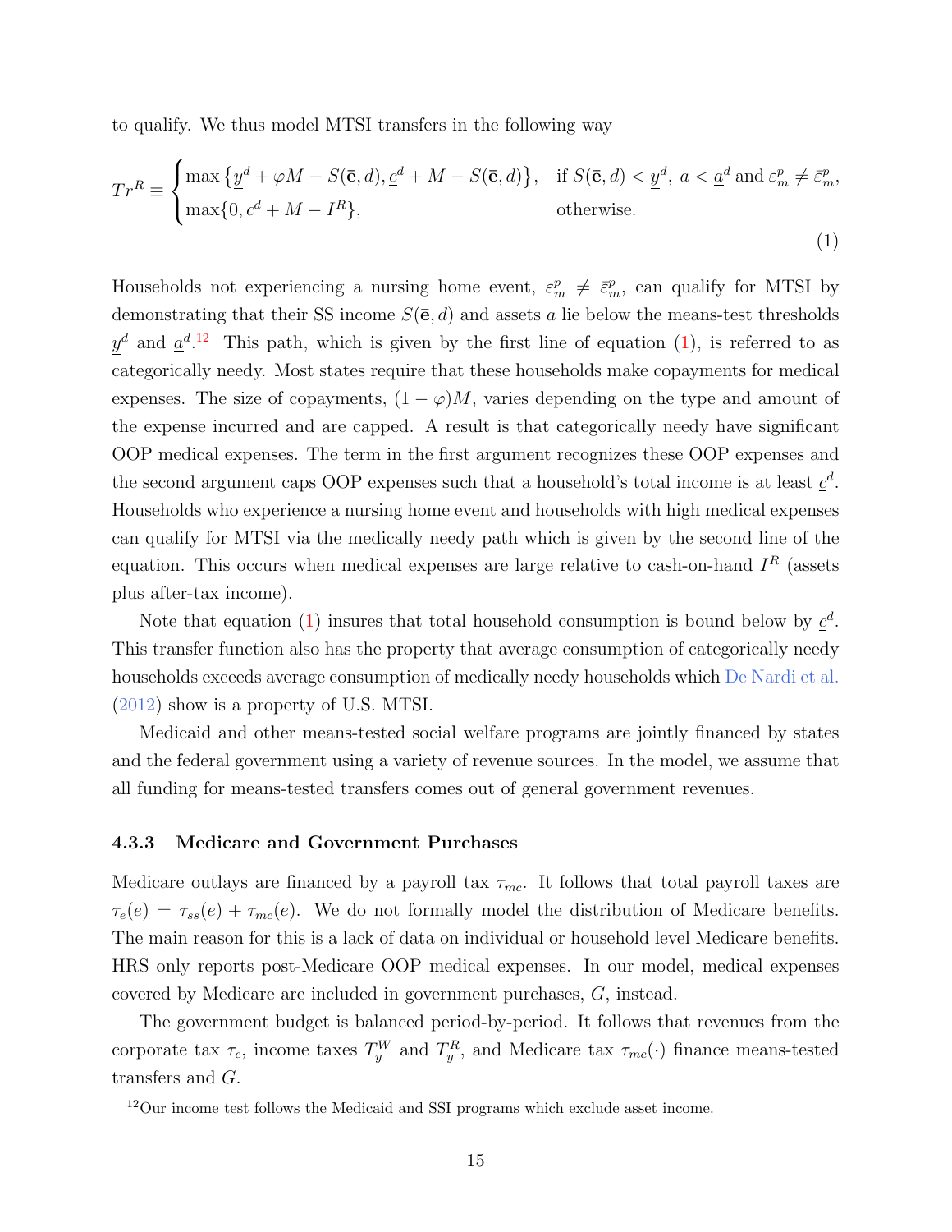to qualify. We thus model MTSI transfers in the following way

$$
Tr^R \equiv \begin{cases} \max\left\{\underline{y}^d + \varphi M - S(\bar{\mathbf{e}}, d), \underline{c}^d + M - S(\bar{\mathbf{e}}, d)\right\}, & \text{if } S(\bar{\mathbf{e}}, d) < \underline{y}^d,\ a < \underline{a}^d \text{ and } \varepsilon_m^p \neq \bar{\varepsilon}_m^p, \\ \max\{0, \underline{c}^d + M - I^R\}, & \text{otherwise.} \end{cases} \tag{1}
$$

Households not experiencing a nursing home event, $\varepsilon_m^p \neq \bar{\varepsilon}_m^p$, can qualify for MTSI by demonstrating that their SS income $S(\bar{\mathbf{e}}, d)$ and assets $a$ lie below the means-test thresholds $\underline{y}^d$ and $\underline{a}^d$.[12] This path, which is given by the first line of equation (1), is referred to as categorically needy. Most states require that these households make copayments for medical expenses. The size of copayments, $(1 - \varphi)M$, varies depending on the type and amount of the expense incurred and are capped. A result is that categorically needy have significant OOP medical expenses. The term in the first argument recognizes these OOP expenses and the second argument caps OOP expenses such that a household's total income is at least $\underline{c}^d$. Households who experience a nursing home event and households with high medical expenses can qualify for MTSI via the medically needy path which is given by the second line of the equation. This occurs when medical expenses are large relative to cash-on-hand $I^R$ (assets plus after-tax income).

Note that equation (1) insures that total household consumption is bound below by $\underline{c}^d$. This transfer function also has the property that average consumption of categorically needy households exceeds average consumption of medically needy households which De Nardi et al. (2012) show is a property of U.S. MTSI.

Medicaid and other means-tested social welfare programs are jointly financed by states and the federal government using a variety of revenue sources. In the model, we assume that all funding for means-tested transfers comes out of general government revenues.

### 4.3.3 Medicare and Government Purchases

Medicare outlays are financed by a payroll tax $\tau_{mc}$. It follows that total payroll taxes are $\tau_e(e) = \tau_{ss}(e) + \tau_{mc}(e)$. We do not formally model the distribution of Medicare benefits. The main reason for this is a lack of data on individual or household level Medicare benefits. HRS only reports post-Medicare OOP medical expenses. In our model, medical expenses covered by Medicare are included in government purchases, $G$, instead.

The government budget is balanced period-by-period. It follows that revenues from the corporate tax $\tau_c$, income taxes $T_y^W$ and $T_y^R$, and Medicare tax $\tau_{mc}(\cdot)$ finance means-tested transfers and $G$.

[12] Our income test follows the Medicaid and SSI programs which exclude asset income.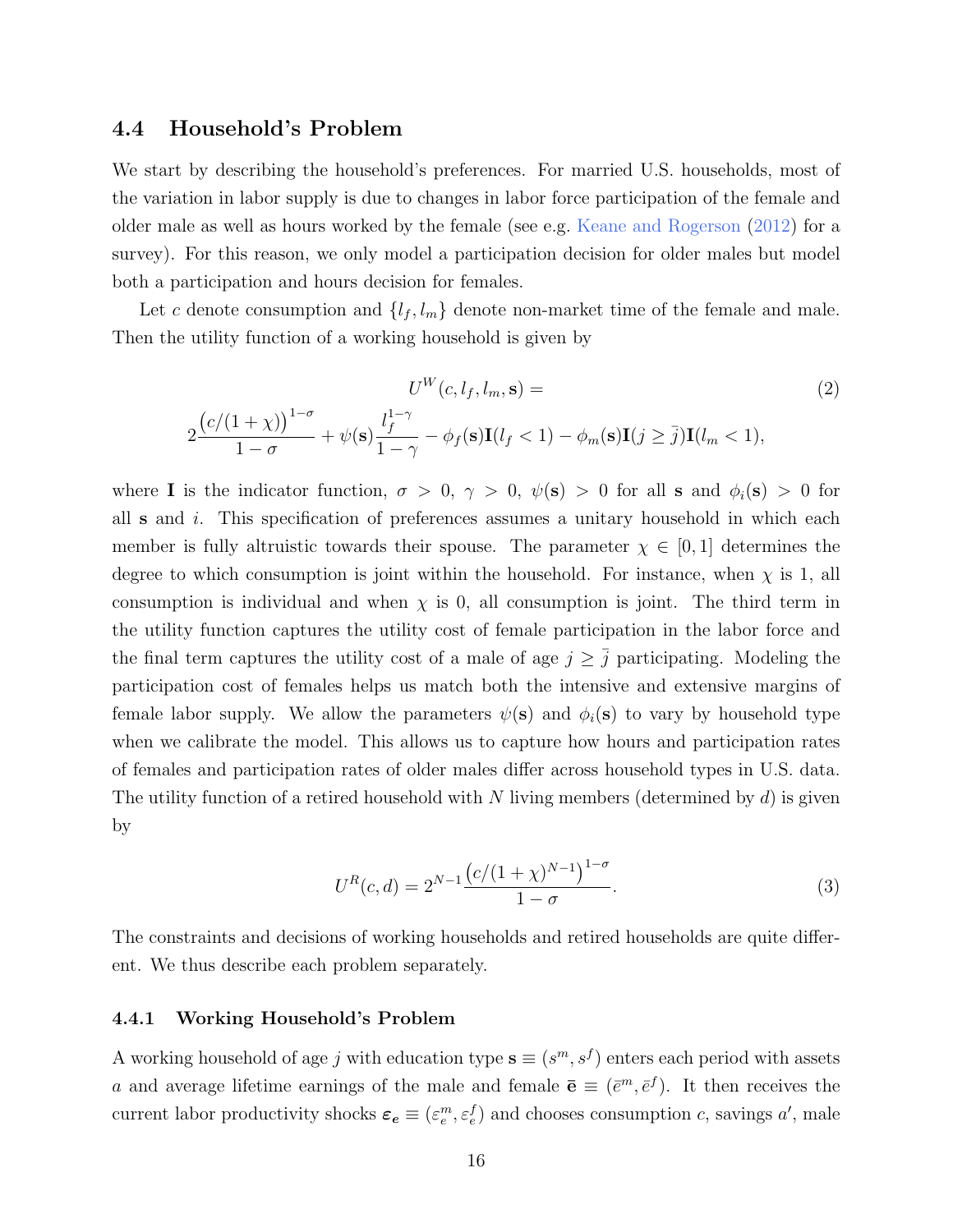### 4.4 Household's Problem

We start by describing the household's preferences. For married U.S. households, most of the variation in labor supply is due to changes in labor force participation of the female and older male as well as hours worked by the female (see e.g. Keane and Rogerson (2012) for a survey). For this reason, we only model a participation decision for older males but model both a participation and hours decision for females.

Let $c$ denote consumption and $\{l_f, l_m\}$ denote non-market time of the female and male. Then the utility function of a working household is given by

$$U^W(c, l_f, l_m, \mathbf{s}) = \\ 2\frac{\big(c/(1+\chi)\big)^{1-\sigma}}{1-\sigma} + \psi(\mathbf{s})\frac{l_f^{1-\gamma}}{1-\gamma} - \phi_f(\mathbf{s})\mathbf{I}(l_f < 1) - \phi_m(\mathbf{s})\mathbf{I}(j \geq \bar{j})\mathbf{I}(l_m < 1), \tag{2}$$

where $\mathbf{I}$ is the indicator function, $\sigma > 0$, $\gamma > 0$, $\psi(\mathbf{s}) > 0$ for all $\mathbf{s}$ and $\phi_i(\mathbf{s}) > 0$ for all $\mathbf{s}$ and $i$. This specification of preferences assumes a unitary household in which each member is fully altruistic towards their spouse. The parameter $\chi \in [0, 1]$ determines the degree to which consumption is joint within the household. For instance, when $\chi$ is 1, all consumption is individual and when $\chi$ is 0, all consumption is joint. The third term in the utility function captures the utility cost of female participation in the labor force and the final term captures the utility cost of a male of age $j \geq \bar{j}$ participating. Modeling the participation cost of females helps us match both the intensive and extensive margins of female labor supply. We allow the parameters $\psi(\mathbf{s})$ and $\phi_i(\mathbf{s})$ to vary by household type when we calibrate the model. This allows us to capture how hours and participation rates of females and participation rates of older males differ across household types in U.S. data. The utility function of a retired household with $N$ living members (determined by $d$) is given by

$$U^R(c, d) = 2^{N-1}\frac{\big(c/(1+\chi)^{N-1}\big)^{1-\sigma}}{1-\sigma}. \tag{3}$$

The constraints and decisions of working households and retired households are quite different. We thus describe each problem separately.

#### 4.4.1 Working Household's Problem

A working household of age $j$ with education type $\mathbf{s} \equiv (s^m, s^f)$ enters each period with assets $a$ and average lifetime earnings of the male and female $\bar{\mathbf{e}} \equiv (\bar{e}^m, \bar{e}^f)$. It then receives the current labor productivity shocks $\boldsymbol{\varepsilon}_{\boldsymbol{e}} \equiv (\varepsilon_e^m, \varepsilon_e^f)$ and chooses consumption $c$, savings $a'$, male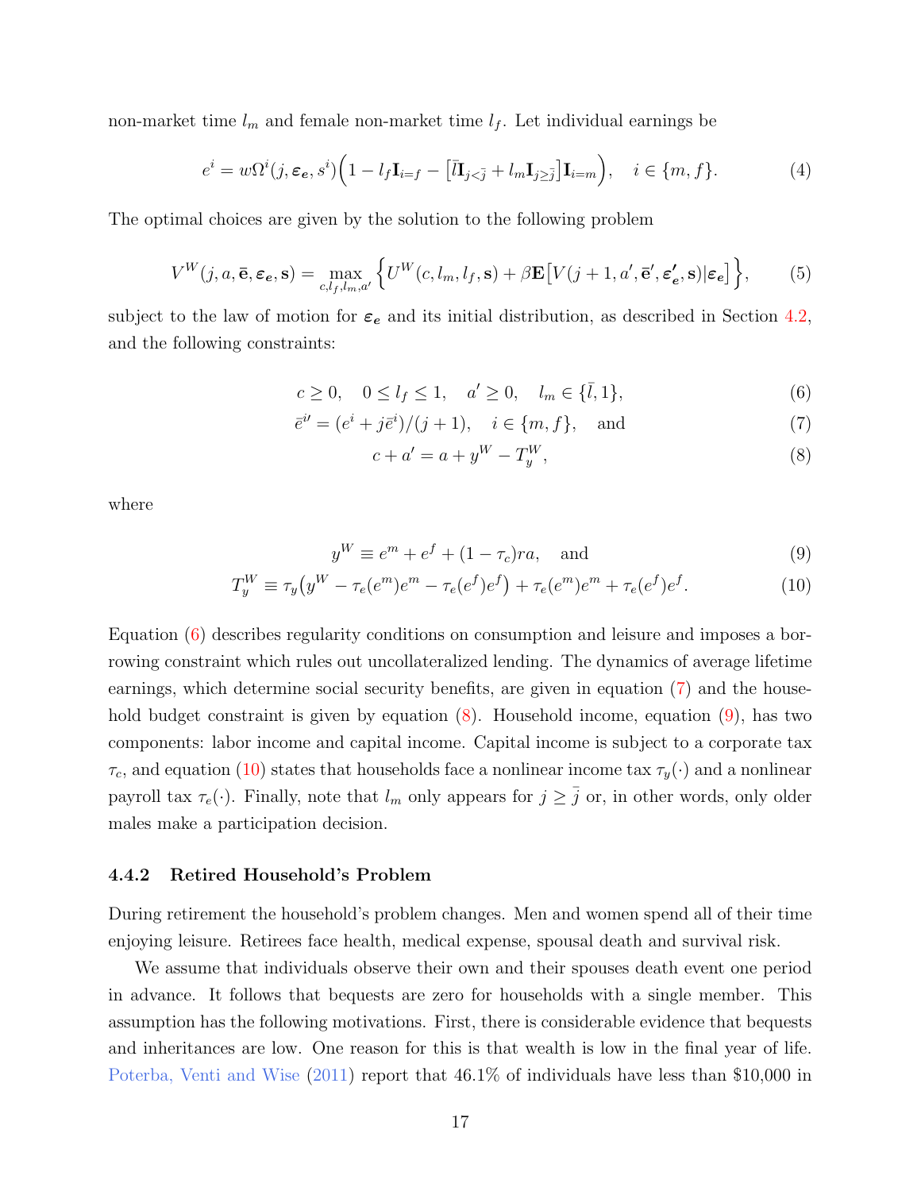non-market time $l_m$ and female non-market time $l_f$. Let individual earnings be

$$e^i = w\Omega^i(j, \boldsymbol{\varepsilon_e}, s^i)\Big(1 - l_f \mathbf{I}_{i=f} - \big[\bar{l}\mathbf{I}_{j<\bar{j}} + l_m \mathbf{I}_{j\geq\bar{j}}\big]\mathbf{I}_{i=m}\Big), \quad i \in \{m, f\}. \tag{4}$$

The optimal choices are given by the solution to the following problem

$$V^W(j, a, \bar{\mathbf{e}}, \boldsymbol{\varepsilon_e}, \mathbf{s}) = \max_{c, l_f, l_m, a'} \Big\{ U^W(c, l_m, l_f, \mathbf{s}) + \beta \mathbf{E}\big[V(j+1, a', \bar{\mathbf{e}}', \boldsymbol{\varepsilon_e'}, \mathbf{s}) | \boldsymbol{\varepsilon_e}\big] \Big\}, \tag{5}$$

subject to the law of motion for $\boldsymbol{\varepsilon_e}$ and its initial distribution, as described in Section 4.2, and the following constraints:

$$c \geq 0, \quad 0 \leq l_f \leq 1, \quad a' \geq 0, \quad l_m \in \{\bar{l}, 1\}, \tag{6}$$

$$\bar{e}^{i\prime} = (e^i + j\bar{e}^i)/(j+1), \quad i \in \{m, f\}, \quad \text{and} \tag{7}$$

$$c + a' = a + y^W - T^W_y, \tag{8}$$

where

$$y^W \equiv e^m + e^f + (1 - \tau_c)ra, \quad \text{and} \tag{9}$$

$$T^W_y \equiv \tau_y\big(y^W - \tau_e(e^m)e^m - \tau_e(e^f)e^f\big) + \tau_e(e^m)e^m + \tau_e(e^f)e^f. \tag{10}$$

Equation (6) describes regularity conditions on consumption and leisure and imposes a borrowing constraint which rules out uncollateralized lending. The dynamics of average lifetime earnings, which determine social security benefits, are given in equation (7) and the household budget constraint is given by equation (8). Household income, equation (9), has two components: labor income and capital income. Capital income is subject to a corporate tax $\tau_c$, and equation (10) states that households face a nonlinear income tax $\tau_y(\cdot)$ and a nonlinear payroll tax $\tau_e(\cdot)$. Finally, note that $l_m$ only appears for $j \geq \bar{j}$ or, in other words, only older males make a participation decision.

### 4.4.2 Retired Household's Problem

During retirement the household's problem changes. Men and women spend all of their time enjoying leisure. Retirees face health, medical expense, spousal death and survival risk.

We assume that individuals observe their own and their spouses death event one period in advance. It follows that bequests are zero for households with a single member. This assumption has the following motivations. First, there is considerable evidence that bequests and inheritances are low. One reason for this is that wealth is low in the final year of life. Poterba, Venti and Wise (2011) report that 46.1% of individuals have less than $10,000 in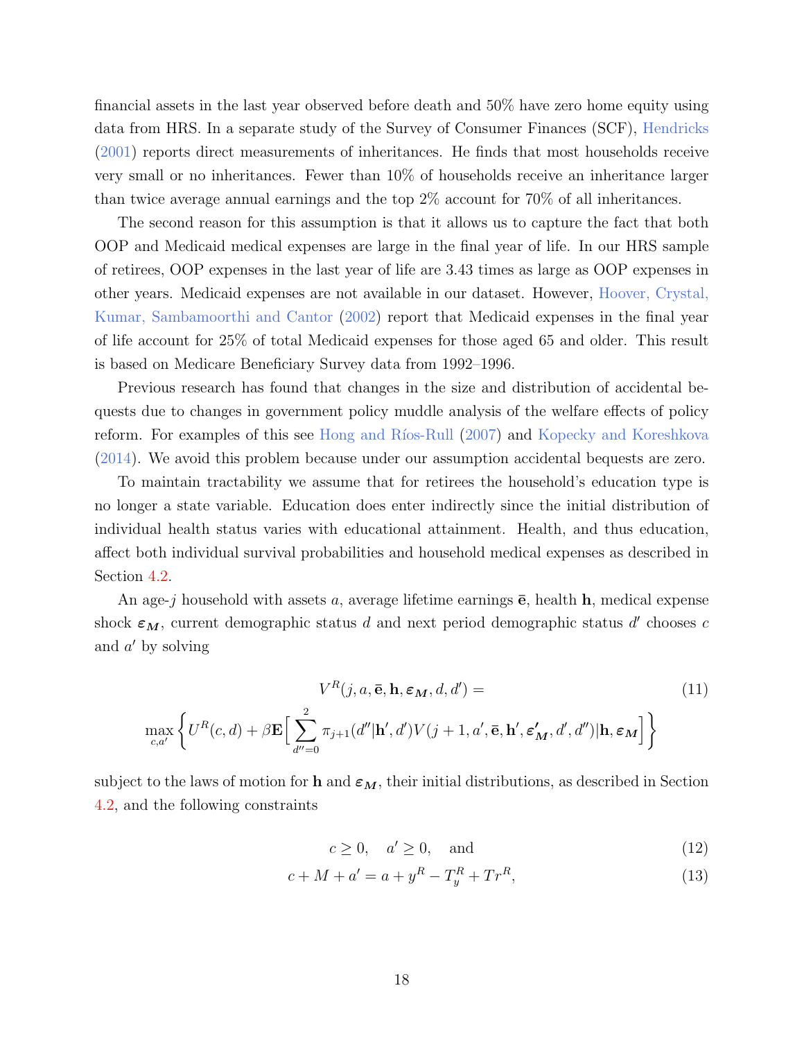financial assets in the last year observed before death and 50% have zero home equity using data from HRS. In a separate study of the Survey of Consumer Finances (SCF), Hendricks (2001) reports direct measurements of inheritances. He finds that most households receive very small or no inheritances. Fewer than 10% of households receive an inheritance larger than twice average annual earnings and the top 2% account for 70% of all inheritances.

The second reason for this assumption is that it allows us to capture the fact that both OOP and Medicaid medical expenses are large in the final year of life. In our HRS sample of retirees, OOP expenses in the last year of life are 3.43 times as large as OOP expenses in other years. Medicaid expenses are not available in our dataset. However, Hoover, Crystal, Kumar, Sambamoorthi and Cantor (2002) report that Medicaid expenses in the final year of life account for 25% of total Medicaid expenses for those aged 65 and older. This result is based on Medicare Beneficiary Survey data from 1992–1996.

Previous research has found that changes in the size and distribution of accidental bequests due to changes in government policy muddle analysis of the welfare effects of policy reform. For examples of this see Hong and Ríos-Rull (2007) and Kopecky and Koreshkova (2014). We avoid this problem because under our assumption accidental bequests are zero.

To maintain tractability we assume that for retirees the household's education type is no longer a state variable. Education does enter indirectly since the initial distribution of individual health status varies with educational attainment. Health, and thus education, affect both individual survival probabilities and household medical expenses as described in Section 4.2.

An age-$j$ household with assets $a$, average lifetime earnings $\bar{\mathbf{e}}$, health $\mathbf{h}$, medical expense shock $\boldsymbol{\varepsilon_M}$, current demographic status $d$ and next period demographic status $d'$ chooses $c$ and $a'$ by solving

$$V^R(j, a, \bar{\mathbf{e}}, \mathbf{h}, \boldsymbol{\varepsilon_M}, d, d') = \tag{11}$$

$$\max_{c,a'} \left\{ U^R(c, d) + \beta \mathbf{E} \Big[ \sum_{d''=0}^{2} \pi_{j+1}(d''|\mathbf{h}', d') V(j+1, a', \bar{\mathbf{e}}, \mathbf{h}', \boldsymbol{\varepsilon'_M}, d', d'') | \mathbf{h}, \boldsymbol{\varepsilon_M} \Big] \right\}$$

subject to the laws of motion for $\mathbf{h}$ and $\boldsymbol{\varepsilon_M}$, their initial distributions, as described in Section 4.2, and the following constraints

$$c \geq 0, \quad a' \geq 0, \quad \text{and} \tag{12}$$

$$c + M + a' = a + y^R - T_y^R + Tr^R, \tag{13}$$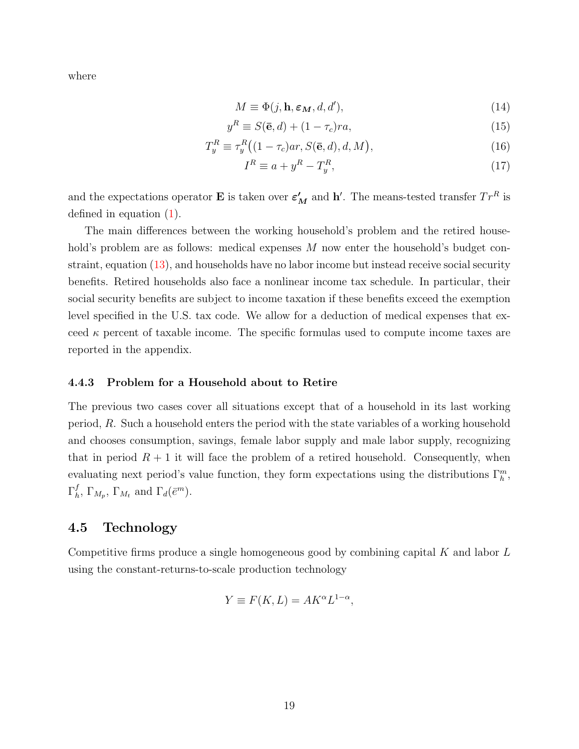where

$$M \equiv \Phi(j, \mathbf{h}, \boldsymbol{\varepsilon_M}, d, d'), \tag{14}$$

$$y^R \equiv S(\bar{\mathbf{e}}, d) + (1 - \tau_c) ra, \tag{15}$$

$$T_y^R \equiv \tau_y^R\big((1 - \tau_c) ar, S(\bar{\mathbf{e}}, d), d, M\big), \tag{16}$$

$$I^R \equiv a + y^R - T_y^R, \tag{17}$$

and the expectations operator $\mathbf{E}$ is taken over $\boldsymbol{\varepsilon'_M}$ and $\mathbf{h}'$. The means-tested transfer $Tr^R$ is defined in equation (1).

The main differences between the working household's problem and the retired household's problem are as follows: medical expenses $M$ now enter the household's budget constraint, equation (13), and households have no labor income but instead receive social security benefits. Retired households also face a nonlinear income tax schedule. In particular, their social security benefits are subject to income taxation if these benefits exceed the exemption level specified in the U.S. tax code. We allow for a deduction of medical expenses that exceed $\kappa$ percent of taxable income. The specific formulas used to compute income taxes are reported in the appendix.

### 4.4.3 Problem for a Household about to Retire

The previous two cases cover all situations except that of a household in its last working period, $R$. Such a household enters the period with the state variables of a working household and chooses consumption, savings, female labor supply and male labor supply, recognizing that in period $R+1$ it will face the problem of a retired household. Consequently, when evaluating next period's value function, they form expectations using the distributions $\Gamma_h^m$, $\Gamma_h^f$, $\Gamma_{M_p}$, $\Gamma_{M_t}$ and $\Gamma_d(\bar{e}^m)$.

## 4.5 Technology

Competitive firms produce a single homogeneous good by combining capital $K$ and labor $L$ using the constant-returns-to-scale production technology

$$Y \equiv F(K, L) = AK^{\alpha} L^{1-\alpha},$$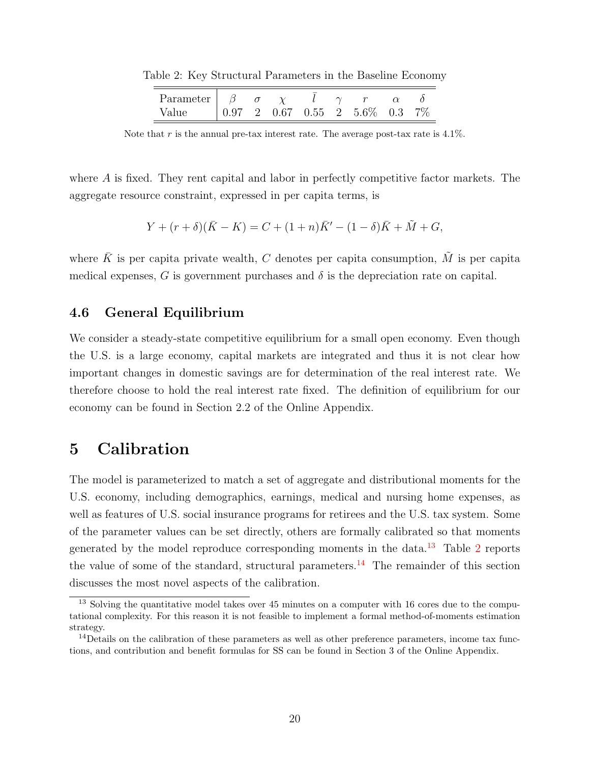Table 2: Key Structural Parameters in the Baseline Economy

| Parameter | $\beta$ | $\sigma$ | $\chi$ | $\bar{l}$ | $\gamma$ | $r$ | $\alpha$ | $\delta$ |
|---|---|---|---|---|---|---|---|---|
| Value | 0.97 | 2 | 0.67 | 0.55 | 2 | 5.6% | 0.3 | 7% |

Note that $r$ is the annual pre-tax interest rate. The average post-tax rate is 4.1%.

where $A$ is fixed. They rent capital and labor in perfectly competitive factor markets. The aggregate resource constraint, expressed in per capita terms, is

$$Y + (r + \delta)(\bar{K} - K) = C + (1 + n)\bar{K}' - (1 - \delta)\bar{K} + \tilde{M} + G,$$

where $\bar{K}$ is per capita private wealth, $C$ denotes per capita consumption, $\tilde{M}$ is per capita medical expenses, $G$ is government purchases and $\delta$ is the depreciation rate on capital.

### 4.6 General Equilibrium

We consider a steady-state competitive equilibrium for a small open economy. Even though the U.S. is a large economy, capital markets are integrated and thus it is not clear how important changes in domestic savings are for determination of the real interest rate. We therefore choose to hold the real interest rate fixed. The definition of equilibrium for our economy can be found in Section 2.2 of the Online Appendix.

## 5 Calibration

The model is parameterized to match a set of aggregate and distributional moments for the U.S. economy, including demographics, earnings, medical and nursing home expenses, as well as features of U.S. social insurance programs for retirees and the U.S. tax system. Some of the parameter values can be set directly, others are formally calibrated so that moments generated by the model reproduce corresponding moments in the data.[13] Table 2 reports the value of some of the standard, structural parameters.[14] The remainder of this section discusses the most novel aspects of the calibration.

[13] Solving the quantitative model takes over 45 minutes on a computer with 16 cores due to the computational complexity. For this reason it is not feasible to implement a formal method-of-moments estimation strategy.

[14] Details on the calibration of these parameters as well as other preference parameters, income tax functions, and contribution and benefit formulas for SS can be found in Section 3 of the Online Appendix.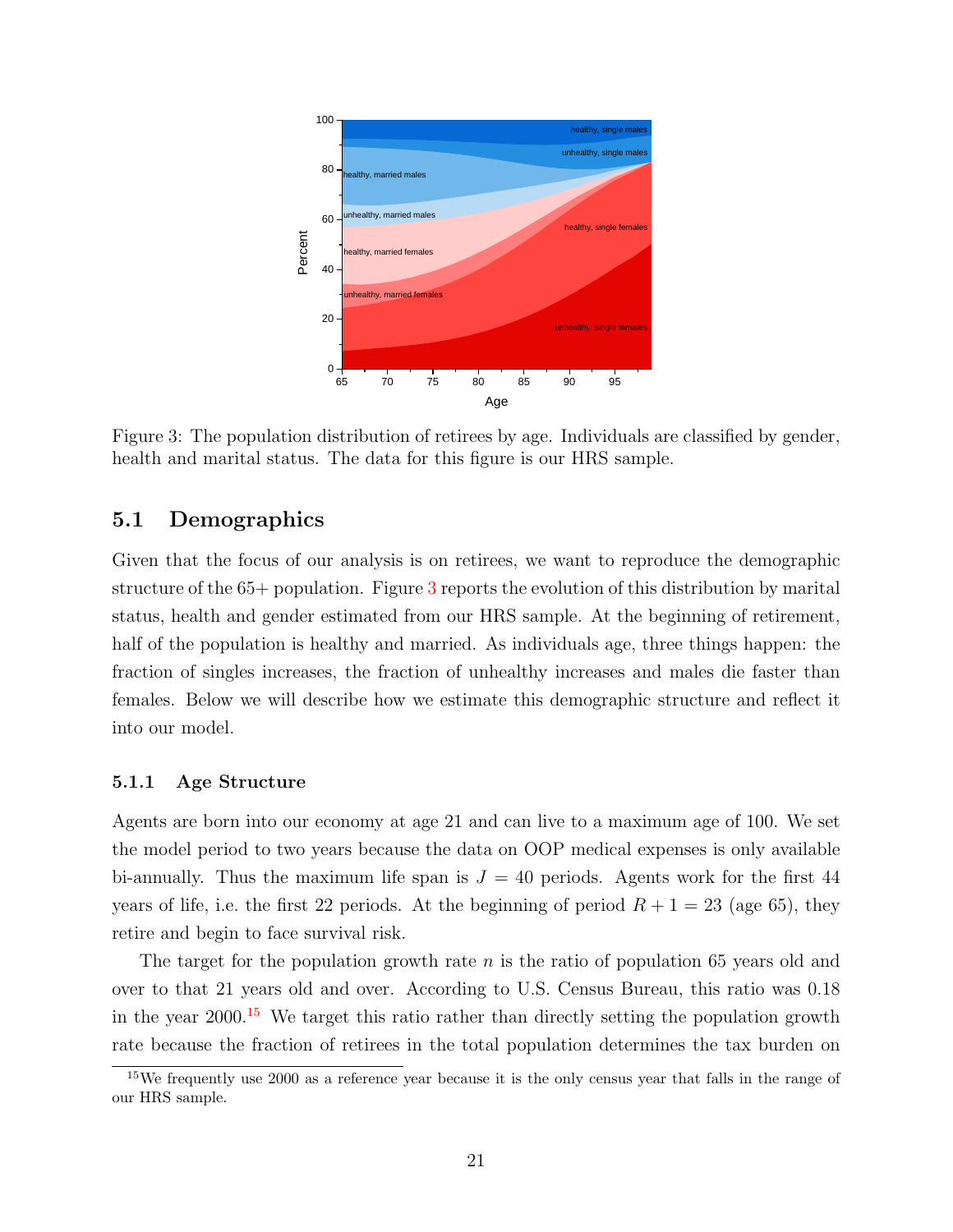Figure 3: The population distribution of retirees by age. Individuals are classified by gender, health and marital status. The data for this figure is our HRS sample.

## 5.1 Demographics

Given that the focus of our analysis is on retirees, we want to reproduce the demographic structure of the 65+ population. Figure 3 reports the evolution of this distribution by marital status, health and gender estimated from our HRS sample. At the beginning of retirement, half of the population is healthy and married. As individuals age, three things happen: the fraction of singles increases, the fraction of unhealthy increases and males die faster than females. Below we will describe how we estimate this demographic structure and reflect it into our model.

### 5.1.1 Age Structure

Agents are born into our economy at age 21 and can live to a maximum age of 100. We set the model period to two years because the data on OOP medical expenses is only available bi-annually. Thus the maximum life span is $J = 40$ periods. Agents work for the first 44 years of life, i.e. the first 22 periods. At the beginning of period $R + 1 = 23$ (age 65), they retire and begin to face survival risk.

The target for the population growth rate $n$ is the ratio of population 65 years old and over to that 21 years old and over. According to U.S. Census Bureau, this ratio was 0.18 in the year 2000.[15] We target this ratio rather than directly setting the population growth rate because the fraction of retirees in the total population determines the tax burden on

[15] We frequently use 2000 as a reference year because it is the only census year that falls in the range of our HRS sample.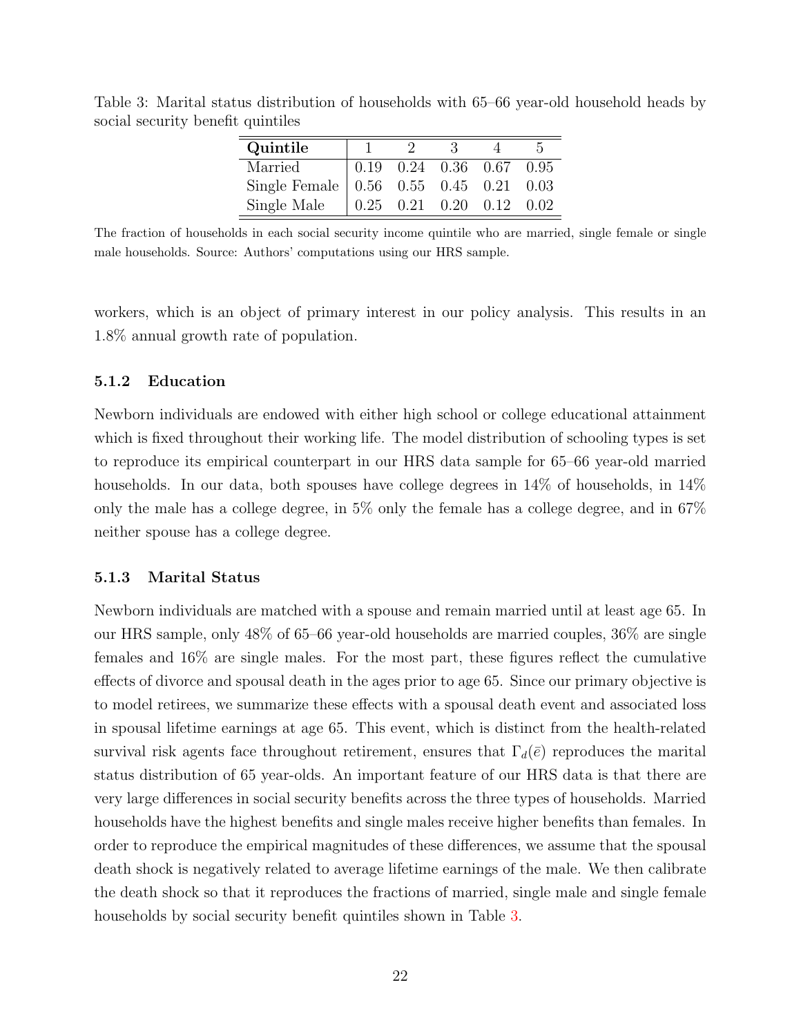Table 3: Marital status distribution of households with 65–66 year-old household heads by social security benefit quintiles

| **Quintile** | 1 | 2 | 3 | 4 | 5 |
|---|---|---|---|---|---|
| Married | 0.19 | 0.24 | 0.36 | 0.67 | 0.95 |
| Single Female | 0.56 | 0.55 | 0.45 | 0.21 | 0.03 |
| Single Male | 0.25 | 0.21 | 0.20 | 0.12 | 0.02 |

The fraction of households in each social security income quintile who are married, single female or single male households. Source: Authors' computations using our HRS sample.

workers, which is an object of primary interest in our policy analysis. This results in an 1.8% annual growth rate of population.

### 5.1.2 Education

Newborn individuals are endowed with either high school or college educational attainment which is fixed throughout their working life. The model distribution of schooling types is set to reproduce its empirical counterpart in our HRS data sample for 65–66 year-old married households. In our data, both spouses have college degrees in 14% of households, in 14% only the male has a college degree, in 5% only the female has a college degree, and in 67% neither spouse has a college degree.

### 5.1.3 Marital Status

Newborn individuals are matched with a spouse and remain married until at least age 65. In our HRS sample, only 48% of 65–66 year-old households are married couples, 36% are single females and 16% are single males. For the most part, these figures reflect the cumulative effects of divorce and spousal death in the ages prior to age 65. Since our primary objective is to model retirees, we summarize these effects with a spousal death event and associated loss in spousal lifetime earnings at age 65. This event, which is distinct from the health-related survival risk agents face throughout retirement, ensures that $\Gamma_d(\bar{e})$ reproduces the marital status distribution of 65 year-olds. An important feature of our HRS data is that there are very large differences in social security benefits across the three types of households. Married households have the highest benefits and single males receive higher benefits than females. In order to reproduce the empirical magnitudes of these differences, we assume that the spousal death shock is negatively related to average lifetime earnings of the male. We then calibrate the death shock so that it reproduces the fractions of married, single male and single female households by social security benefit quintiles shown in Table 3.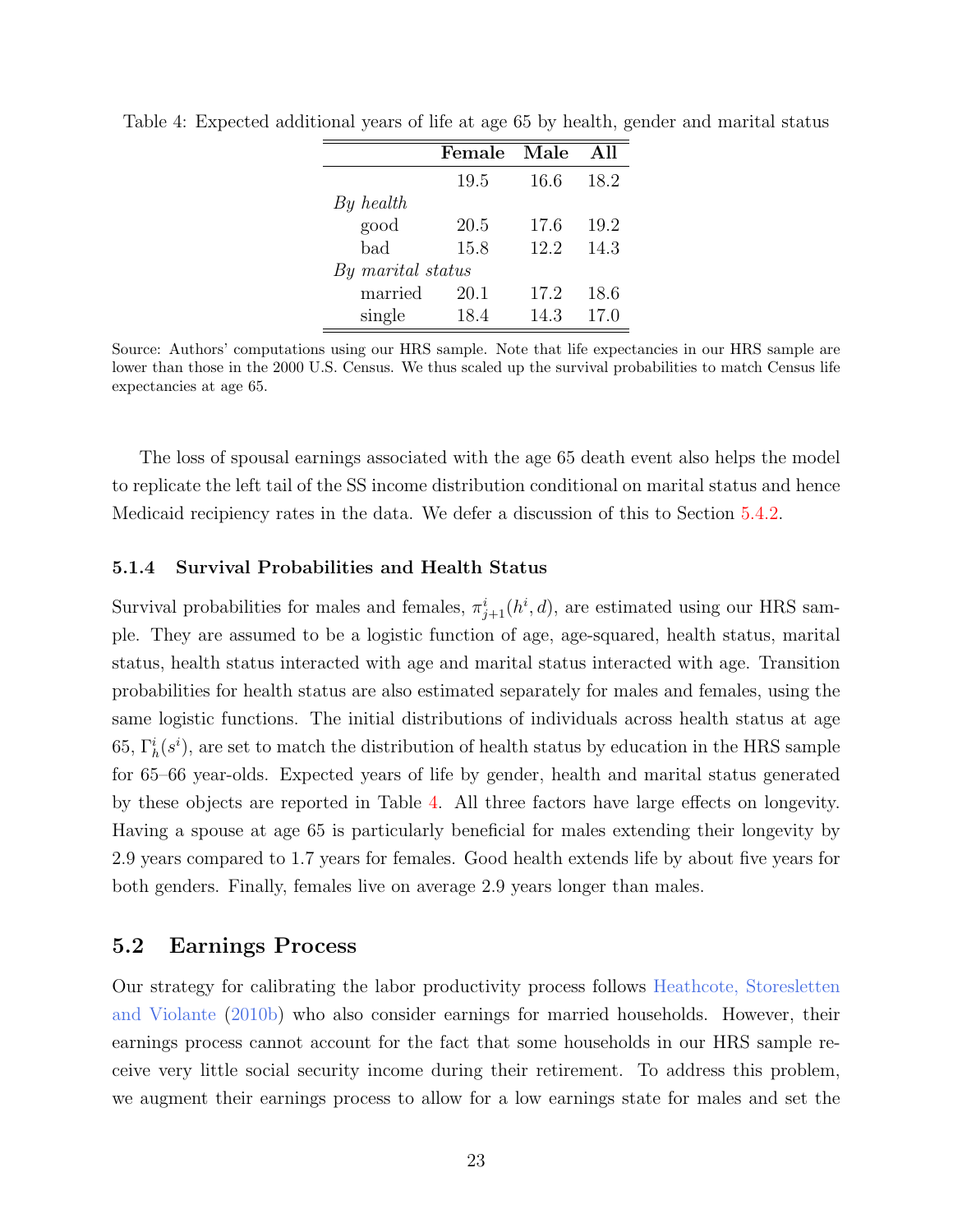Table 4: Expected additional years of life at age 65 by health, gender and marital status

| | **Female** | **Male** | **All** |
|---|---|---|---|
| | 19.5 | 16.6 | 18.2 |
| *By health* | | | |
| good | 20.5 | 17.6 | 19.2 |
| bad | 15.8 | 12.2 | 14.3 |
| *By marital status* | | | |
| married | 20.1 | 17.2 | 18.6 |
| single | 18.4 | 14.3 | 17.0 |

Source: Authors' computations using our HRS sample. Note that life expectancies in our HRS sample are lower than those in the 2000 U.S. Census. We thus scaled up the survival probabilities to match Census life expectancies at age 65.

The loss of spousal earnings associated with the age 65 death event also helps the model to replicate the left tail of the SS income distribution conditional on marital status and hence Medicaid recipiency rates in the data. We defer a discussion of this to Section 5.4.2.

### 5.1.4 Survival Probabilities and Health Status

Survival probabilities for males and females, $\pi^i_{j+1}(h^i, d)$, are estimated using our HRS sample. They are assumed to be a logistic function of age, age-squared, health status, marital status, health status interacted with age and marital status interacted with age. Transition probabilities for health status are also estimated separately for males and females, using the same logistic functions. The initial distributions of individuals across health status at age 65, $\Gamma^i_h(s^i)$, are set to match the distribution of health status by education in the HRS sample for 65–66 year-olds. Expected years of life by gender, health and marital status generated by these objects are reported in Table 4. All three factors have large effects on longevity. Having a spouse at age 65 is particularly beneficial for males extending their longevity by 2.9 years compared to 1.7 years for females. Good health extends life by about five years for both genders. Finally, females live on average 2.9 years longer than males.

## 5.2 Earnings Process

Our strategy for calibrating the labor productivity process follows Heathcote, Storesletten and Violante (2010b) who also consider earnings for married households. However, their earnings process cannot account for the fact that some households in our HRS sample receive very little social security income during their retirement. To address this problem, we augment their earnings process to allow for a low earnings state for males and set the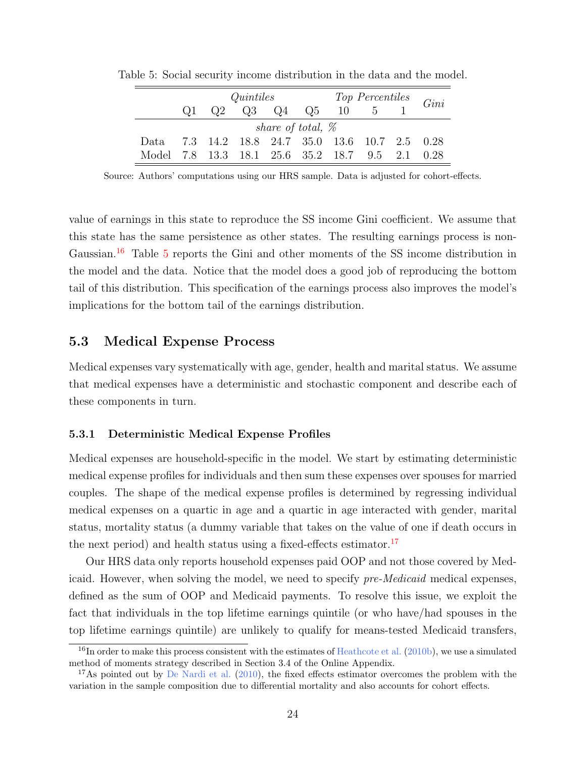Table 5: Social security income distribution in the data and the model.

| | *Quintiles* | | | | | *Top Percentiles* | | | *Gini* |
|---|---|---|---|---|---|---|---|---|---|
| | Q1 | Q2 | Q3 | Q4 | Q5 | 10 | 5 | 1 | |
| | *share of total, %* | | | | | | | | |
| Data | 7.3 | 14.2 | 18.8 | 24.7 | 35.0 | 13.6 | 10.7 | 2.5 | 0.28 |
| Model | 7.8 | 13.3 | 18.1 | 25.6 | 35.2 | 18.7 | 9.5 | 2.1 | 0.28 |

Source: Authors' computations using our HRS sample. Data is adjusted for cohort-effects.

value of earnings in this state to reproduce the SS income Gini coefficient. We assume that this state has the same persistence as other states. The resulting earnings process is non-Gaussian.[16] Table 5 reports the Gini and other moments of the SS income distribution in the model and the data. Notice that the model does a good job of reproducing the bottom tail of this distribution. This specification of the earnings process also improves the model's implications for the bottom tail of the earnings distribution.

## 5.3 Medical Expense Process

Medical expenses vary systematically with age, gender, health and marital status. We assume that medical expenses have a deterministic and stochastic component and describe each of these components in turn.

### 5.3.1 Deterministic Medical Expense Profiles

Medical expenses are household-specific in the model. We start by estimating deterministic medical expense profiles for individuals and then sum these expenses over spouses for married couples. The shape of the medical expense profiles is determined by regressing individual medical expenses on a quartic in age and a quartic in age interacted with gender, marital status, mortality status (a dummy variable that takes on the value of one if death occurs in the next period) and health status using a fixed-effects estimator.[17]

Our HRS data only reports household expenses paid OOP and not those covered by Medicaid. However, when solving the model, we need to specify *pre-Medicaid* medical expenses, defined as the sum of OOP and Medicaid payments. To resolve this issue, we exploit the fact that individuals in the top lifetime earnings quintile (or who have/had spouses in the top lifetime earnings quintile) are unlikely to qualify for means-tested Medicaid transfers,

[16] In order to make this process consistent with the estimates of Heathcote et al. (2010b), we use a simulated method of moments strategy described in Section 3.4 of the Online Appendix.

[17] As pointed out by De Nardi et al. (2010), the fixed effects estimator overcomes the problem with the variation in the sample composition due to differential mortality and also accounts for cohort effects.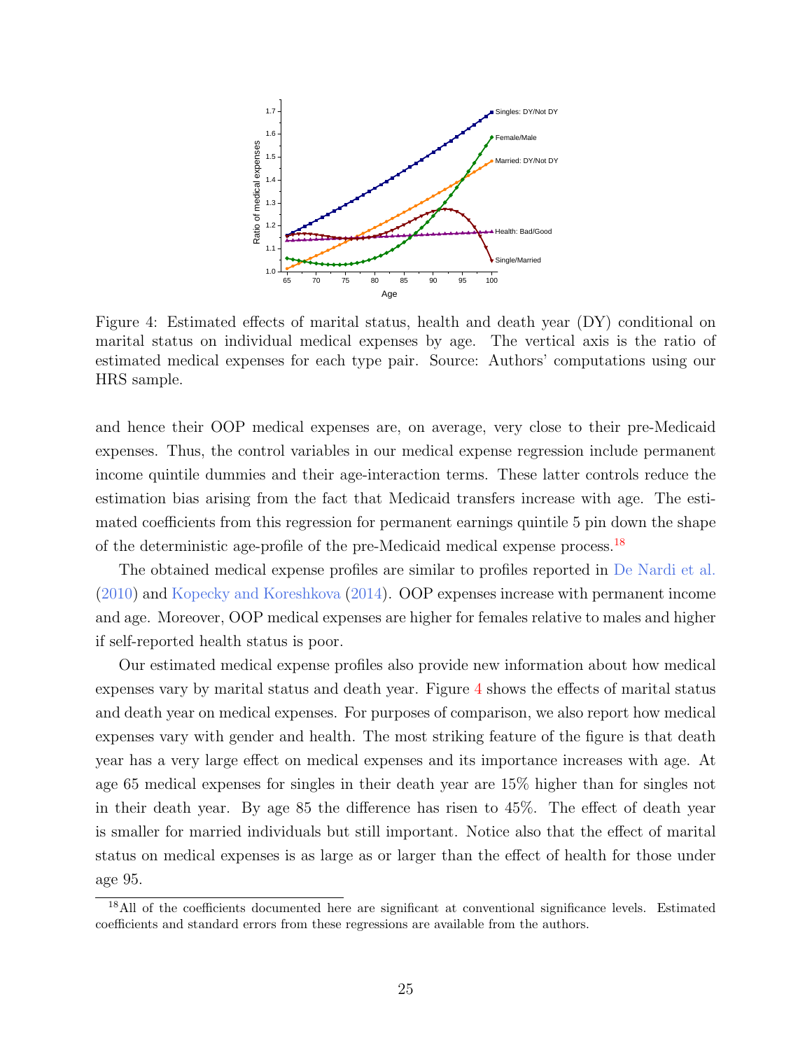Figure 4: Estimated effects of marital status, health and death year (DY) conditional on marital status on individual medical expenses by age. The vertical axis is the ratio of estimated medical expenses for each type pair. Source: Authors' computations using our HRS sample.

and hence their OOP medical expenses are, on average, very close to their pre-Medicaid expenses. Thus, the control variables in our medical expense regression include permanent income quintile dummies and their age-interaction terms. These latter controls reduce the estimation bias arising from the fact that Medicaid transfers increase with age. The estimated coefficients from this regression for permanent earnings quintile 5 pin down the shape of the deterministic age-profile of the pre-Medicaid medical expense process.[18]

The obtained medical expense profiles are similar to profiles reported in De Nardi et al. (2010) and Kopecky and Koreshkova (2014). OOP expenses increase with permanent income and age. Moreover, OOP medical expenses are higher for females relative to males and higher if self-reported health status is poor.

Our estimated medical expense profiles also provide new information about how medical expenses vary by marital status and death year. Figure 4 shows the effects of marital status and death year on medical expenses. For purposes of comparison, we also report how medical expenses vary with gender and health. The most striking feature of the figure is that death year has a very large effect on medical expenses and its importance increases with age. At age 65 medical expenses for singles in their death year are 15% higher than for singles not in their death year. By age 85 the difference has risen to 45%. The effect of death year is smaller for married individuals but still important. Notice also that the effect of marital status on medical expenses is as large as or larger than the effect of health for those under age 95.

[18] All of the coefficients documented here are significant at conventional significance levels. Estimated coefficients and standard errors from these regressions are available from the authors.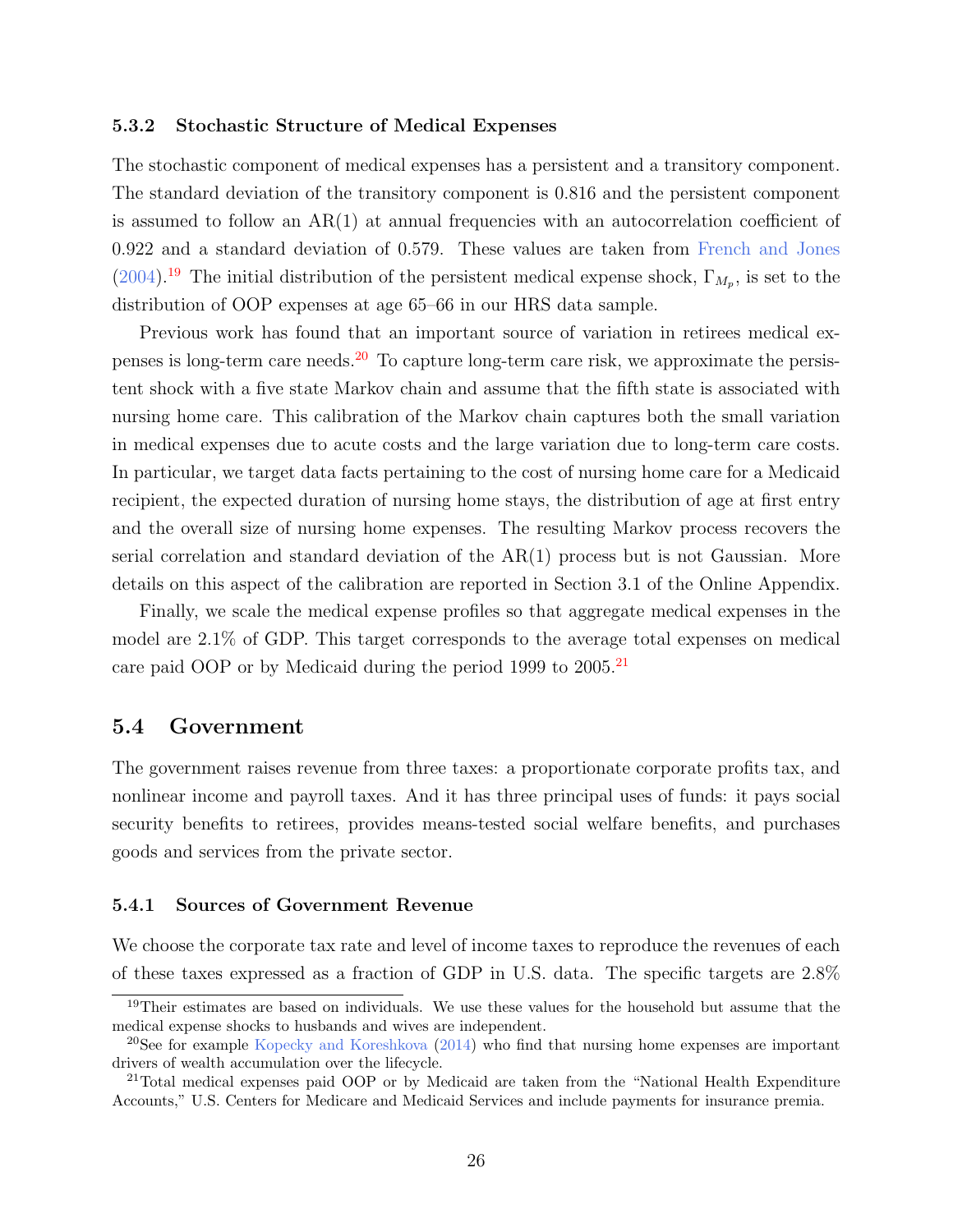### 5.3.2 Stochastic Structure of Medical Expenses

The stochastic component of medical expenses has a persistent and a transitory component. The standard deviation of the transitory component is 0.816 and the persistent component is assumed to follow an AR(1) at annual frequencies with an autocorrelation coefficient of 0.922 and a standard deviation of 0.579. These values are taken from French and Jones (2004).[19] The initial distribution of the persistent medical expense shock, $\Gamma_{M_p}$, is set to the distribution of OOP expenses at age 65–66 in our HRS data sample.

Previous work has found that an important source of variation in retirees medical expenses is long-term care needs.[20] To capture long-term care risk, we approximate the persistent shock with a five state Markov chain and assume that the fifth state is associated with nursing home care. This calibration of the Markov chain captures both the small variation in medical expenses due to acute costs and the large variation due to long-term care costs. In particular, we target data facts pertaining to the cost of nursing home care for a Medicaid recipient, the expected duration of nursing home stays, the distribution of age at first entry and the overall size of nursing home expenses. The resulting Markov process recovers the serial correlation and standard deviation of the AR(1) process but is not Gaussian. More details on this aspect of the calibration are reported in Section 3.1 of the Online Appendix.

Finally, we scale the medical expense profiles so that aggregate medical expenses in the model are 2.1% of GDP. This target corresponds to the average total expenses on medical care paid OOP or by Medicaid during the period 1999 to 2005.[21]

## 5.4 Government

The government raises revenue from three taxes: a proportionate corporate profits tax, and nonlinear income and payroll taxes. And it has three principal uses of funds: it pays social security benefits to retirees, provides means-tested social welfare benefits, and purchases goods and services from the private sector.

### 5.4.1 Sources of Government Revenue

We choose the corporate tax rate and level of income taxes to reproduce the revenues of each of these taxes expressed as a fraction of GDP in U.S. data. The specific targets are 2.8%

[19] Their estimates are based on individuals. We use these values for the household but assume that the medical expense shocks to husbands and wives are independent.

[20] See for example Kopecky and Koreshkova (2014) who find that nursing home expenses are important drivers of wealth accumulation over the lifecycle.

[21] Total medical expenses paid OOP or by Medicaid are taken from the "National Health Expenditure Accounts," U.S. Centers for Medicare and Medicaid Services and include payments for insurance premia.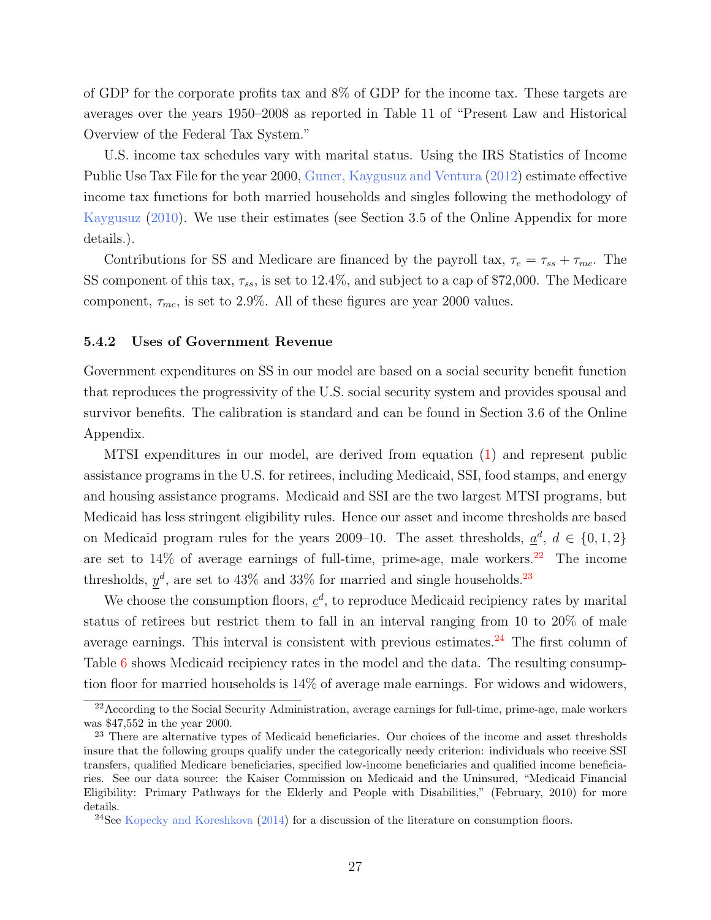of GDP for the corporate profits tax and 8% of GDP for the income tax. These targets are averages over the years 1950–2008 as reported in Table 11 of "Present Law and Historical Overview of the Federal Tax System."

U.S. income tax schedules vary with marital status. Using the IRS Statistics of Income Public Use Tax File for the year 2000, Guner, Kaygusuz and Ventura (2012) estimate effective income tax functions for both married households and singles following the methodology of Kaygusuz (2010). We use their estimates (see Section 3.5 of the Online Appendix for more details.).

Contributions for SS and Medicare are financed by the payroll tax, $\tau_e = \tau_{ss} + \tau_{mc}$. The SS component of this tax, $\tau_{ss}$, is set to 12.4%, and subject to a cap of \$72,000. The Medicare component, $\tau_{mc}$, is set to 2.9%. All of these figures are year 2000 values.

### 5.4.2 Uses of Government Revenue

Government expenditures on SS in our model are based on a social security benefit function that reproduces the progressivity of the U.S. social security system and provides spousal and survivor benefits. The calibration is standard and can be found in Section 3.6 of the Online Appendix.

MTSI expenditures in our model, are derived from equation (1) and represent public assistance programs in the U.S. for retirees, including Medicaid, SSI, food stamps, and energy and housing assistance programs. Medicaid and SSI are the two largest MTSI programs, but Medicaid has less stringent eligibility rules. Hence our asset and income thresholds are based on Medicaid program rules for the years 2009–10. The asset thresholds, $\underline{a}^d$, $d \in \{0, 1, 2\}$ are set to 14% of average earnings of full-time, prime-age, male workers.[22] The income thresholds, $\underline{y}^d$, are set to 43% and 33% for married and single households.[23]

We choose the consumption floors, $\underline{c}^d$, to reproduce Medicaid recipiency rates by marital status of retirees but restrict them to fall in an interval ranging from 10 to 20% of male average earnings. This interval is consistent with previous estimates.[24] The first column of Table 6 shows Medicaid recipiency rates in the model and the data. The resulting consumption floor for married households is 14% of average male earnings. For widows and widowers,

[22] According to the Social Security Administration, average earnings for full-time, prime-age, male workers was \$47,552 in the year 2000.

[23] There are alternative types of Medicaid beneficiaries. Our choices of the income and asset thresholds insure that the following groups qualify under the categorically needy criterion: individuals who receive SSI transfers, qualified Medicare beneficiaries, specified low-income beneficiaries and qualified income beneficiaries. See our data source: the Kaiser Commission on Medicaid and the Uninsured, "Medicaid Financial Eligibility: Primary Pathways for the Elderly and People with Disabilities," (February, 2010) for more details.

[24] See Kopecky and Koreshkova (2014) for a discussion of the literature on consumption floors.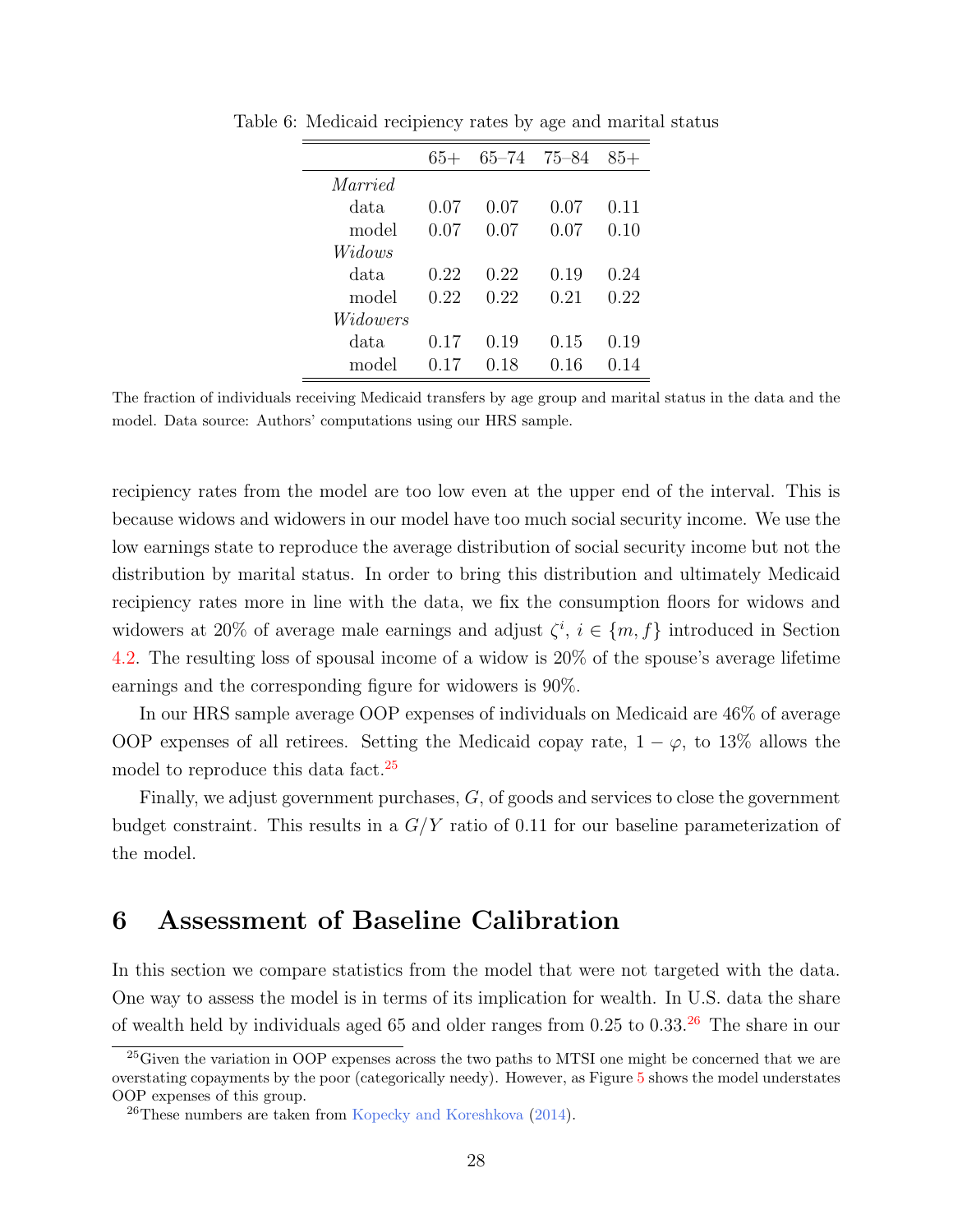Table 6: Medicaid recipiency rates by age and marital status

| | 65+ | 65–74 | 75–84 | 85+ |
|---|---|---|---|---|
| *Married* | | | | |
| data | 0.07 | 0.07 | 0.07 | 0.11 |
| model | 0.07 | 0.07 | 0.07 | 0.10 |
| *Widows* | | | | |
| data | 0.22 | 0.22 | 0.19 | 0.24 |
| model | 0.22 | 0.22 | 0.21 | 0.22 |
| *Widowers* | | | | |
| data | 0.17 | 0.19 | 0.15 | 0.19 |
| model | 0.17 | 0.18 | 0.16 | 0.14 |

The fraction of individuals receiving Medicaid transfers by age group and marital status in the data and the model. Data source: Authors' computations using our HRS sample.

recipiency rates from the model are too low even at the upper end of the interval. This is because widows and widowers in our model have too much social security income. We use the low earnings state to reproduce the average distribution of social security income but not the distribution by marital status. In order to bring this distribution and ultimately Medicaid recipiency rates more in line with the data, we fix the consumption floors for widows and widowers at 20% of average male earnings and adjust $\zeta^i$, $i \in \{m, f\}$ introduced in Section 4.2. The resulting loss of spousal income of a widow is 20% of the spouse's average lifetime earnings and the corresponding figure for widowers is 90%.

In our HRS sample average OOP expenses of individuals on Medicaid are 46% of average OOP expenses of all retirees. Setting the Medicaid copay rate, $1 - \varphi$, to 13% allows the model to reproduce this data fact.[25]

Finally, we adjust government purchases, $G$, of goods and services to close the government budget constraint. This results in a $G/Y$ ratio of 0.11 for our baseline parameterization of the model.

# 6 Assessment of Baseline Calibration

In this section we compare statistics from the model that were not targeted with the data. One way to assess the model is in terms of its implication for wealth. In U.S. data the share of wealth held by individuals aged 65 and older ranges from 0.25 to 0.33.[26] The share in our

[25] Given the variation in OOP expenses across the two paths to MTSI one might be concerned that we are overstating copayments by the poor (categorically needy). However, as Figure 5 shows the model understates OOP expenses of this group.

[26] These numbers are taken from Kopecky and Koreshkova (2014).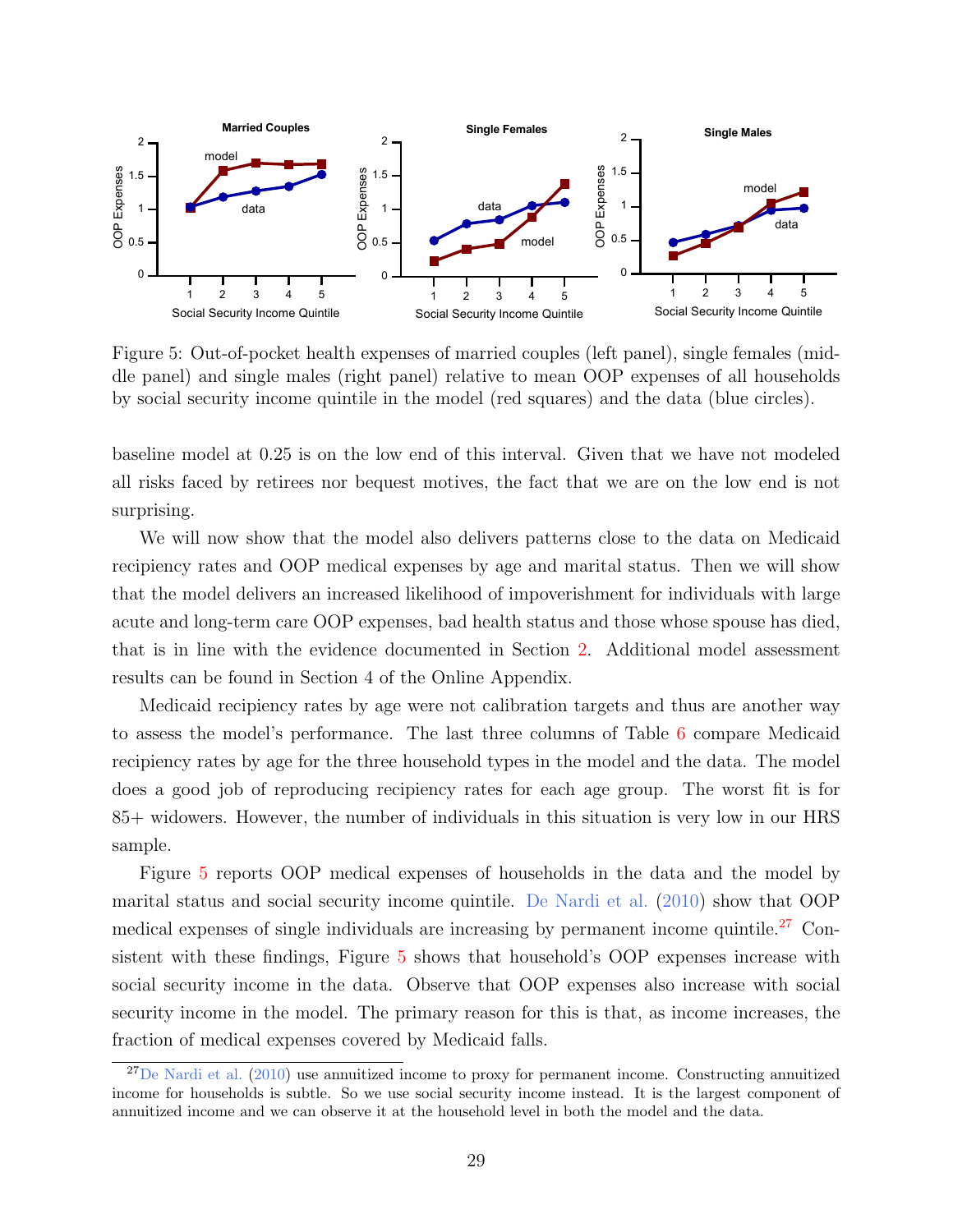Figure 5: Out-of-pocket health expenses of married couples (left panel), single females (middle panel) and single males (right panel) relative to mean OOP expenses of all households by social security income quintile in the model (red squares) and the data (blue circles).

baseline model at 0.25 is on the low end of this interval. Given that we have not modeled all risks faced by retirees nor bequest motives, the fact that we are on the low end is not surprising.

We will now show that the model also delivers patterns close to the data on Medicaid recipiency rates and OOP medical expenses by age and marital status. Then we will show that the model delivers an increased likelihood of impoverishment for individuals with large acute and long-term care OOP expenses, bad health status and those whose spouse has died, that is in line with the evidence documented in Section 2. Additional model assessment results can be found in Section 4 of the Online Appendix.

Medicaid recipiency rates by age were not calibration targets and thus are another way to assess the model's performance. The last three columns of Table 6 compare Medicaid recipiency rates by age for the three household types in the model and the data. The model does a good job of reproducing recipiency rates for each age group. The worst fit is for 85+ widowers. However, the number of individuals in this situation is very low in our HRS sample.

Figure 5 reports OOP medical expenses of households in the data and the model by marital status and social security income quintile. De Nardi et al. (2010) show that OOP medical expenses of single individuals are increasing by permanent income quintile.[27] Consistent with these findings, Figure 5 shows that household's OOP expenses increase with social security income in the data. Observe that OOP expenses also increase with social security income in the model. The primary reason for this is that, as income increases, the fraction of medical expenses covered by Medicaid falls.

[27] De Nardi et al. (2010) use annuitized income to proxy for permanent income. Constructing annuitized income for households is subtle. So we use social security income instead. It is the largest component of annuitized income and we can observe it at the household level in both the model and the data.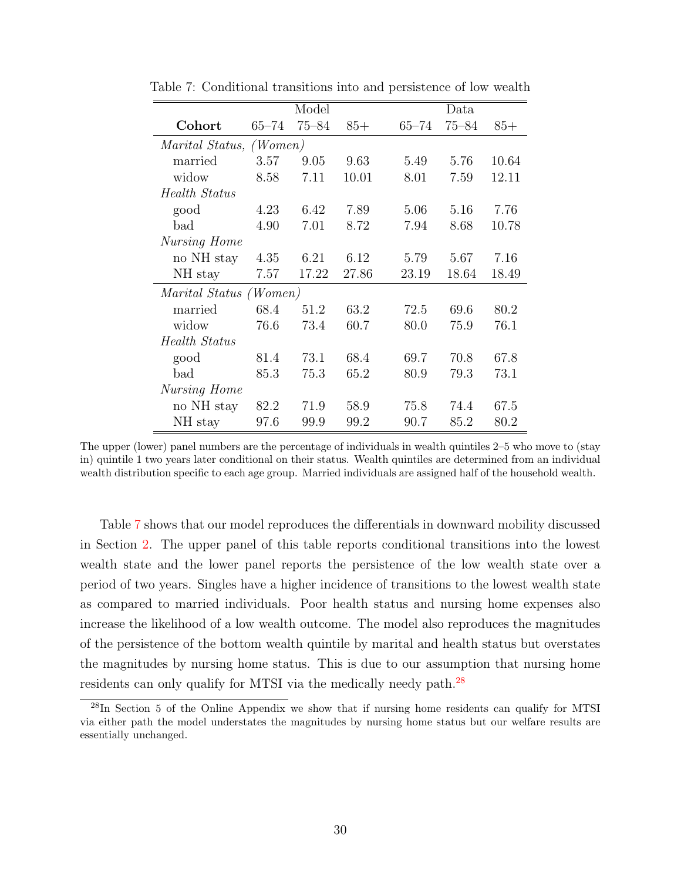Table 7: Conditional transitions into and persistence of low wealth

| Cohort | Model | | | Data | | |
|---|---|---|---|---|---|---|
| | 65–74 | 75–84 | 85+ | 65–74 | 75–84 | 85+ |
| *Marital Status, (Women)* | | | | | | |
| married | 3.57 | 9.05 | 9.63 | 5.49 | 5.76 | 10.64 |
| widow | 8.58 | 7.11 | 10.01 | 8.01 | 7.59 | 12.11 |
| *Health Status* | | | | | | |
| good | 4.23 | 6.42 | 7.89 | 5.06 | 5.16 | 7.76 |
| bad | 4.90 | 7.01 | 8.72 | 7.94 | 8.68 | 10.78 |
| *Nursing Home* | | | | | | |
| no NH stay | 4.35 | 6.21 | 6.12 | 5.79 | 5.67 | 7.16 |
| NH stay | 7.57 | 17.22 | 27.86 | 23.19 | 18.64 | 18.49 |
| *Marital Status (Women)* | | | | | | |
| married | 68.4 | 51.2 | 63.2 | 72.5 | 69.6 | 80.2 |
| widow | 76.6 | 73.4 | 60.7 | 80.0 | 75.9 | 76.1 |
| *Health Status* | | | | | | |
| good | 81.4 | 73.1 | 68.4 | 69.7 | 70.8 | 67.8 |
| bad | 85.3 | 75.3 | 65.2 | 80.9 | 79.3 | 73.1 |
| *Nursing Home* | | | | | | |
| no NH stay | 82.2 | 71.9 | 58.9 | 75.8 | 74.4 | 67.5 |
| NH stay | 97.6 | 99.9 | 99.2 | 90.7 | 85.2 | 80.2 |

The upper (lower) panel numbers are the percentage of individuals in wealth quintiles 2–5 who move to (stay in) quintile 1 two years later conditional on their status. Wealth quintiles are determined from an individual wealth distribution specific to each age group. Married individuals are assigned half of the household wealth.

Table 7 shows that our model reproduces the differentials in downward mobility discussed in Section 2. The upper panel of this table reports conditional transitions into the lowest wealth state and the lower panel reports the persistence of the low wealth state over a period of two years. Singles have a higher incidence of transitions to the lowest wealth state as compared to married individuals. Poor health status and nursing home expenses also increase the likelihood of a low wealth outcome. The model also reproduces the magnitudes of the persistence of the bottom wealth quintile by marital and health status but overstates the magnitudes by nursing home status. This is due to our assumption that nursing home residents can only qualify for MTSI via the medically needy path.[28]

[28] In Section 5 of the Online Appendix we show that if nursing home residents can qualify for MTSI via either path the model understates the magnitudes by nursing home status but our welfare results are essentially unchanged.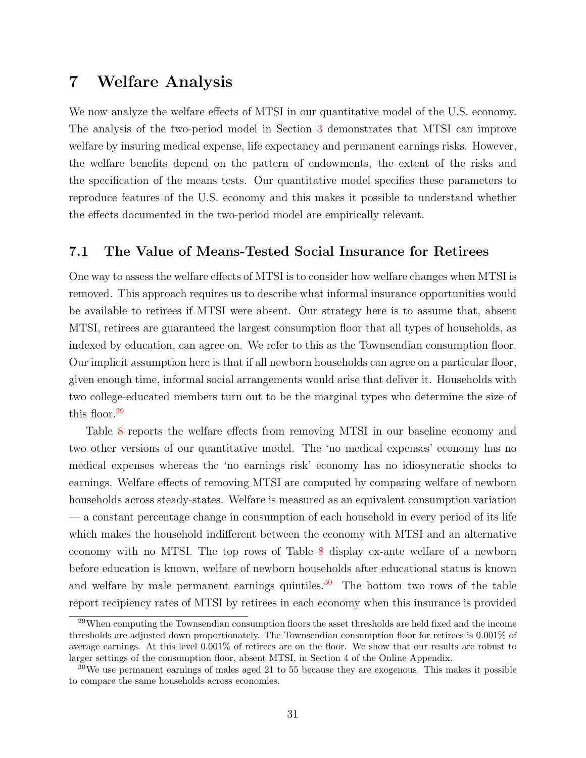# 7 Welfare Analysis

We now analyze the welfare effects of MTSI in our quantitative model of the U.S. economy. The analysis of the two-period model in Section 3 demonstrates that MTSI can improve welfare by insuring medical expense, life expectancy and permanent earnings risks. However, the welfare benefits depend on the pattern of endowments, the extent of the risks and the specification of the means tests. Our quantitative model specifies these parameters to reproduce features of the U.S. economy and this makes it possible to understand whether the effects documented in the two-period model are empirically relevant.

## 7.1 The Value of Means-Tested Social Insurance for Retirees

One way to assess the welfare effects of MTSI is to consider how welfare changes when MTSI is removed. This approach requires us to describe what informal insurance opportunities would be available to retirees if MTSI were absent. Our strategy here is to assume that, absent MTSI, retirees are guaranteed the largest consumption floor that all types of households, as indexed by education, can agree on. We refer to this as the Townsendian consumption floor. Our implicit assumption here is that if all newborn households can agree on a particular floor, given enough time, informal social arrangements would arise that deliver it. Households with two college-educated members turn out to be the marginal types who determine the size of this floor.[29]

Table 8 reports the welfare effects from removing MTSI in our baseline economy and two other versions of our quantitative model. The 'no medical expenses' economy has no medical expenses whereas the 'no earnings risk' economy has no idiosyncratic shocks to earnings. Welfare effects of removing MTSI are computed by comparing welfare of newborn households across steady-states. Welfare is measured as an equivalent consumption variation — a constant percentage change in consumption of each household in every period of its life which makes the household indifferent between the economy with MTSI and an alternative economy with no MTSI. The top rows of Table 8 display ex-ante welfare of a newborn before education is known, welfare of newborn households after educational status is known and welfare by male permanent earnings quintiles.[30] The bottom two rows of the table report recipiency rates of MTSI by retirees in each economy when this insurance is provided

---

[29] When computing the Townsendian consumption floors the asset thresholds are held fixed and the income thresholds are adjusted down proportionately. The Townsendian consumption floor for retirees is 0.001% of average earnings. At this level 0.001% of retirees are on the floor. We show that our results are robust to larger settings of the consumption floor, absent MTSI, in Section 4 of the Online Appendix.

[30] We use permanent earnings of males aged 21 to 55 because they are exogenous. This makes it possible to compare the same households across economies.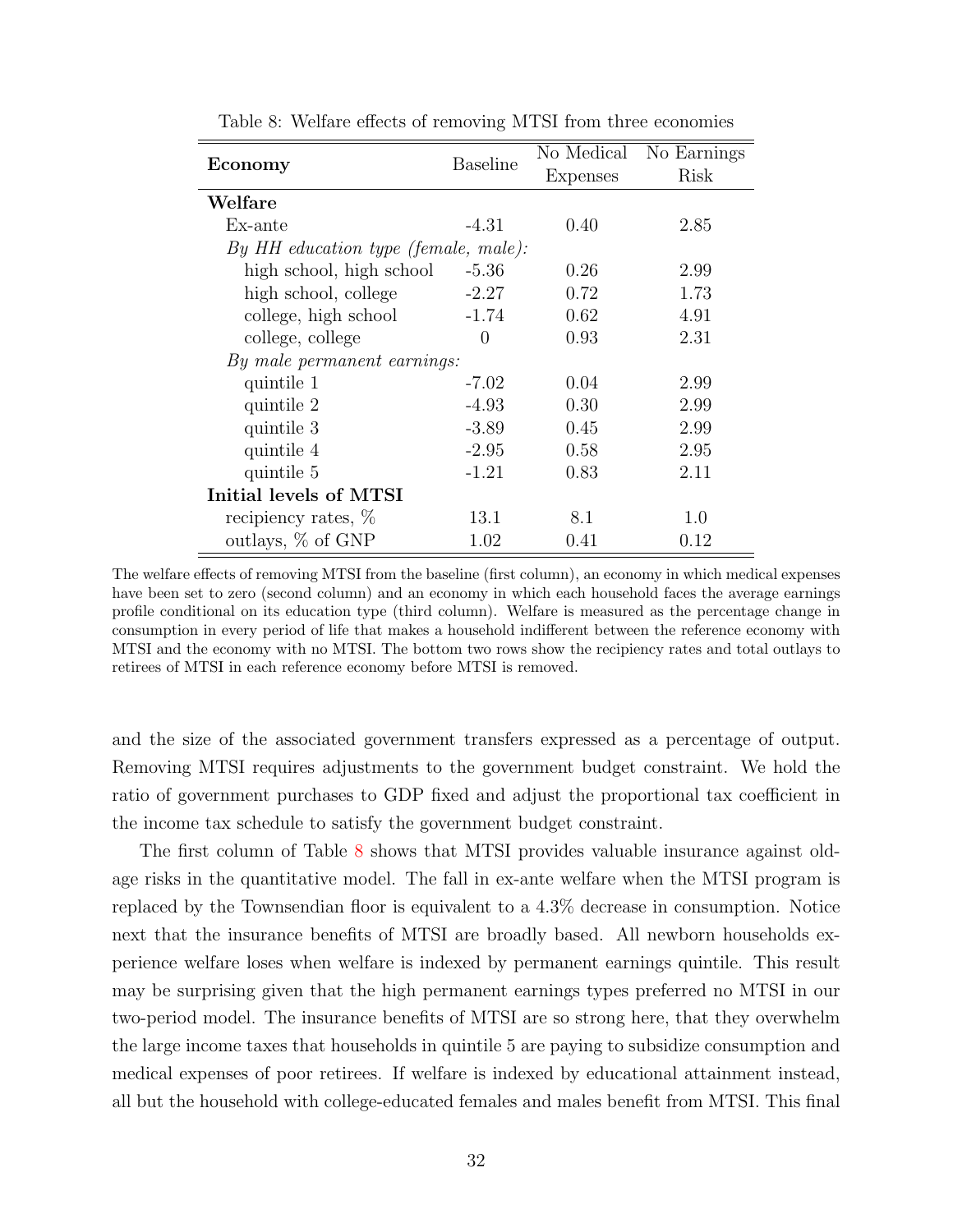Table 8: Welfare effects of removing MTSI from three economies

| Economy | Baseline | No Medical Expenses | No Earnings Risk |
|---|---|---|---|
| **Welfare** | | | |
| Ex-ante | -4.31 | 0.40 | 2.85 |
| *By HH education type (female, male):* | | | |
| high school, high school | -5.36 | 0.26 | 2.99 |
| high school, college | -2.27 | 0.72 | 1.73 |
| college, high school | -1.74 | 0.62 | 4.91 |
| college, college | 0 | 0.93 | 2.31 |
| *By male permanent earnings:* | | | |
| quintile 1 | -7.02 | 0.04 | 2.99 |
| quintile 2 | -4.93 | 0.30 | 2.99 |
| quintile 3 | -3.89 | 0.45 | 2.99 |
| quintile 4 | -2.95 | 0.58 | 2.95 |
| quintile 5 | -1.21 | 0.83 | 2.11 |
| **Initial levels of MTSI** | | | |
| recipiency rates, % | 13.1 | 8.1 | 1.0 |
| outlays, % of GNP | 1.02 | 0.41 | 0.12 |

The welfare effects of removing MTSI from the baseline (first column), an economy in which medical expenses have been set to zero (second column) and an economy in which each household faces the average earnings profile conditional on its education type (third column). Welfare is measured as the percentage change in consumption in every period of life that makes a household indifferent between the reference economy with MTSI and the economy with no MTSI. The bottom two rows show the recipiency rates and total outlays to retirees of MTSI in each reference economy before MTSI is removed.

and the size of the associated government transfers expressed as a percentage of output. Removing MTSI requires adjustments to the government budget constraint. We hold the ratio of government purchases to GDP fixed and adjust the proportional tax coefficient in the income tax schedule to satisfy the government budget constraint.

The first column of Table 8 shows that MTSI provides valuable insurance against old-age risks in the quantitative model. The fall in ex-ante welfare when the MTSI program is replaced by the Townsendian floor is equivalent to a 4.3% decrease in consumption. Notice next that the insurance benefits of MTSI are broadly based. All newborn households experience welfare loses when welfare is indexed by permanent earnings quintile. This result may be surprising given that the high permanent earnings types preferred no MTSI in our two-period model. The insurance benefits of MTSI are so strong here, that they overwhelm the large income taxes that households in quintile 5 are paying to subsidize consumption and medical expenses of poor retirees. If welfare is indexed by educational attainment instead, all but the household with college-educated females and males benefit from MTSI. This final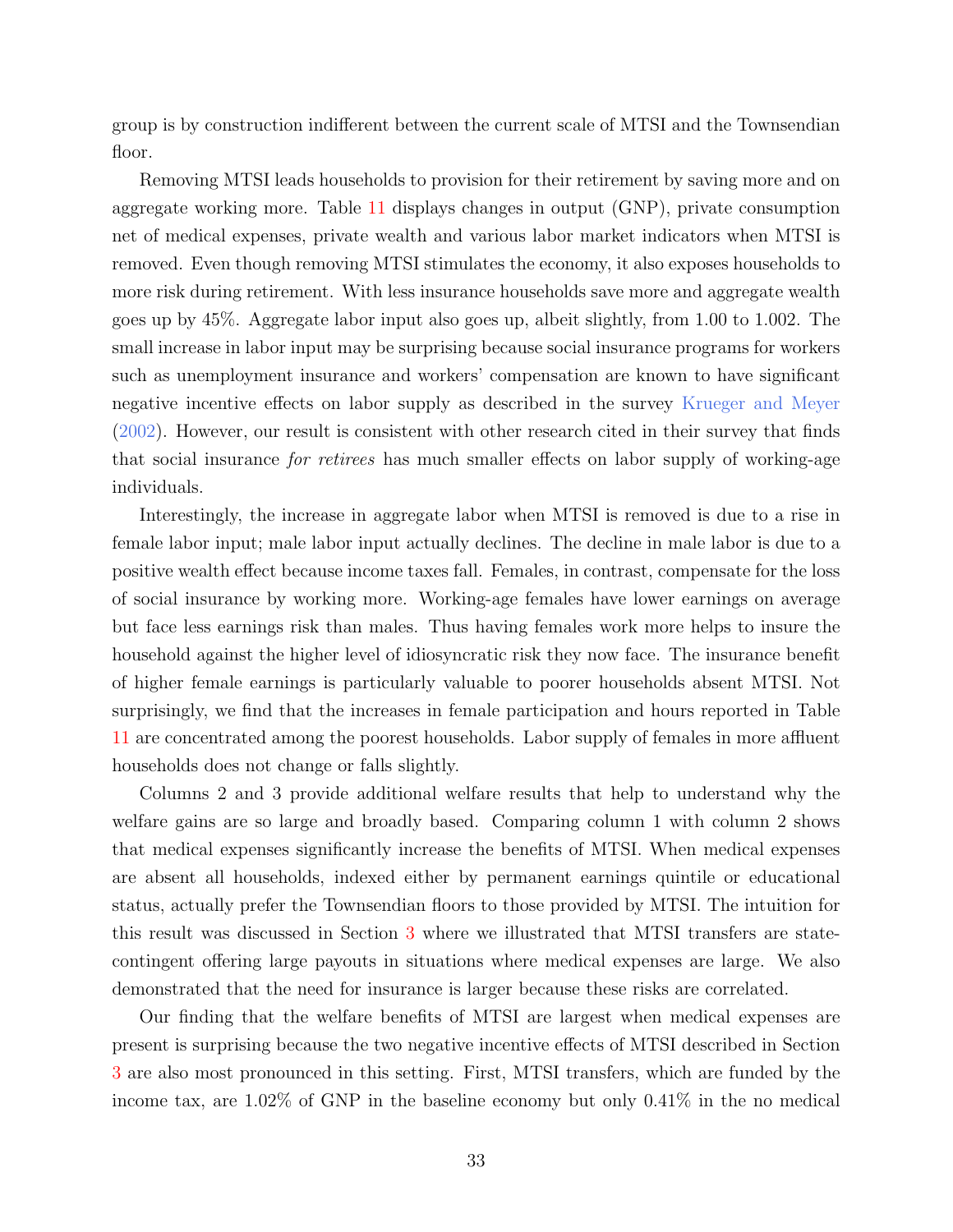group is by construction indifferent between the current scale of MTSI and the Townsendian floor.

Removing MTSI leads households to provision for their retirement by saving more and on aggregate working more. Table 11 displays changes in output (GNP), private consumption net of medical expenses, private wealth and various labor market indicators when MTSI is removed. Even though removing MTSI stimulates the economy, it also exposes households to more risk during retirement. With less insurance households save more and aggregate wealth goes up by 45%. Aggregate labor input also goes up, albeit slightly, from 1.00 to 1.002. The small increase in labor input may be surprising because social insurance programs for workers such as unemployment insurance and workers' compensation are known to have significant negative incentive effects on labor supply as described in the survey Krueger and Meyer (2002). However, our result is consistent with other research cited in their survey that finds that social insurance *for retirees* has much smaller effects on labor supply of working-age individuals.

Interestingly, the increase in aggregate labor when MTSI is removed is due to a rise in female labor input; male labor input actually declines. The decline in male labor is due to a positive wealth effect because income taxes fall. Females, in contrast, compensate for the loss of social insurance by working more. Working-age females have lower earnings on average but face less earnings risk than males. Thus having females work more helps to insure the household against the higher level of idiosyncratic risk they now face. The insurance benefit of higher female earnings is particularly valuable to poorer households absent MTSI. Not surprisingly, we find that the increases in female participation and hours reported in Table 11 are concentrated among the poorest households. Labor supply of females in more affluent households does not change or falls slightly.

Columns 2 and 3 provide additional welfare results that help to understand why the welfare gains are so large and broadly based. Comparing column 1 with column 2 shows that medical expenses significantly increase the benefits of MTSI. When medical expenses are absent all households, indexed either by permanent earnings quintile or educational status, actually prefer the Townsendian floors to those provided by MTSI. The intuition for this result was discussed in Section 3 where we illustrated that MTSI transfers are state-contingent offering large payouts in situations where medical expenses are large. We also demonstrated that the need for insurance is larger because these risks are correlated.

Our finding that the welfare benefits of MTSI are largest when medical expenses are present is surprising because the two negative incentive effects of MTSI described in Section 3 are also most pronounced in this setting. First, MTSI transfers, which are funded by the income tax, are 1.02% of GNP in the baseline economy but only 0.41% in the no medical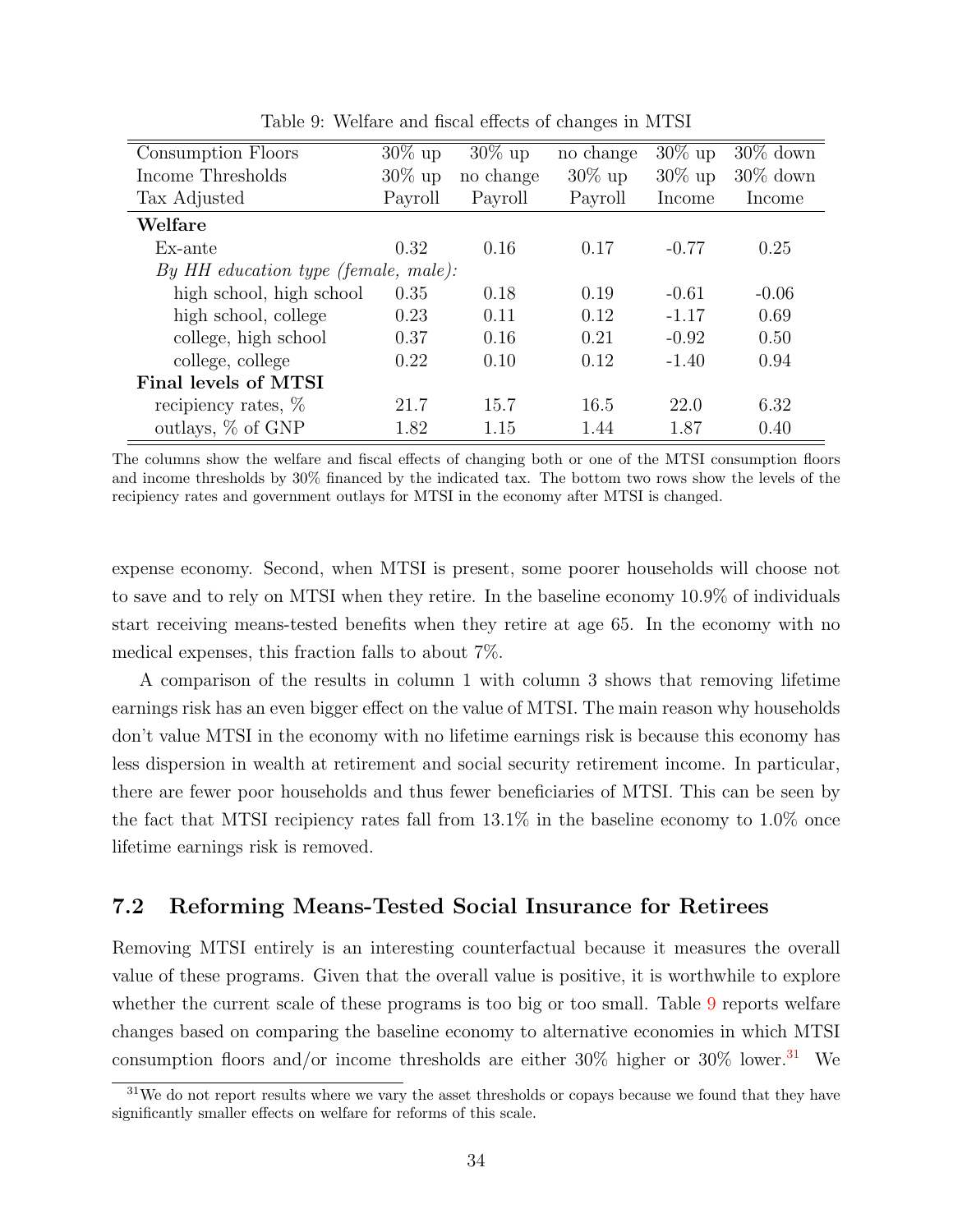Table 9: Welfare and fiscal effects of changes in MTSI

| Consumption Floors | 30% up | 30% up | no change | 30% up | 30% down |
|---|---|---|---|---|---|
| Income Thresholds | 30% up | no change | 30% up | 30% up | 30% down |
| Tax Adjusted | Payroll | Payroll | Payroll | Income | Income |
| **Welfare** | | | | | |
| Ex-ante | 0.32 | 0.16 | 0.17 | -0.77 | 0.25 |
| *By HH education type (female, male):* | | | | | |
| high school, high school | 0.35 | 0.18 | 0.19 | -0.61 | -0.06 |
| high school, college | 0.23 | 0.11 | 0.12 | -1.17 | 0.69 |
| college, high school | 0.37 | 0.16 | 0.21 | -0.92 | 0.50 |
| college, college | 0.22 | 0.10 | 0.12 | -1.40 | 0.94 |
| **Final levels of MTSI** | | | | | |
| recipiency rates, % | 21.7 | 15.7 | 16.5 | 22.0 | 6.32 |
| outlays, % of GNP | 1.82 | 1.15 | 1.44 | 1.87 | 0.40 |

The columns show the welfare and fiscal effects of changing both or one of the MTSI consumption floors and income thresholds by 30% financed by the indicated tax. The bottom two rows show the levels of the recipiency rates and government outlays for MTSI in the economy after MTSI is changed.

expense economy. Second, when MTSI is present, some poorer households will choose not to save and to rely on MTSI when they retire. In the baseline economy 10.9% of individuals start receiving means-tested benefits when they retire at age 65. In the economy with no medical expenses, this fraction falls to about 7%.

A comparison of the results in column 1 with column 3 shows that removing lifetime earnings risk has an even bigger effect on the value of MTSI. The main reason why households don't value MTSI in the economy with no lifetime earnings risk is because this economy has less dispersion in wealth at retirement and social security retirement income. In particular, there are fewer poor households and thus fewer beneficiaries of MTSI. This can be seen by the fact that MTSI recipiency rates fall from 13.1% in the baseline economy to 1.0% once lifetime earnings risk is removed.

## 7.2 Reforming Means-Tested Social Insurance for Retirees

Removing MTSI entirely is an interesting counterfactual because it measures the overall value of these programs. Given that the overall value is positive, it is worthwhile to explore whether the current scale of these programs is too big or too small. Table 9 reports welfare changes based on comparing the baseline economy to alternative economies in which MTSI consumption floors and/or income thresholds are either 30% higher or 30% lower.[31] We

[31] We do not report results where we vary the asset thresholds or copays because we found that they have significantly smaller effects on welfare for reforms of this scale.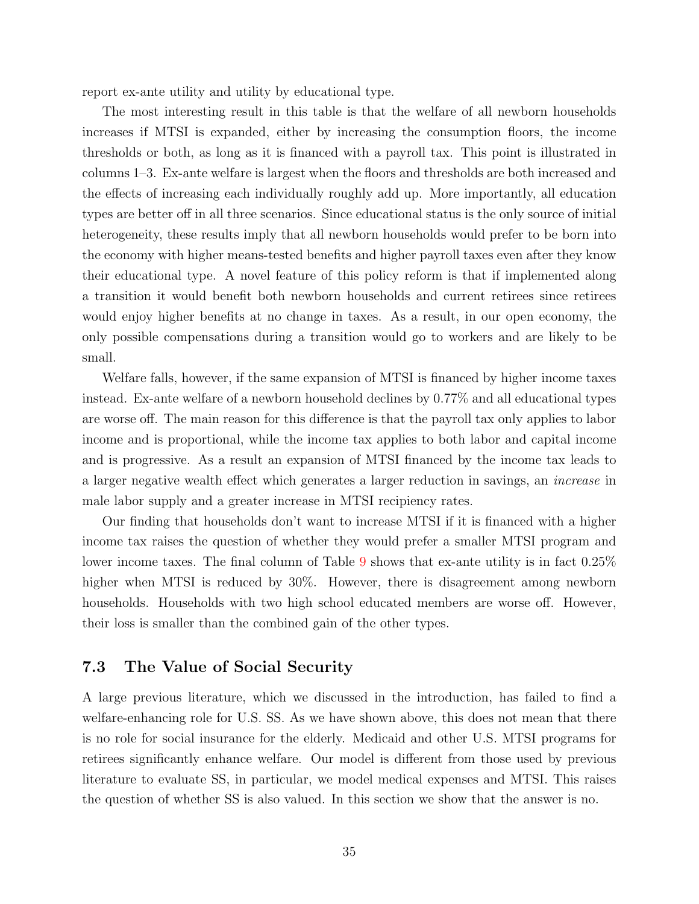report ex-ante utility and utility by educational type.

The most interesting result in this table is that the welfare of all newborn households increases if MTSI is expanded, either by increasing the consumption floors, the income thresholds or both, as long as it is financed with a payroll tax. This point is illustrated in columns 1–3. Ex-ante welfare is largest when the floors and thresholds are both increased and the effects of increasing each individually roughly add up. More importantly, all education types are better off in all three scenarios. Since educational status is the only source of initial heterogeneity, these results imply that all newborn households would prefer to be born into the economy with higher means-tested benefits and higher payroll taxes even after they know their educational type. A novel feature of this policy reform is that if implemented along a transition it would benefit both newborn households and current retirees since retirees would enjoy higher benefits at no change in taxes. As a result, in our open economy, the only possible compensations during a transition would go to workers and are likely to be small.

Welfare falls, however, if the same expansion of MTSI is financed by higher income taxes instead. Ex-ante welfare of a newborn household declines by 0.77% and all educational types are worse off. The main reason for this difference is that the payroll tax only applies to labor income and is proportional, while the income tax applies to both labor and capital income and is progressive. As a result an expansion of MTSI financed by the income tax leads to a larger negative wealth effect which generates a larger reduction in savings, an *increase* in male labor supply and a greater increase in MTSI recipiency rates.

Our finding that households don't want to increase MTSI if it is financed with a higher income tax raises the question of whether they would prefer a smaller MTSI program and lower income taxes. The final column of Table 9 shows that ex-ante utility is in fact 0.25% higher when MTSI is reduced by 30%. However, there is disagreement among newborn households. Households with two high school educated members are worse off. However, their loss is smaller than the combined gain of the other types.

## 7.3 The Value of Social Security

A large previous literature, which we discussed in the introduction, has failed to find a welfare-enhancing role for U.S. SS. As we have shown above, this does not mean that there is no role for social insurance for the elderly. Medicaid and other U.S. MTSI programs for retirees significantly enhance welfare. Our model is different from those used by previous literature to evaluate SS, in particular, we model medical expenses and MTSI. This raises the question of whether SS is also valued. In this section we show that the answer is no.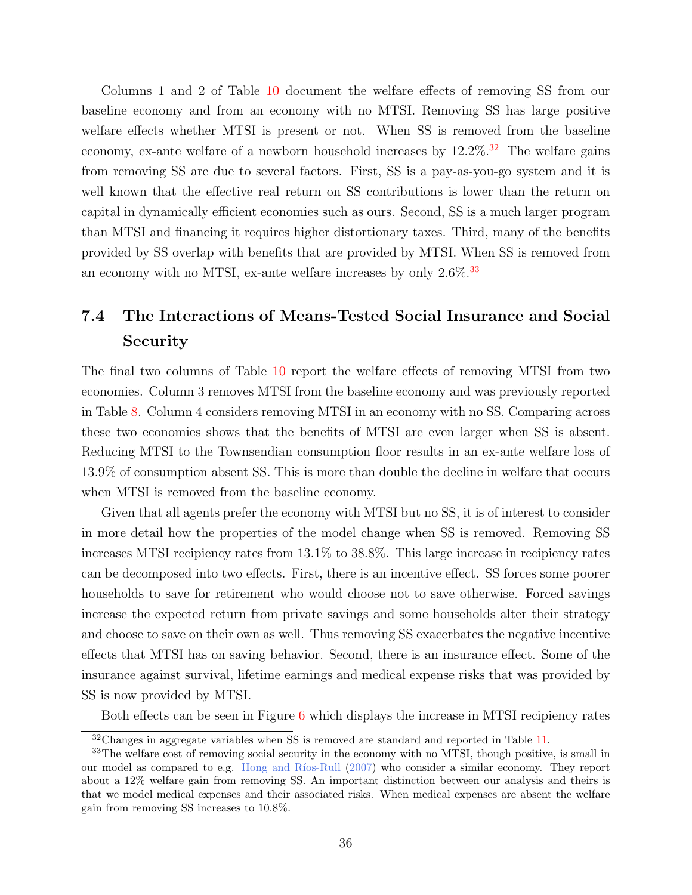Columns 1 and 2 of Table 10 document the welfare effects of removing SS from our baseline economy and from an economy with no MTSI. Removing SS has large positive welfare effects whether MTSI is present or not. When SS is removed from the baseline economy, ex-ante welfare of a newborn household increases by 12.2%.[32] The welfare gains from removing SS are due to several factors. First, SS is a pay-as-you-go system and it is well known that the effective real return on SS contributions is lower than the return on capital in dynamically efficient economies such as ours. Second, SS is a much larger program than MTSI and financing it requires higher distortionary taxes. Third, many of the benefits provided by SS overlap with benefits that are provided by MTSI. When SS is removed from an economy with no MTSI, ex-ante welfare increases by only 2.6%.[33]

## 7.4 The Interactions of Means-Tested Social Insurance and Social Security

The final two columns of Table 10 report the welfare effects of removing MTSI from two economies. Column 3 removes MTSI from the baseline economy and was previously reported in Table 8. Column 4 considers removing MTSI in an economy with no SS. Comparing across these two economies shows that the benefits of MTSI are even larger when SS is absent. Reducing MTSI to the Townsendian consumption floor results in an ex-ante welfare loss of 13.9% of consumption absent SS. This is more than double the decline in welfare that occurs when MTSI is removed from the baseline economy.

Given that all agents prefer the economy with MTSI but no SS, it is of interest to consider in more detail how the properties of the model change when SS is removed. Removing SS increases MTSI recipiency rates from 13.1% to 38.8%. This large increase in recipiency rates can be decomposed into two effects. First, there is an incentive effect. SS forces some poorer households to save for retirement who would choose not to save otherwise. Forced savings increase the expected return from private savings and some households alter their strategy and choose to save on their own as well. Thus removing SS exacerbates the negative incentive effects that MTSI has on saving behavior. Second, there is an insurance effect. Some of the insurance against survival, lifetime earnings and medical expense risks that was provided by SS is now provided by MTSI.

Both effects can be seen in Figure 6 which displays the increase in MTSI recipiency rates

---

[32] Changes in aggregate variables when SS is removed are standard and reported in Table 11.

[33] The welfare cost of removing social security in the economy with no MTSI, though positive, is small in our model as compared to e.g. Hong and Ríos-Rull (2007) who consider a similar economy. They report about a 12% welfare gain from removing SS. An important distinction between our analysis and theirs is that we model medical expenses and their associated risks. When medical expenses are absent the welfare gain from removing SS increases to 10.8%.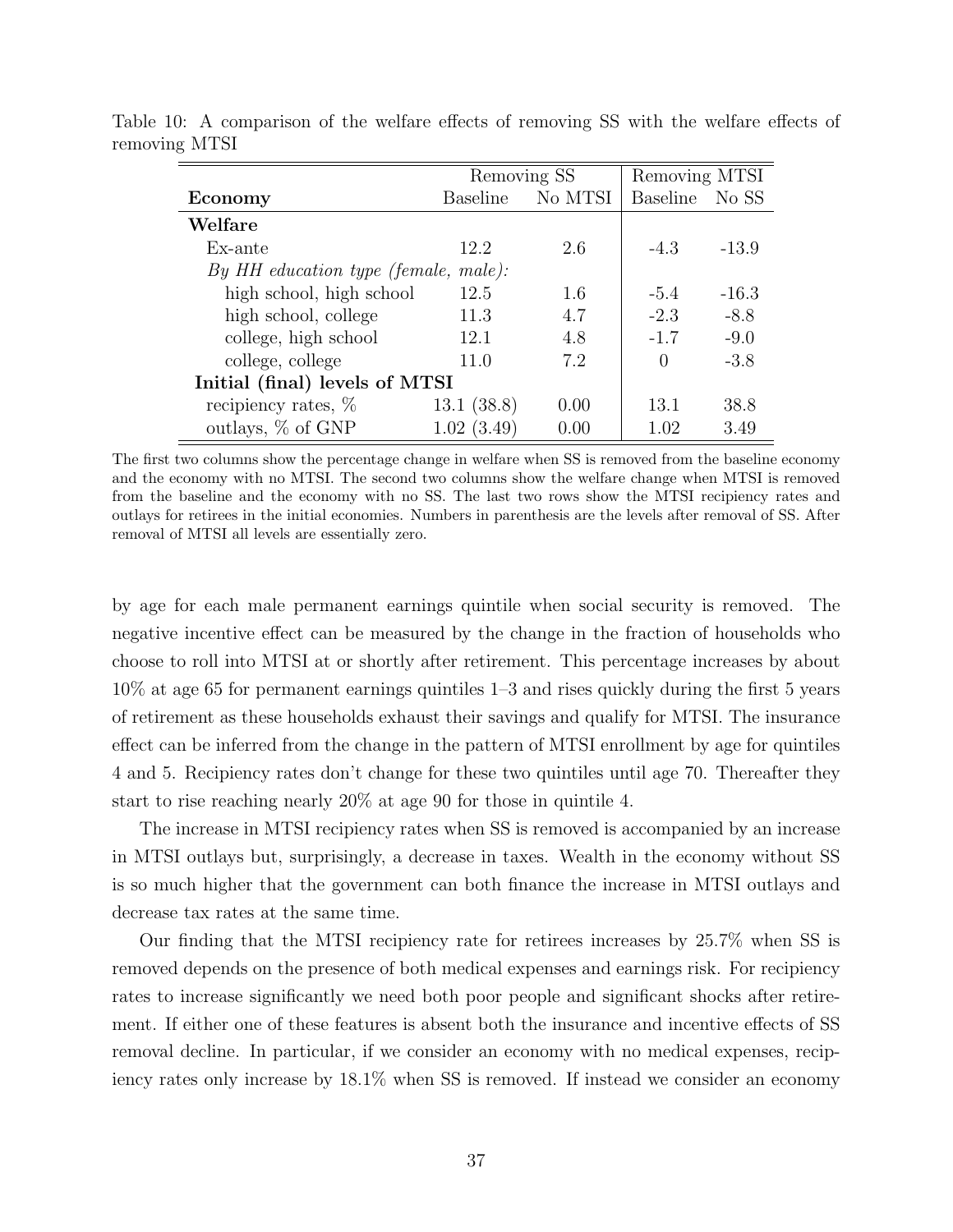Table 10: A comparison of the welfare effects of removing SS with the welfare effects of removing MTSI

| | Removing SS | | Removing MTSI | |
|---|---|---|---|---|
| **Economy** | Baseline | No MTSI | Baseline | No SS |
| **Welfare** | | | | |
| Ex-ante | 12.2 | 2.6 | -4.3 | -13.9 |
| *By HH education type (female, male):* | | | | |
| high school, high school | 12.5 | 1.6 | -5.4 | -16.3 |
| high school, college | 11.3 | 4.7 | -2.3 | -8.8 |
| college, high school | 12.1 | 4.8 | -1.7 | -9.0 |
| college, college | 11.0 | 7.2 | 0 | -3.8 |
| **Initial (final) levels of MTSI** | | | | |
| recipiency rates, % | 13.1 (38.8) | 0.00 | 13.1 | 38.8 |
| outlays, % of GNP | 1.02 (3.49) | 0.00 | 1.02 | 3.49 |

The first two columns show the percentage change in welfare when SS is removed from the baseline economy and the economy with no MTSI. The second two columns show the welfare change when MTSI is removed from the baseline and the economy with no SS. The last two rows show the MTSI recipiency rates and outlays for retirees in the initial economies. Numbers in parenthesis are the levels after removal of SS. After removal of MTSI all levels are essentially zero.

by age for each male permanent earnings quintile when social security is removed. The negative incentive effect can be measured by the change in the fraction of households who choose to roll into MTSI at or shortly after retirement. This percentage increases by about 10% at age 65 for permanent earnings quintiles 1–3 and rises quickly during the first 5 years of retirement as these households exhaust their savings and qualify for MTSI. The insurance effect can be inferred from the change in the pattern of MTSI enrollment by age for quintiles 4 and 5. Recipiency rates don't change for these two quintiles until age 70. Thereafter they start to rise reaching nearly 20% at age 90 for those in quintile 4.

The increase in MTSI recipiency rates when SS is removed is accompanied by an increase in MTSI outlays but, surprisingly, a decrease in taxes. Wealth in the economy without SS is so much higher that the government can both finance the increase in MTSI outlays and decrease tax rates at the same time.

Our finding that the MTSI recipiency rate for retirees increases by 25.7% when SS is removed depends on the presence of both medical expenses and earnings risk. For recipiency rates to increase significantly we need both poor people and significant shocks after retirement. If either one of these features is absent both the insurance and incentive effects of SS removal decline. In particular, if we consider an economy with no medical expenses, recipiency rates only increase by 18.1% when SS is removed. If instead we consider an economy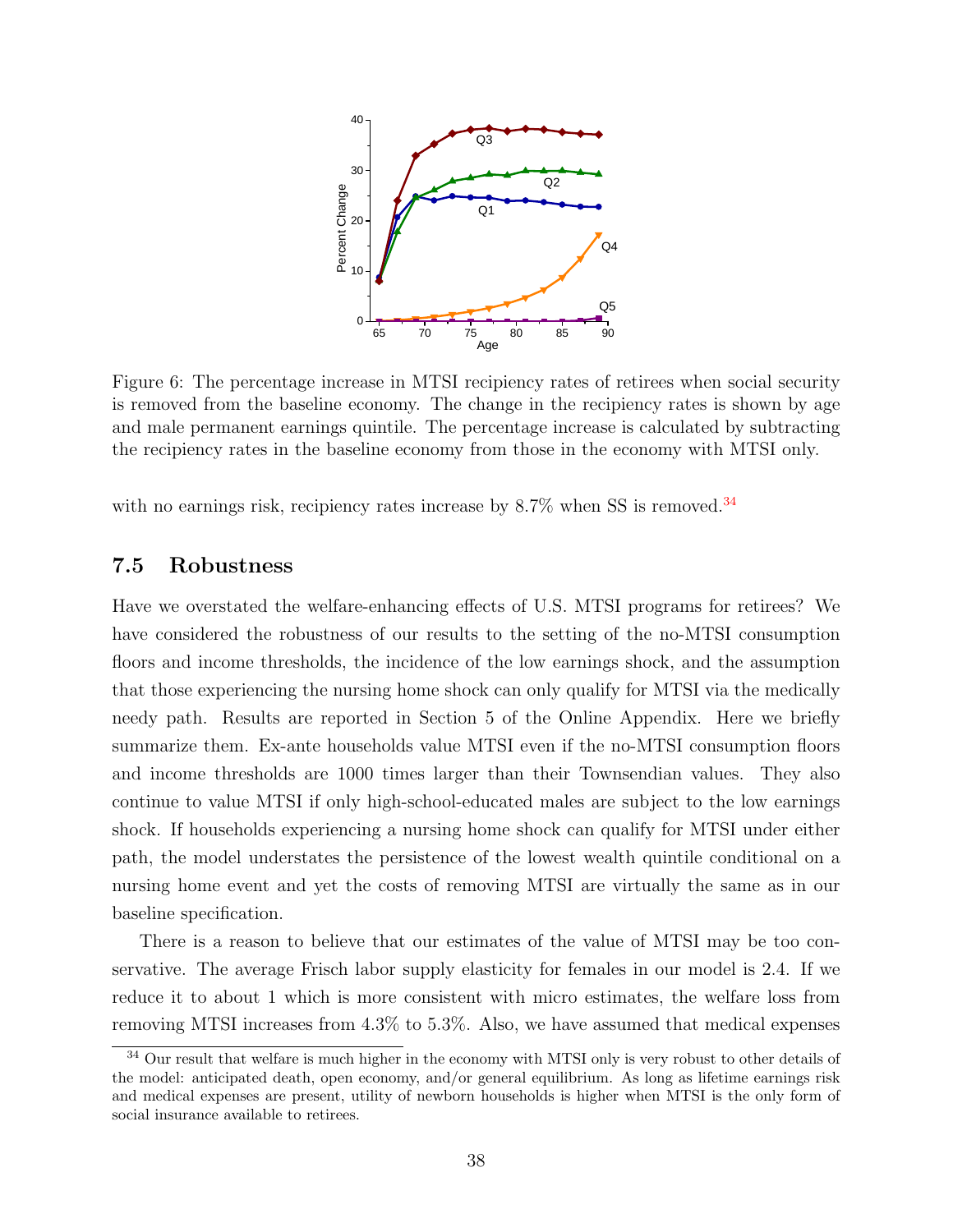Figure 6: The percentage increase in MTSI recipiency rates of retirees when social security is removed from the baseline economy. The change in the recipiency rates is shown by age and male permanent earnings quintile. The percentage increase is calculated by subtracting the recipiency rates in the baseline economy from those in the economy with MTSI only.

with no earnings risk, recipiency rates increase by 8.7% when SS is removed.[34]

## 7.5 Robustness

Have we overstated the welfare-enhancing effects of U.S. MTSI programs for retirees? We have considered the robustness of our results to the setting of the no-MTSI consumption floors and income thresholds, the incidence of the low earnings shock, and the assumption that those experiencing the nursing home shock can only qualify for MTSI via the medically needy path. Results are reported in Section 5 of the Online Appendix. Here we briefly summarize them. Ex-ante households value MTSI even if the no-MTSI consumption floors and income thresholds are 1000 times larger than their Townsendian values. They also continue to value MTSI if only high-school-educated males are subject to the low earnings shock. If households experiencing a nursing home shock can qualify for MTSI under either path, the model understates the persistence of the lowest wealth quintile conditional on a nursing home event and yet the costs of removing MTSI are virtually the same as in our baseline specification.

There is a reason to believe that our estimates of the value of MTSI may be too conservative. The average Frisch labor supply elasticity for females in our model is 2.4. If we reduce it to about 1 which is more consistent with micro estimates, the welfare loss from removing MTSI increases from 4.3% to 5.3%. Also, we have assumed that medical expenses

[34] Our result that welfare is much higher in the economy with MTSI only is very robust to other details of the model: anticipated death, open economy, and/or general equilibrium. As long as lifetime earnings risk and medical expenses are present, utility of newborn households is higher when MTSI is the only form of social insurance available to retirees.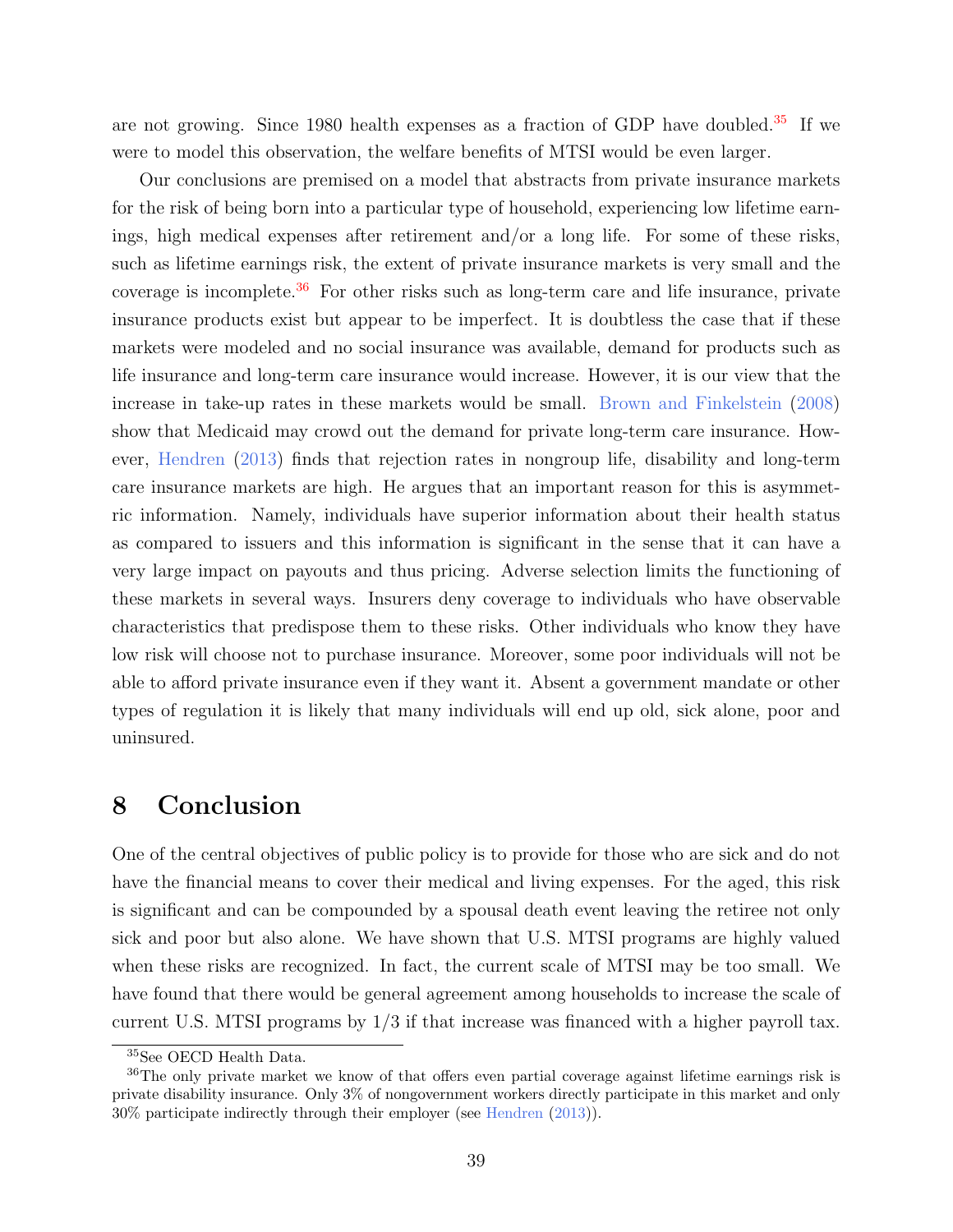are not growing. Since 1980 health expenses as a fraction of GDP have doubled.[35] If we were to model this observation, the welfare benefits of MTSI would be even larger.

Our conclusions are premised on a model that abstracts from private insurance markets for the risk of being born into a particular type of household, experiencing low lifetime earnings, high medical expenses after retirement and/or a long life. For some of these risks, such as lifetime earnings risk, the extent of private insurance markets is very small and the coverage is incomplete.[36] For other risks such as long-term care and life insurance, private insurance products exist but appear to be imperfect. It is doubtless the case that if these markets were modeled and no social insurance was available, demand for products such as life insurance and long-term care insurance would increase. However, it is our view that the increase in take-up rates in these markets would be small. Brown and Finkelstein (2008) show that Medicaid may crowd out the demand for private long-term care insurance. However, Hendren (2013) finds that rejection rates in nongroup life, disability and long-term care insurance markets are high. He argues that an important reason for this is asymmetric information. Namely, individuals have superior information about their health status as compared to issuers and this information is significant in the sense that it can have a very large impact on payouts and thus pricing. Adverse selection limits the functioning of these markets in several ways. Insurers deny coverage to individuals who have observable characteristics that predispose them to these risks. Other individuals who know they have low risk will choose not to purchase insurance. Moreover, some poor individuals will not be able to afford private insurance even if they want it. Absent a government mandate or other types of regulation it is likely that many individuals will end up old, sick alone, poor and uninsured.

# 8 Conclusion

One of the central objectives of public policy is to provide for those who are sick and do not have the financial means to cover their medical and living expenses. For the aged, this risk is significant and can be compounded by a spousal death event leaving the retiree not only sick and poor but also alone. We have shown that U.S. MTSI programs are highly valued when these risks are recognized. In fact, the current scale of MTSI may be too small. We have found that there would be general agreement among households to increase the scale of current U.S. MTSI programs by 1/3 if that increase was financed with a higher payroll tax.

[35] See OECD Health Data.

[36] The only private market we know of that offers even partial coverage against lifetime earnings risk is private disability insurance. Only 3% of nongovernment workers directly participate in this market and only 30% participate indirectly through their employer (see Hendren (2013)).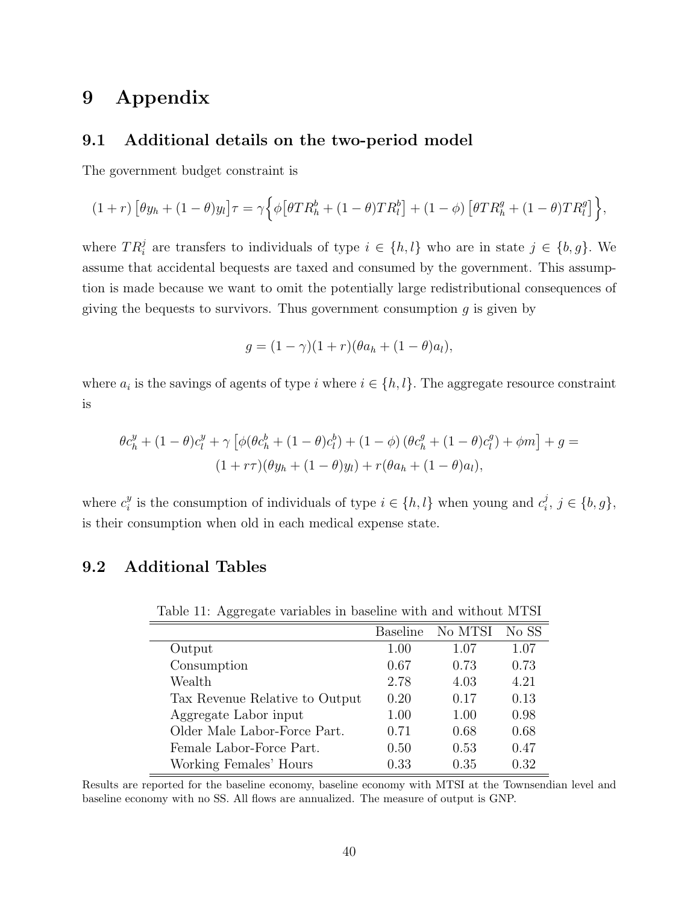# 9 Appendix

## 9.1 Additional details on the two-period model

The government budget constraint is

$$(1+r)\left[\theta y_h + (1-\theta)y_l\right]\tau = \gamma\Big\{\phi\big[\theta TR_h^b + (1-\theta)TR_l^b\big] + (1-\phi)\left[\theta TR_h^g + (1-\theta)TR_l^g\right]\Big\},$$

where $TR_i^j$ are transfers to individuals of type $i \in \{h,l\}$ who are in state $j \in \{b,g\}$. We assume that accidental bequests are taxed and consumed by the government. This assumption is made because we want to omit the potentially large redistributional consequences of giving the bequests to survivors. Thus government consumption $g$ is given by

$$g = (1-\gamma)(1+r)(\theta a_h + (1-\theta)a_l),$$

where $a_i$ is the savings of agents of type $i$ where $i \in \{h,l\}$. The aggregate resource constraint is

$$\theta c_h^y + (1-\theta)c_l^y + \gamma\left[\phi(\theta c_h^b + (1-\theta)c_l^b) + (1-\phi)\left(\theta c_h^g + (1-\theta)c_l^g\right) + \phi m\right] + g = (1+r\tau)(\theta y_h + (1-\theta)y_l) + r(\theta a_h + (1-\theta)a_l),$$

where $c_i^y$ is the consumption of individuals of type $i \in \{h,l\}$ when young and $c_i^j$, $j \in \{b,g\}$, is their consumption when old in each medical expense state.

## 9.2 Additional Tables

Table 11: Aggregate variables in baseline with and without MTSI

| | Baseline | No MTSI | No SS |
|---|---|---|---|
| Output | 1.00 | 1.07 | 1.07 |
| Consumption | 0.67 | 0.73 | 0.73 |
| Wealth | 2.78 | 4.03 | 4.21 |
| Tax Revenue Relative to Output | 0.20 | 0.17 | 0.13 |
| Aggregate Labor input | 1.00 | 1.00 | 0.98 |
| Older Male Labor-Force Part. | 0.71 | 0.68 | 0.68 |
| Female Labor-Force Part. | 0.50 | 0.53 | 0.47 |
| Working Females' Hours | 0.33 | 0.35 | 0.32 |

Results are reported for the baseline economy, baseline economy with MTSI at the Townsendian level and baseline economy with no SS. All flows are annualized. The measure of output is GNP.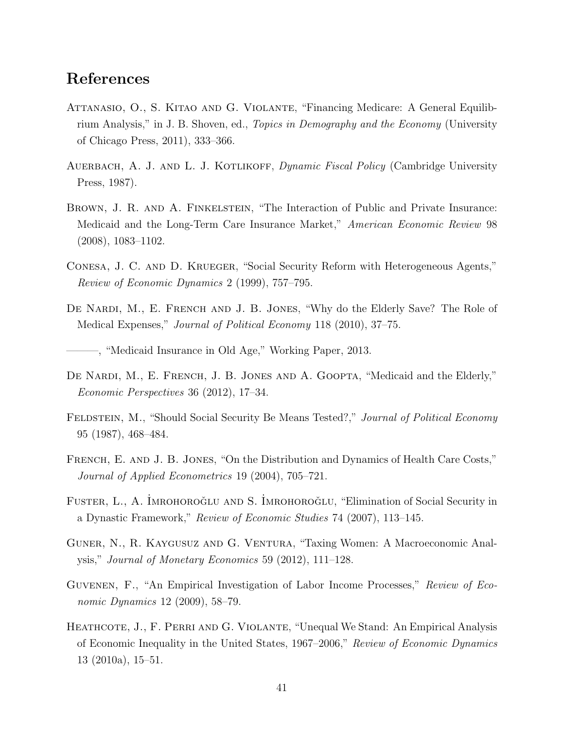# References

Attanasio, O., S. Kitao and G. Violante, "Financing Medicare: A General Equilibrium Analysis," in J. B. Shoven, ed., *Topics in Demography and the Economy* (University of Chicago Press, 2011), 333–366.

Auerbach, A. J. and L. J. Kotlikoff, *Dynamic Fiscal Policy* (Cambridge University Press, 1987).

Brown, J. R. and A. Finkelstein, "The Interaction of Public and Private Insurance: Medicaid and the Long-Term Care Insurance Market," *American Economic Review* 98 (2008), 1083–1102.

Conesa, J. C. and D. Krueger, "Social Security Reform with Heterogeneous Agents," *Review of Economic Dynamics* 2 (1999), 757–795.

De Nardi, M., E. French and J. B. Jones, "Why do the Elderly Save? The Role of Medical Expenses," *Journal of Political Economy* 118 (2010), 37–75.

———, "Medicaid Insurance in Old Age," Working Paper, 2013.

De Nardi, M., E. French, J. B. Jones and A. Goopta, "Medicaid and the Elderly," *Economic Perspectives* 36 (2012), 17–34.

Feldstein, M., "Should Social Security Be Means Tested?," *Journal of Political Economy* 95 (1987), 468–484.

French, E. and J. B. Jones, "On the Distribution and Dynamics of Health Care Costs," *Journal of Applied Econometrics* 19 (2004), 705–721.

Fuster, L., A. İmrohoroğlu and S. İmrohoroğlu, "Elimination of Social Security in a Dynastic Framework," *Review of Economic Studies* 74 (2007), 113–145.

Guner, N., R. Kaygusuz and G. Ventura, "Taxing Women: A Macroeconomic Analysis," *Journal of Monetary Economics* 59 (2012), 111–128.

Guvenen, F., "An Empirical Investigation of Labor Income Processes," *Review of Economic Dynamics* 12 (2009), 58–79.

Heathcote, J., F. Perri and G. Violante, "Unequal We Stand: An Empirical Analysis of Economic Inequality in the United States, 1967–2006," *Review of Economic Dynamics* 13 (2010a), 15–51.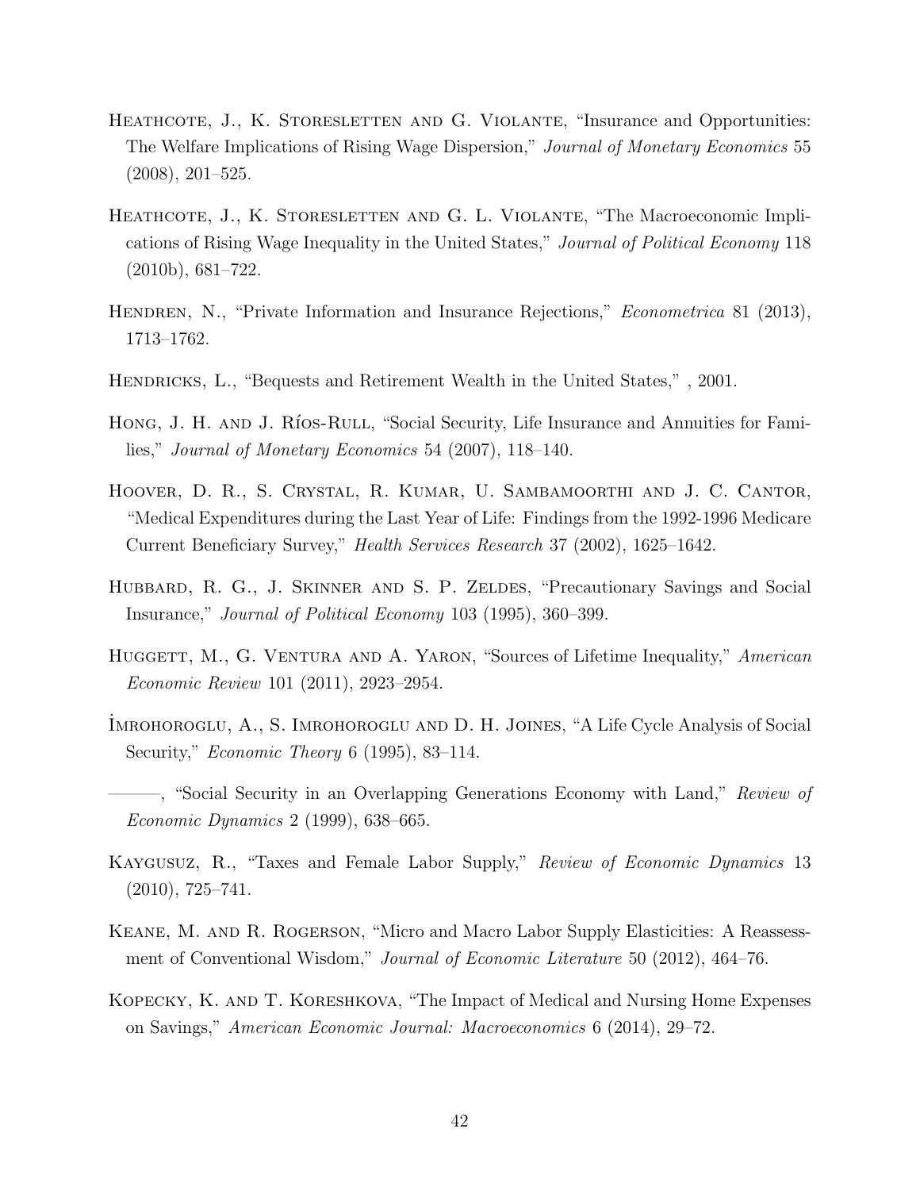Heathcote, J., K. Storesletten and G. Violante, "Insurance and Opportunities: The Welfare Implications of Rising Wage Dispersion," *Journal of Monetary Economics* 55 (2008), 201–525.

Heathcote, J., K. Storesletten and G. L. Violante, "The Macroeconomic Implications of Rising Wage Inequality in the United States," *Journal of Political Economy* 118 (2010b), 681–722.

Hendren, N., "Private Information and Insurance Rejections," *Econometrica* 81 (2013), 1713–1762.

Hendricks, L., "Bequests and Retirement Wealth in the United States," , 2001.

Hong, J. H. and J. Ríos-Rull, "Social Security, Life Insurance and Annuities for Families," *Journal of Monetary Economics* 54 (2007), 118–140.

Hoover, D. R., S. Crystal, R. Kumar, U. Sambamoorthi and J. C. Cantor, "Medical Expenditures during the Last Year of Life: Findings from the 1992-1996 Medicare Current Beneficiary Survey," *Health Services Research* 37 (2002), 1625–1642.

Hubbard, R. G., J. Skinner and S. P. Zeldes, "Precautionary Savings and Social Insurance," *Journal of Political Economy* 103 (1995), 360–399.

Huggett, M., G. Ventura and A. Yaron, "Sources of Lifetime Inequality," *American Economic Review* 101 (2011), 2923–2954.

İmrohoroglu, A., S. Imrohoroglu and D. H. Joines, "A Life Cycle Analysis of Social Security," *Economic Theory* 6 (1995), 83–114.

———, "Social Security in an Overlapping Generations Economy with Land," *Review of Economic Dynamics* 2 (1999), 638–665.

Kaygusuz, R., "Taxes and Female Labor Supply," *Review of Economic Dynamics* 13 (2010), 725–741.

Keane, M. and R. Rogerson, "Micro and Macro Labor Supply Elasticities: A Reassessment of Conventional Wisdom," *Journal of Economic Literature* 50 (2012), 464–76.

Kopecky, K. and T. Koreshkova, "The Impact of Medical and Nursing Home Expenses on Savings," *American Economic Journal: Macroeconomics* 6 (2014), 29–72.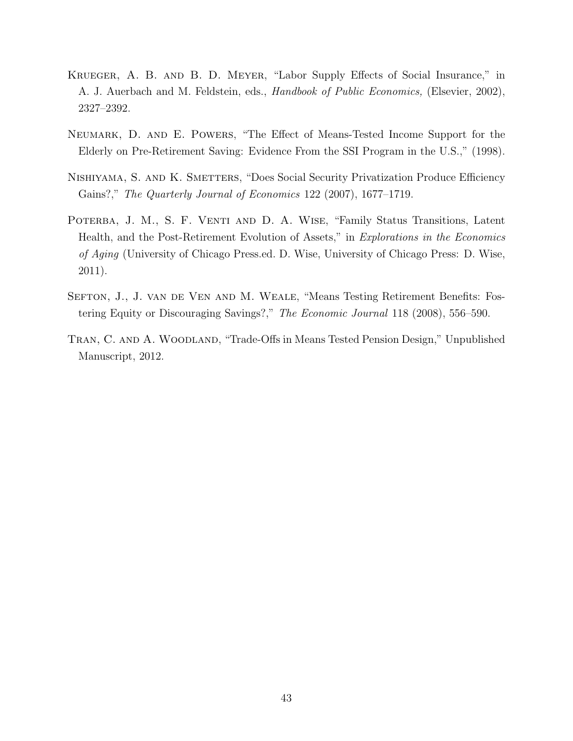Krueger, A. B. and B. D. Meyer, "Labor Supply Effects of Social Insurance," in A. J. Auerbach and M. Feldstein, eds., *Handbook of Public Economics,* (Elsevier, 2002), 2327–2392.

Neumark, D. and E. Powers, "The Effect of Means-Tested Income Support for the Elderly on Pre-Retirement Saving: Evidence From the SSI Program in the U.S.," (1998).

Nishiyama, S. and K. Smetters, "Does Social Security Privatization Produce Efficiency Gains?," *The Quarterly Journal of Economics* 122 (2007), 1677–1719.

Poterba, J. M., S. F. Venti and D. A. Wise, "Family Status Transitions, Latent Health, and the Post-Retirement Evolution of Assets," in *Explorations in the Economics of Aging* (University of Chicago Press.ed. D. Wise, University of Chicago Press: D. Wise, 2011).

Sefton, J., J. van de Ven and M. Weale, "Means Testing Retirement Benefits: Fostering Equity or Discouraging Savings?," *The Economic Journal* 118 (2008), 556–590.

Tran, C. and A. Woodland, "Trade-Offs in Means Tested Pension Design," Unpublished Manuscript, 2012.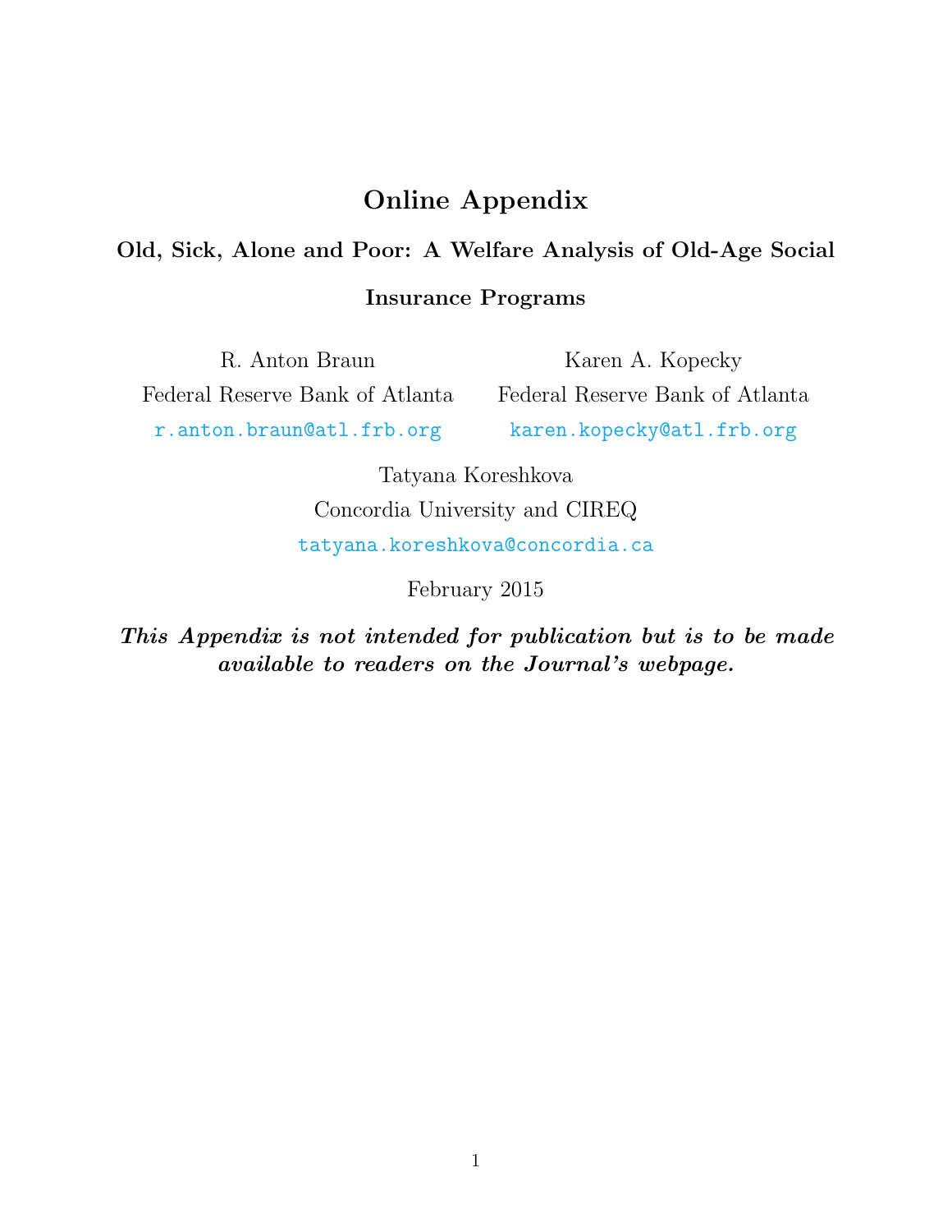# Online Appendix

## Old, Sick, Alone and Poor: A Welfare Analysis of Old-Age Social Insurance Programs

R. Anton Braun
Federal Reserve Bank of Atlanta
r.anton.braun@atl.frb.org

Karen A. Kopecky
Federal Reserve Bank of Atlanta
karen.kopecky@atl.frb.org

Tatyana Koreshkova
Concordia University and CIREQ
tatyana.koreshkova@concordia.ca

February 2015

***This Appendix is not intended for publication but is to be made available to readers on the Journal's webpage.***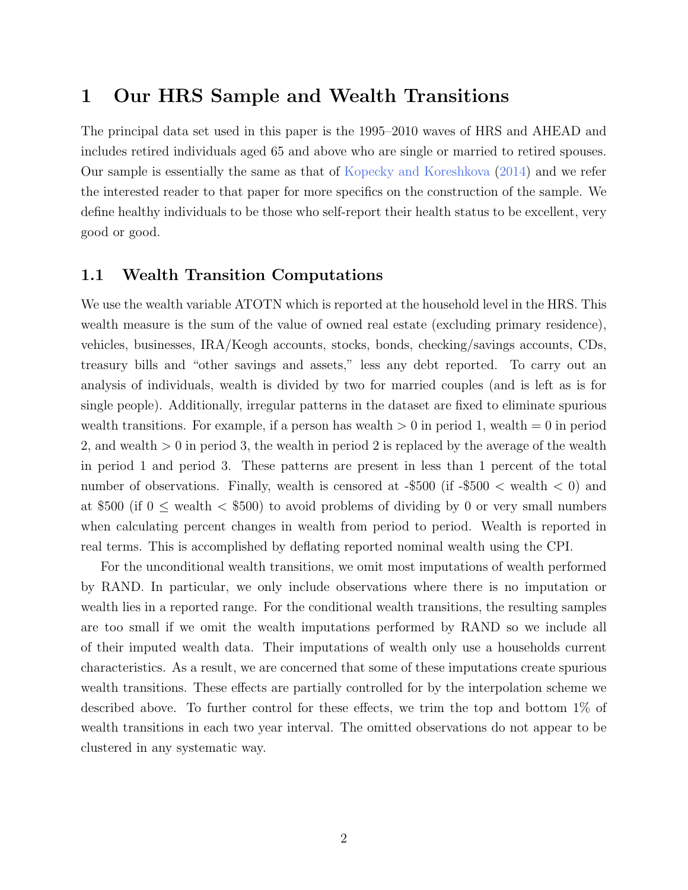# 1 Our HRS Sample and Wealth Transitions

The principal data set used in this paper is the 1995–2010 waves of HRS and AHEAD and includes retired individuals aged 65 and above who are single or married to retired spouses. Our sample is essentially the same as that of Kopecky and Koreshkova (2014) and we refer the interested reader to that paper for more specifics on the construction of the sample. We define healthy individuals to be those who self-report their health status to be excellent, very good or good.

## 1.1 Wealth Transition Computations

We use the wealth variable ATOTN which is reported at the household level in the HRS. This wealth measure is the sum of the value of owned real estate (excluding primary residence), vehicles, businesses, IRA/Keogh accounts, stocks, bonds, checking/savings accounts, CDs, treasury bills and "other savings and assets," less any debt reported. To carry out an analysis of individuals, wealth is divided by two for married couples (and is left as is for single people). Additionally, irregular patterns in the dataset are fixed to eliminate spurious wealth transitions. For example, if a person has wealth $> 0$ in period 1, wealth $= 0$ in period 2, and wealth $> 0$ in period 3, the wealth in period 2 is replaced by the average of the wealth in period 1 and period 3. These patterns are present in less than 1 percent of the total number of observations. Finally, wealth is censored at -\$500 (if -\$500 $<$ wealth $< 0$) and at \$500 (if $0 \leq$ wealth $<$ \$500) to avoid problems of dividing by 0 or very small numbers when calculating percent changes in wealth from period to period. Wealth is reported in real terms. This is accomplished by deflating reported nominal wealth using the CPI.

For the unconditional wealth transitions, we omit most imputations of wealth performed by RAND. In particular, we only include observations where there is no imputation or wealth lies in a reported range. For the conditional wealth transitions, the resulting samples are too small if we omit the wealth imputations performed by RAND so we include all of their imputed wealth data. Their imputations of wealth only use a households current characteristics. As a result, we are concerned that some of these imputations create spurious wealth transitions. These effects are partially controlled for by the interpolation scheme we described above. To further control for these effects, we trim the top and bottom 1% of wealth transitions in each two year interval. The omitted observations do not appear to be clustered in any systematic way.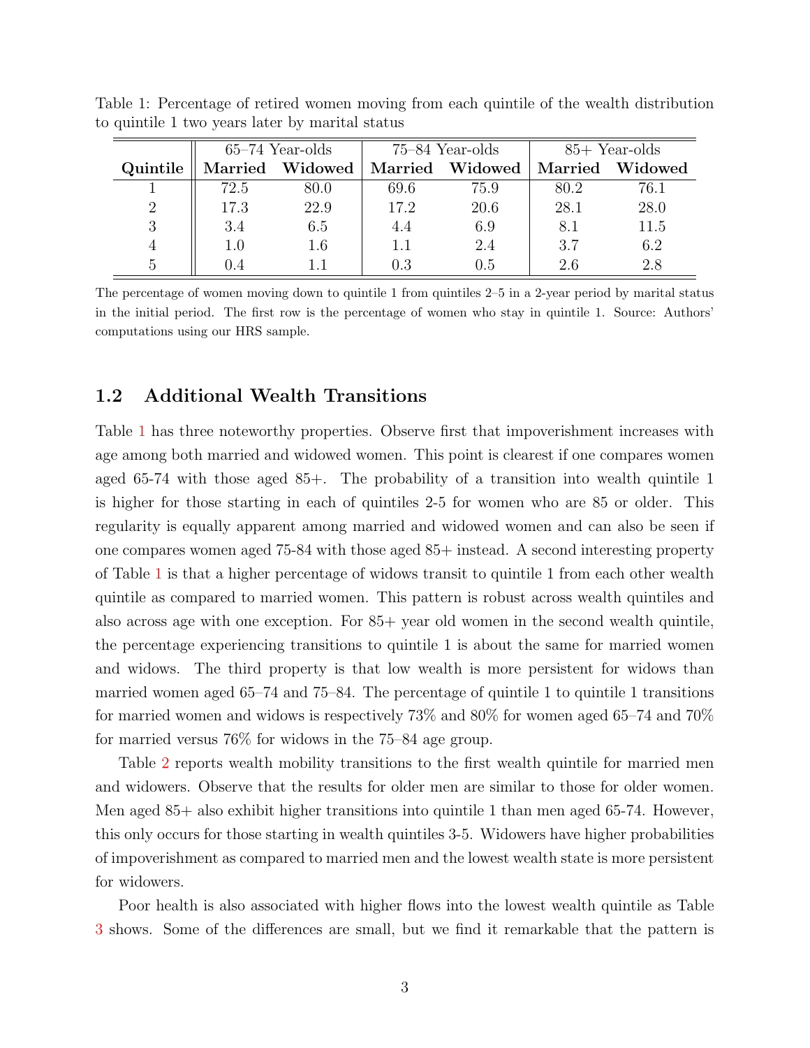Table 1: Percentage of retired women moving from each quintile of the wealth distribution to quintile 1 two years later by marital status

| | 65–74 Year-olds | | 75–84 Year-olds | | 85+ Year-olds | |
|---|---|---|---|---|---|---|
| **Quintile** | **Married** | **Widowed** | **Married** | **Widowed** | **Married** | **Widowed** |
| 1 | 72.5 | 80.0 | 69.6 | 75.9 | 80.2 | 76.1 |
| 2 | 17.3 | 22.9 | 17.2 | 20.6 | 28.1 | 28.0 |
| 3 | 3.4 | 6.5 | 4.4 | 6.9 | 8.1 | 11.5 |
| 4 | 1.0 | 1.6 | 1.1 | 2.4 | 3.7 | 6.2 |
| 5 | 0.4 | 1.1 | 0.3 | 0.5 | 2.6 | 2.8 |

The percentage of women moving down to quintile 1 from quintiles 2–5 in a 2-year period by marital status in the initial period. The first row is the percentage of women who stay in quintile 1. Source: Authors' computations using our HRS sample.

### 1.2 Additional Wealth Transitions

Table 1 has three noteworthy properties. Observe first that impoverishment increases with age among both married and widowed women. This point is clearest if one compares women aged 65-74 with those aged 85+. The probability of a transition into wealth quintile 1 is higher for those starting in each of quintiles 2-5 for women who are 85 or older. This regularity is equally apparent among married and widowed women and can also be seen if one compares women aged 75-84 with those aged 85+ instead. A second interesting property of Table 1 is that a higher percentage of widows transit to quintile 1 from each other wealth quintile as compared to married women. This pattern is robust across wealth quintiles and also across age with one exception. For 85+ year old women in the second wealth quintile, the percentage experiencing transitions to quintile 1 is about the same for married women and widows. The third property is that low wealth is more persistent for widows than married women aged 65–74 and 75–84. The percentage of quintile 1 to quintile 1 transitions for married women and widows is respectively 73% and 80% for women aged 65–74 and 70% for married versus 76% for widows in the 75–84 age group.

Table 2 reports wealth mobility transitions to the first wealth quintile for married men and widowers. Observe that the results for older men are similar to those for older women. Men aged 85+ also exhibit higher transitions into quintile 1 than men aged 65-74. However, this only occurs for those starting in wealth quintiles 3-5. Widowers have higher probabilities of impoverishment as compared to married men and the lowest wealth state is more persistent for widowers.

Poor health is also associated with higher flows into the lowest wealth quintile as Table 3 shows. Some of the differences are small, but we find it remarkable that the pattern is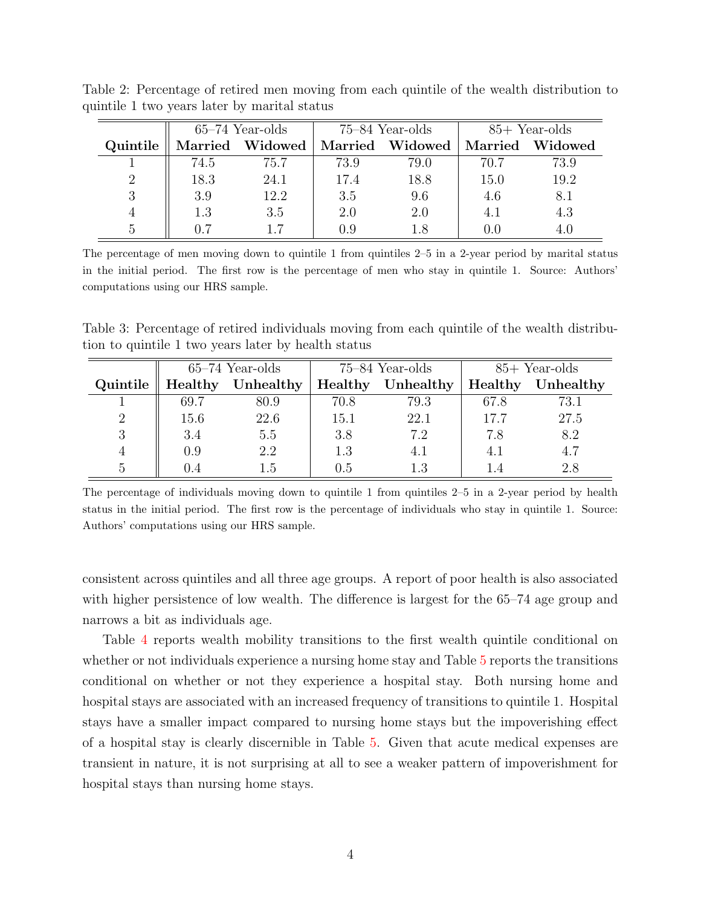Table 2: Percentage of retired men moving from each quintile of the wealth distribution to quintile 1 two years later by marital status

| | 65–74 Year-olds | | 75–84 Year-olds | | 85+ Year-olds | |
|---|---|---|---|---|---|---|
| **Quintile** | **Married** | **Widowed** | **Married** | **Widowed** | **Married** | **Widowed** |
| 1 | 74.5 | 75.7 | 73.9 | 79.0 | 70.7 | 73.9 |
| 2 | 18.3 | 24.1 | 17.4 | 18.8 | 15.0 | 19.2 |
| 3 | 3.9 | 12.2 | 3.5 | 9.6 | 4.6 | 8.1 |
| 4 | 1.3 | 3.5 | 2.0 | 2.0 | 4.1 | 4.3 |
| 5 | 0.7 | 1.7 | 0.9 | 1.8 | 0.0 | 4.0 |

The percentage of men moving down to quintile 1 from quintiles 2–5 in a 2-year period by marital status in the initial period. The first row is the percentage of men who stay in quintile 1. Source: Authors' computations using our HRS sample.

Table 3: Percentage of retired individuals moving from each quintile of the wealth distribution to quintile 1 two years later by health status

| | 65–74 Year-olds | | 75–84 Year-olds | | 85+ Year-olds | |
|---|---|---|---|---|---|---|
| **Quintile** | **Healthy** | **Unhealthy** | **Healthy** | **Unhealthy** | **Healthy** | **Unhealthy** |
| 1 | 69.7 | 80.9 | 70.8 | 79.3 | 67.8 | 73.1 |
| 2 | 15.6 | 22.6 | 15.1 | 22.1 | 17.7 | 27.5 |
| 3 | 3.4 | 5.5 | 3.8 | 7.2 | 7.8 | 8.2 |
| 4 | 0.9 | 2.2 | 1.3 | 4.1 | 4.1 | 4.7 |
| 5 | 0.4 | 1.5 | 0.5 | 1.3 | 1.4 | 2.8 |

The percentage of individuals moving down to quintile 1 from quintiles 2–5 in a 2-year period by health status in the initial period. The first row is the percentage of individuals who stay in quintile 1. Source: Authors' computations using our HRS sample.

consistent across quintiles and all three age groups. A report of poor health is also associated with higher persistence of low wealth. The difference is largest for the 65–74 age group and narrows a bit as individuals age.

Table 4 reports wealth mobility transitions to the first wealth quintile conditional on whether or not individuals experience a nursing home stay and Table 5 reports the transitions conditional on whether or not they experience a hospital stay. Both nursing home and hospital stays are associated with an increased frequency of transitions to quintile 1. Hospital stays have a smaller impact compared to nursing home stays but the impoverishing effect of a hospital stay is clearly discernible in Table 5. Given that acute medical expenses are transient in nature, it is not surprising at all to see a weaker pattern of impoverishment for hospital stays than nursing home stays.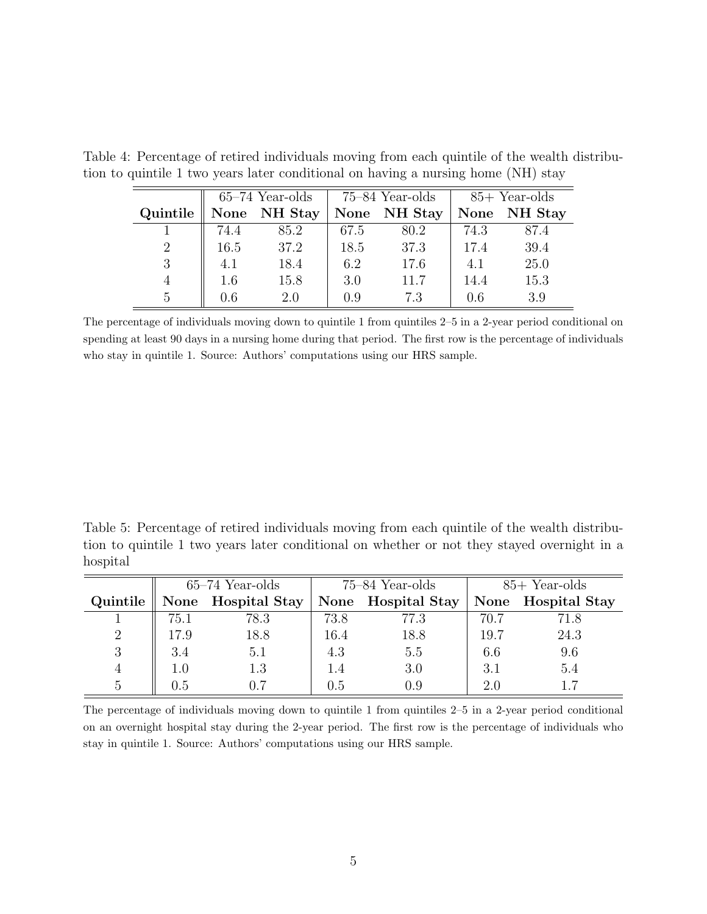Table 4: Percentage of retired individuals moving from each quintile of the wealth distribution to quintile 1 two years later conditional on having a nursing home (NH) stay

| | 65–74 Year-olds | | 75–84 Year-olds | | 85+ Year-olds | |
|---|---|---|---|---|---|---|
| **Quintile** | **None** | **NH Stay** | **None** | **NH Stay** | **None** | **NH Stay** |
| 1 | 74.4 | 85.2 | 67.5 | 80.2 | 74.3 | 87.4 |
| 2 | 16.5 | 37.2 | 18.5 | 37.3 | 17.4 | 39.4 |
| 3 | 4.1 | 18.4 | 6.2 | 17.6 | 4.1 | 25.0 |
| 4 | 1.6 | 15.8 | 3.0 | 11.7 | 14.4 | 15.3 |
| 5 | 0.6 | 2.0 | 0.9 | 7.3 | 0.6 | 3.9 |

The percentage of individuals moving down to quintile 1 from quintiles 2–5 in a 2-year period conditional on spending at least 90 days in a nursing home during that period. The first row is the percentage of individuals who stay in quintile 1. Source: Authors' computations using our HRS sample.

Table 5: Percentage of retired individuals moving from each quintile of the wealth distribution to quintile 1 two years later conditional on whether or not they stayed overnight in a hospital

| | 65–74 Year-olds | | 75–84 Year-olds | | 85+ Year-olds | |
|---|---|---|---|---|---|---|
| **Quintile** | **None** | **Hospital Stay** | **None** | **Hospital Stay** | **None** | **Hospital Stay** |
| 1 | 75.1 | 78.3 | 73.8 | 77.3 | 70.7 | 71.8 |
| 2 | 17.9 | 18.8 | 16.4 | 18.8 | 19.7 | 24.3 |
| 3 | 3.4 | 5.1 | 4.3 | 5.5 | 6.6 | 9.6 |
| 4 | 1.0 | 1.3 | 1.4 | 3.0 | 3.1 | 5.4 |
| 5 | 0.5 | 0.7 | 0.5 | 0.9 | 2.0 | 1.7 |

The percentage of individuals moving down to quintile 1 from quintiles 2–5 in a 2-year period conditional on an overnight hospital stay during the 2-year period. The first row is the percentage of individuals who stay in quintile 1. Source: Authors' computations using our HRS sample.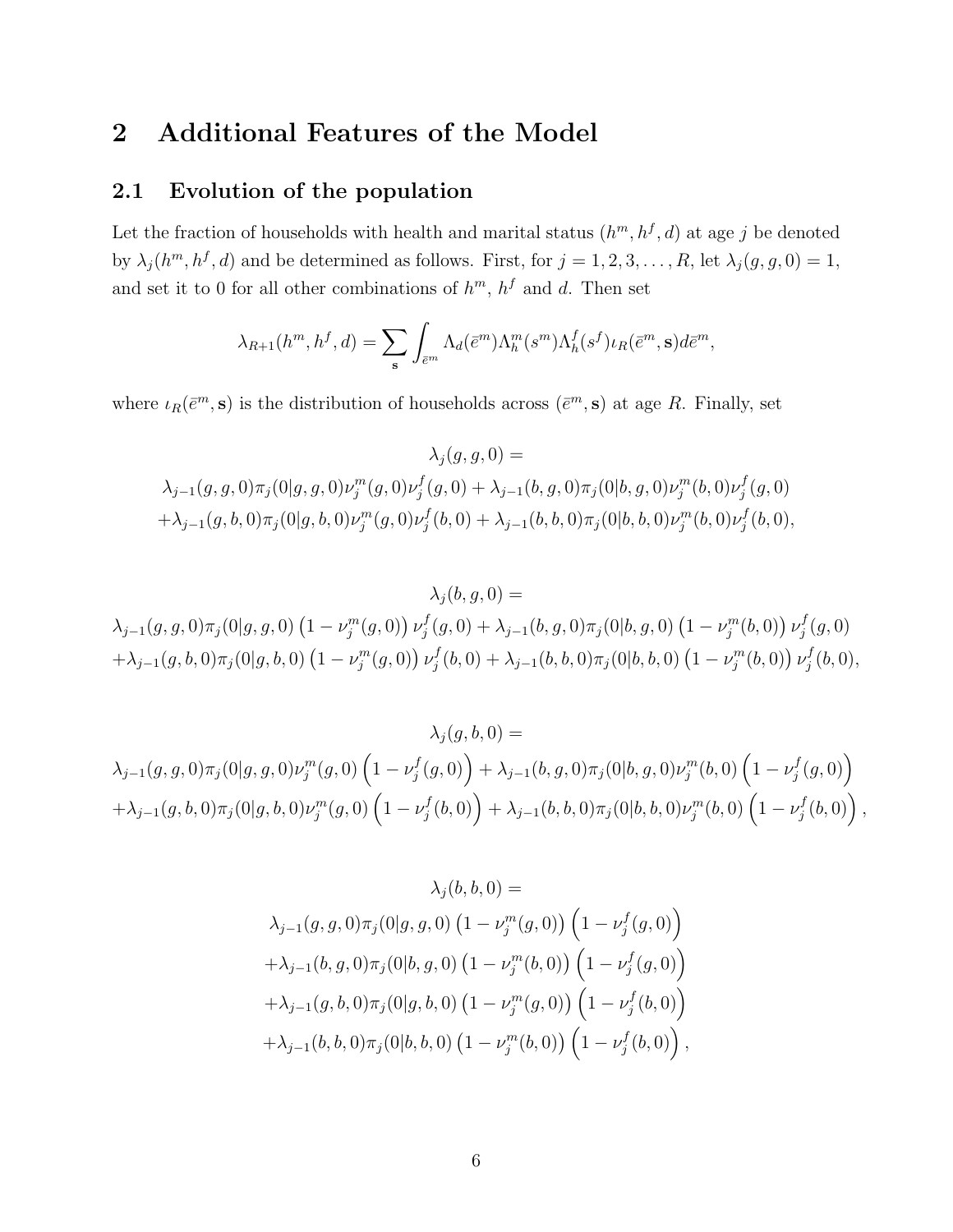# 2 Additional Features of the Model

## 2.1 Evolution of the population

Let the fraction of households with health and marital status $(h^m, h^f, d)$ at age $j$ be denoted by $\lambda_j(h^m, h^f, d)$ and be determined as follows. First, for $j = 1, 2, 3, \ldots, R$, let $\lambda_j(g, g, 0) = 1$, and set it to 0 for all other combinations of $h^m$, $h^f$ and $d$. Then set

$$\lambda_{R+1}(h^m, h^f, d) = \sum_{\mathbf{s}} \int_{\bar{e}^m} \Lambda_d(\bar{e}^m)\Lambda_h^m(s^m)\Lambda_h^f(s^f)\iota_R(\bar{e}^m, \mathbf{s})d\bar{e}^m,$$

where $\iota_R(\bar{e}^m, \mathbf{s})$ is the distribution of households across $(\bar{e}^m, \mathbf{s})$ at age $R$. Finally, set

$$\begin{aligned}
&\lambda_j(g, g, 0) = \\
&\lambda_{j-1}(g, g, 0)\pi_j(0|g, g, 0)\nu_j^m(g, 0)\nu_j^f(g, 0) + \lambda_{j-1}(b, g, 0)\pi_j(0|b, g, 0)\nu_j^m(b, 0)\nu_j^f(g, 0) \\
&+\lambda_{j-1}(g, b, 0)\pi_j(0|g, b, 0)\nu_j^m(g, 0)\nu_j^f(b, 0) + \lambda_{j-1}(b, b, 0)\pi_j(0|b, b, 0)\nu_j^m(b, 0)\nu_j^f(b, 0),
\end{aligned}$$

$$\begin{aligned}
&\lambda_j(b, g, 0) = \\
&\lambda_{j-1}(g, g, 0)\pi_j(0|g, g, 0)\left(1 - \nu_j^m(g, 0)\right)\nu_j^f(g, 0) + \lambda_{j-1}(b, g, 0)\pi_j(0|b, g, 0)\left(1 - \nu_j^m(b, 0)\right)\nu_j^f(g, 0) \\
&+\lambda_{j-1}(g, b, 0)\pi_j(0|g, b, 0)\left(1 - \nu_j^m(g, 0)\right)\nu_j^f(b, 0) + \lambda_{j-1}(b, b, 0)\pi_j(0|b, b, 0)\left(1 - \nu_j^m(b, 0)\right)\nu_j^f(b, 0),
\end{aligned}$$

$$\begin{aligned}
&\lambda_j(g, b, 0) = \\
&\lambda_{j-1}(g, g, 0)\pi_j(0|g, g, 0)\nu_j^m(g, 0)\left(1 - \nu_j^f(g, 0)\right) + \lambda_{j-1}(b, g, 0)\pi_j(0|b, g, 0)\nu_j^m(b, 0)\left(1 - \nu_j^f(g, 0)\right) \\
&+\lambda_{j-1}(g, b, 0)\pi_j(0|g, b, 0)\nu_j^m(g, 0)\left(1 - \nu_j^f(b, 0)\right) + \lambda_{j-1}(b, b, 0)\pi_j(0|b, b, 0)\nu_j^m(b, 0)\left(1 - \nu_j^f(b, 0)\right),
\end{aligned}$$

$$\begin{aligned}
&\lambda_j(b, b, 0) = \\
&\lambda_{j-1}(g, g, 0)\pi_j(0|g, g, 0)\left(1 - \nu_j^m(g, 0)\right)\left(1 - \nu_j^f(g, 0)\right) \\
&+\lambda_{j-1}(b, g, 0)\pi_j(0|b, g, 0)\left(1 - \nu_j^m(b, 0)\right)\left(1 - \nu_j^f(g, 0)\right) \\
&+\lambda_{j-1}(g, b, 0)\pi_j(0|g, b, 0)\left(1 - \nu_j^m(g, 0)\right)\left(1 - \nu_j^f(b, 0)\right) \\
&+\lambda_{j-1}(b, b, 0)\pi_j(0|b, b, 0)\left(1 - \nu_j^m(b, 0)\right)\left(1 - \nu_j^f(b, 0)\right),
\end{aligned}$$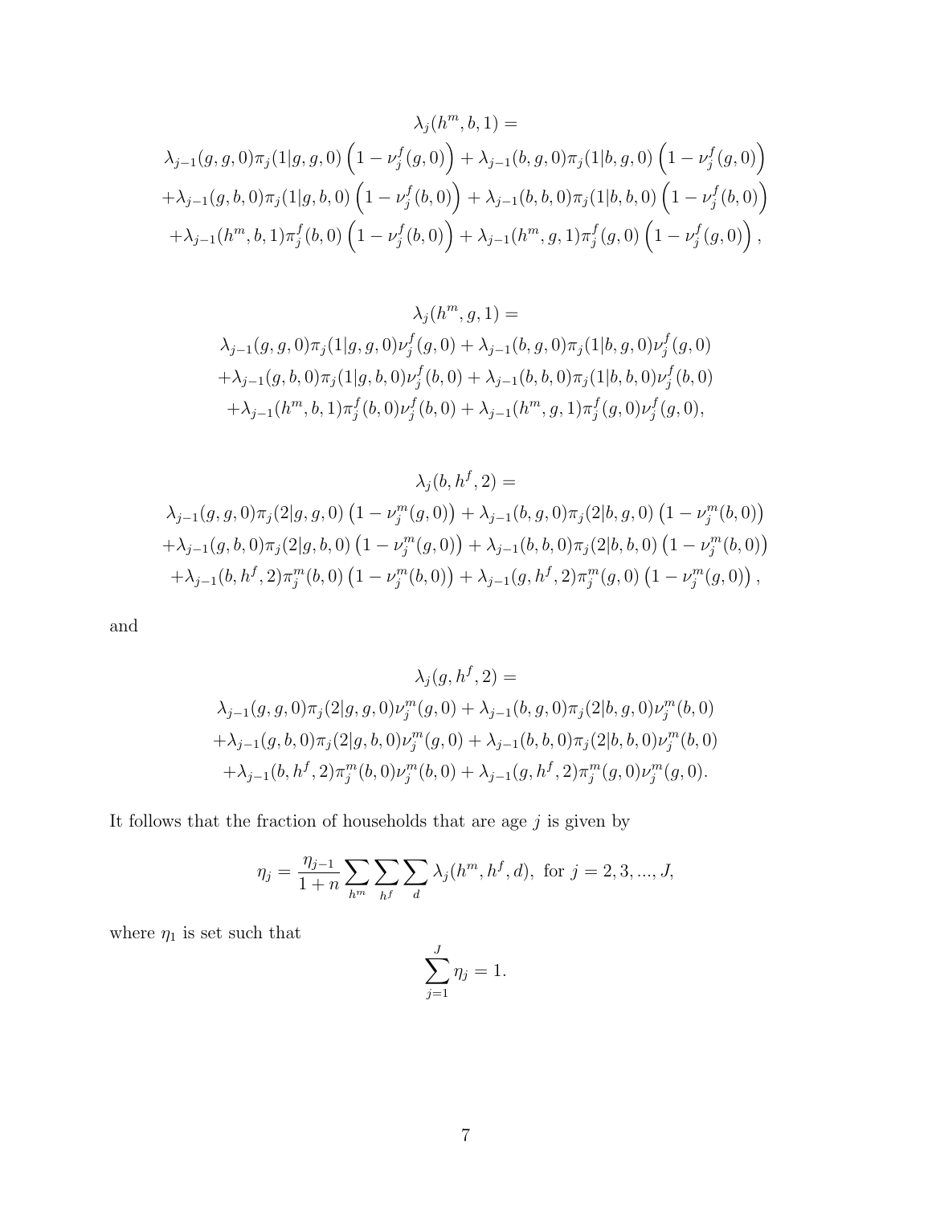$$
\begin{aligned}
&\lambda_j(h^m, b, 1) = \\
&\lambda_{j-1}(g, g, 0)\pi_j(1|g, g, 0)\left(1 - \nu_j^f(g, 0)\right) + \lambda_{j-1}(b, g, 0)\pi_j(1|b, g, 0)\left(1 - \nu_j^f(g, 0)\right) \\
&+\lambda_{j-1}(g, b, 0)\pi_j(1|g, b, 0)\left(1 - \nu_j^f(b, 0)\right) + \lambda_{j-1}(b, b, 0)\pi_j(1|b, b, 0)\left(1 - \nu_j^f(b, 0)\right) \\
&+\lambda_{j-1}(h^m, b, 1)\pi_j^f(b, 0)\left(1 - \nu_j^f(b, 0)\right) + \lambda_{j-1}(h^m, g, 1)\pi_j^f(g, 0)\left(1 - \nu_j^f(g, 0)\right),
\end{aligned}
$$

$$
\begin{aligned}
&\lambda_j(h^m, g, 1) = \\
&\lambda_{j-1}(g, g, 0)\pi_j(1|g, g, 0)\nu_j^f(g, 0) + \lambda_{j-1}(b, g, 0)\pi_j(1|b, g, 0)\nu_j^f(g, 0) \\
&+\lambda_{j-1}(g, b, 0)\pi_j(1|g, b, 0)\nu_j^f(b, 0) + \lambda_{j-1}(b, b, 0)\pi_j(1|b, b, 0)\nu_j^f(b, 0) \\
&+\lambda_{j-1}(h^m, b, 1)\pi_j^f(b, 0)\nu_j^f(b, 0) + \lambda_{j-1}(h^m, g, 1)\pi_j^f(g, 0)\nu_j^f(g, 0),
\end{aligned}
$$

$$
\begin{aligned}
&\lambda_j(b, h^f, 2) = \\
&\lambda_{j-1}(g, g, 0)\pi_j(2|g, g, 0)\left(1 - \nu_j^m(g, 0)\right) + \lambda_{j-1}(b, g, 0)\pi_j(2|b, g, 0)\left(1 - \nu_j^m(b, 0)\right) \\
&+\lambda_{j-1}(g, b, 0)\pi_j(2|g, b, 0)\left(1 - \nu_j^m(g, 0)\right) + \lambda_{j-1}(b, b, 0)\pi_j(2|b, b, 0)\left(1 - \nu_j^m(b, 0)\right) \\
&+\lambda_{j-1}(b, h^f, 2)\pi_j^m(b, 0)\left(1 - \nu_j^m(b, 0)\right) + \lambda_{j-1}(g, h^f, 2)\pi_j^m(g, 0)\left(1 - \nu_j^m(g, 0)\right),
\end{aligned}
$$

and

$$
\begin{aligned}
&\lambda_j(g, h^f, 2) = \\
&\lambda_{j-1}(g, g, 0)\pi_j(2|g, g, 0)\nu_j^m(g, 0) + \lambda_{j-1}(b, g, 0)\pi_j(2|b, g, 0)\nu_j^m(b, 0) \\
&+\lambda_{j-1}(g, b, 0)\pi_j(2|g, b, 0)\nu_j^m(g, 0) + \lambda_{j-1}(b, b, 0)\pi_j(2|b, b, 0)\nu_j^m(b, 0) \\
&+\lambda_{j-1}(b, h^f, 2)\pi_j^m(b, 0)\nu_j^m(b, 0) + \lambda_{j-1}(g, h^f, 2)\pi_j^m(g, 0)\nu_j^m(g, 0).
\end{aligned}
$$

It follows that the fraction of households that are age $j$ is given by

$$
\eta_j = \frac{\eta_{j-1}}{1+n} \sum_{h^m} \sum_{h^f} \sum_{d} \lambda_j(h^m, h^f, d), \text{ for } j = 2, 3, ..., J,
$$

where $\eta_1$ is set such that

$$
\sum_{j=1}^{J} \eta_j = 1.
$$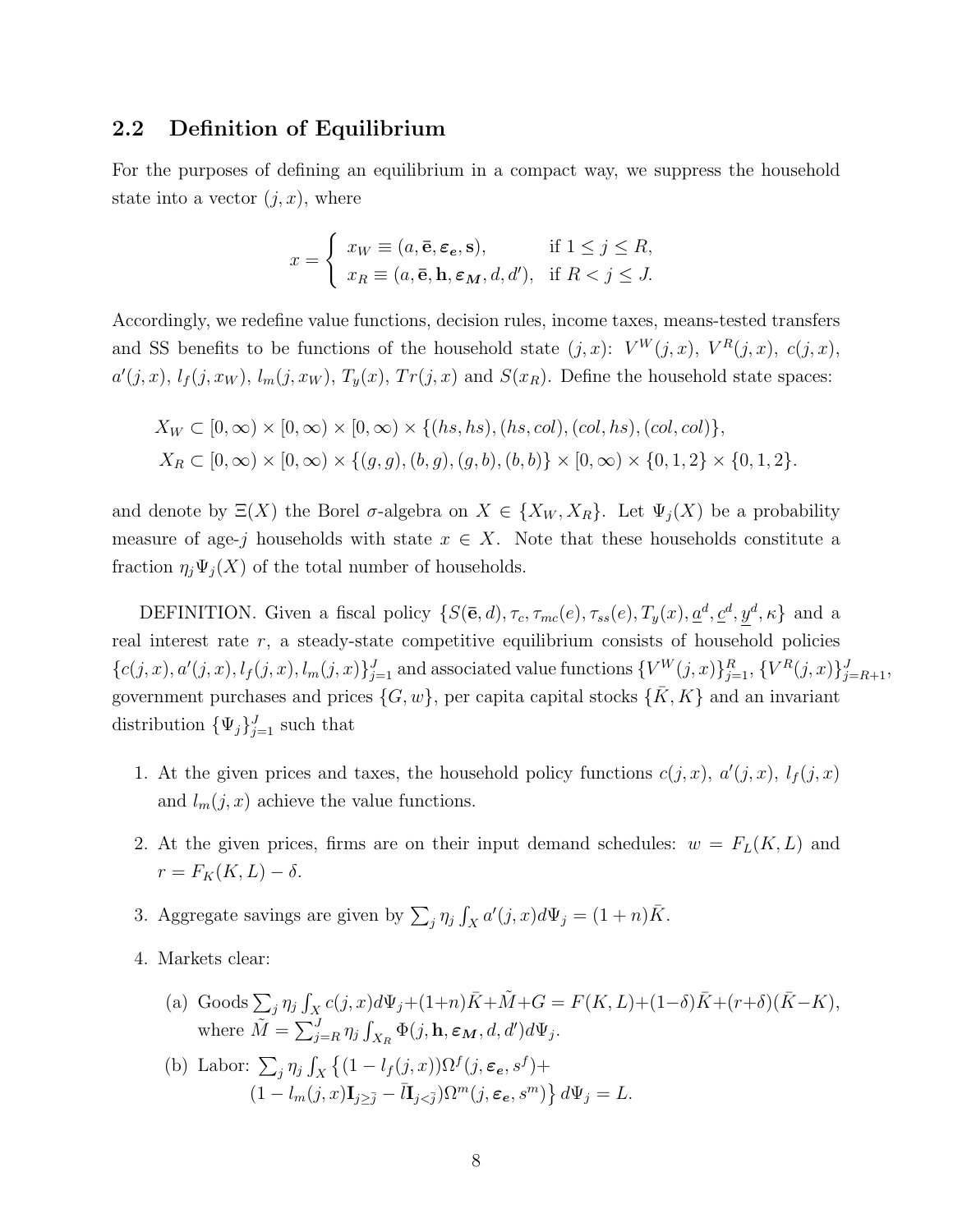## 2.2 Definition of Equilibrium

For the purposes of defining an equilibrium in a compact way, we suppress the household state into a vector $(j, x)$, where

$$x = \begin{cases} x_W \equiv (a, \bar{\mathbf{e}}, \boldsymbol{\varepsilon_e}, \mathbf{s}), & \text{if } 1 \leq j \leq R, \\ x_R \equiv (a, \bar{\mathbf{e}}, \mathbf{h}, \boldsymbol{\varepsilon_M}, d, d'), & \text{if } R < j \leq J. \end{cases}$$

Accordingly, we redefine value functions, decision rules, income taxes, means-tested transfers and SS benefits to be functions of the household state $(j, x)$: $V^W(j, x)$, $V^R(j, x)$, $c(j, x)$, $a'(j, x)$, $l_f(j, x_W)$, $l_m(j, x_W)$, $T_y(x)$, $Tr(j, x)$ and $S(x_R)$. Define the household state spaces:

$$X_W \subset [0, \infty) \times [0, \infty) \times [0, \infty) \times \{(hs, hs), (hs, col), (col, hs), (col, col)\},$$
$$X_R \subset [0, \infty) \times [0, \infty) \times \{(g, g), (b, g), (g, b), (b, b)\} \times [0, \infty) \times \{0, 1, 2\} \times \{0, 1, 2\}.$$

and denote by $\Xi(X)$ the Borel $\sigma$-algebra on $X \in \{X_W, X_R\}$. Let $\Psi_j(X)$ be a probability measure of age-$j$ households with state $x \in X$. Note that these households constitute a fraction $\eta_j \Psi_j(X)$ of the total number of households.

DEFINITION. Given a fiscal policy $\{S(\bar{\mathbf{e}}, d), \tau_c, \tau_{mc}(e), \tau_{ss}(e), T_y(x), \underline{a}^d, \underline{c}^d, \underline{y}^d, \kappa\}$ and a real interest rate $r$, a steady-state competitive equilibrium consists of household policies $\{c(j, x), a'(j, x), l_f(j, x), l_m(j, x)\}_{j=1}^J$ and associated value functions $\{V^W(j, x)\}_{j=1}^R$, $\{V^R(j, x)\}_{j=R+1}^J$, government purchases and prices $\{G, w\}$, per capita capital stocks $\{\bar{K}, K\}$ and an invariant distribution $\{\Psi_j\}_{j=1}^J$ such that

1. At the given prices and taxes, the household policy functions $c(j, x)$, $a'(j, x)$, $l_f(j, x)$ and $l_m(j, x)$ achieve the value functions.
2. At the given prices, firms are on their input demand schedules: $w = F_L(K, L)$ and $r = F_K(K, L) - \delta$.
3. Aggregate savings are given by $\sum_j \eta_j \int_X a'(j, x) d\Psi_j = (1 + n)\bar{K}$.
4. Markets clear:
   (a) Goods $\sum_j \eta_j \int_X c(j, x) d\Psi_j + (1+n)\bar{K} + \tilde{M} + G = F(K, L) + (1-\delta)\bar{K} + (r+\delta)(\bar{K} - K)$, where $\tilde{M} = \sum_{j=R}^J \eta_j \int_{X_R} \Phi(j, \mathbf{h}, \boldsymbol{\varepsilon_M}, d, d') d\Psi_j$.
   (b) Labor: $\sum_j \eta_j \int_X \{(1 - l_f(j, x))\Omega^f(j, \boldsymbol{\varepsilon_e}, s^f) +$
   $(1 - l_m(j, x)\mathbf{I}_{j \geq \bar{j}} - \bar{l}\mathbf{I}_{j < \bar{j}})\Omega^m(j, \boldsymbol{\varepsilon_e}, s^m)\} d\Psi_j = L.$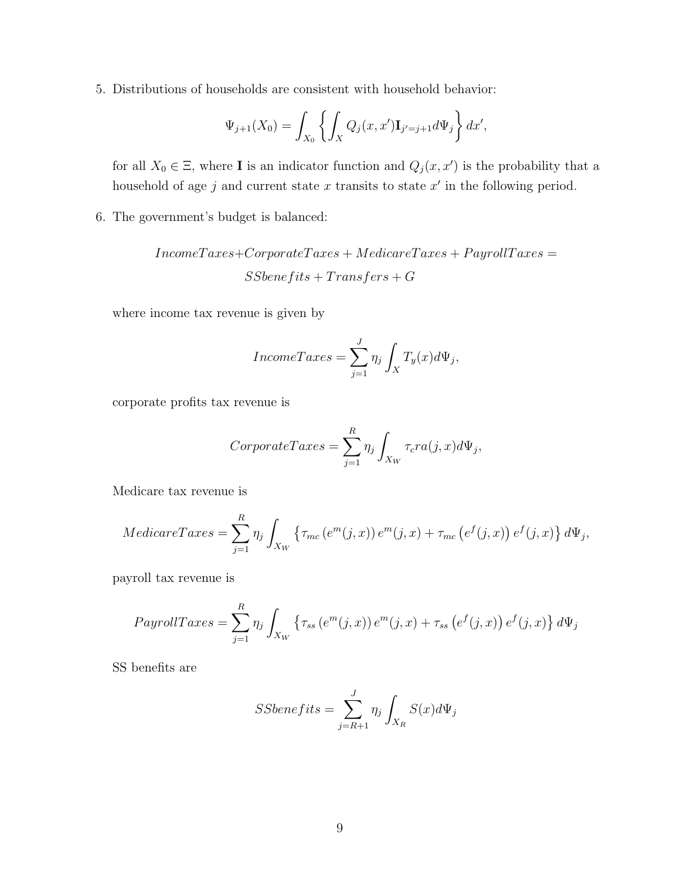5. Distributions of households are consistent with household behavior:

$$\Psi_{j+1}(X_0) = \int_{X_0} \left\{ \int_X Q_j(x, x')\mathbf{I}_{j'=j+1} d\Psi_j \right\} dx',$$

   for all $X_0 \in \Xi$, where $\mathbf{I}$ is an indicator function and $Q_j(x, x')$ is the probability that a household of age $j$ and current state $x$ transits to state $x'$ in the following period.

6. The government's budget is balanced:

$$IncomeTaxes + CorporateTaxes + MedicareTaxes + PayrollTaxes = SSbenefits + Transfers + G$$

   where income tax revenue is given by

$$IncomeTaxes = \sum_{j=1}^{J} \eta_j \int_X T_y(x) d\Psi_j,$$

   corporate profits tax revenue is

$$CorporateTaxes = \sum_{j=1}^{R} \eta_j \int_{X_W} \tau_c r a(j, x) d\Psi_j,$$

   Medicare tax revenue is

$$MedicareTaxes = \sum_{j=1}^{R} \eta_j \int_{X_W} \left\{ \tau_{mc} \left( e^m(j, x) \right) e^m(j, x) + \tau_{mc} \left( e^f(j, x) \right) e^f(j, x) \right\} d\Psi_j,$$

   payroll tax revenue is

$$PayrollTaxes = \sum_{j=1}^{R} \eta_j \int_{X_W} \left\{ \tau_{ss} \left( e^m(j, x) \right) e^m(j, x) + \tau_{ss} \left( e^f(j, x) \right) e^f(j, x) \right\} d\Psi_j$$

   SS benefits are

$$SSbenefits = \sum_{j=R+1}^{J} \eta_j \int_{X_R} S(x) d\Psi_j$$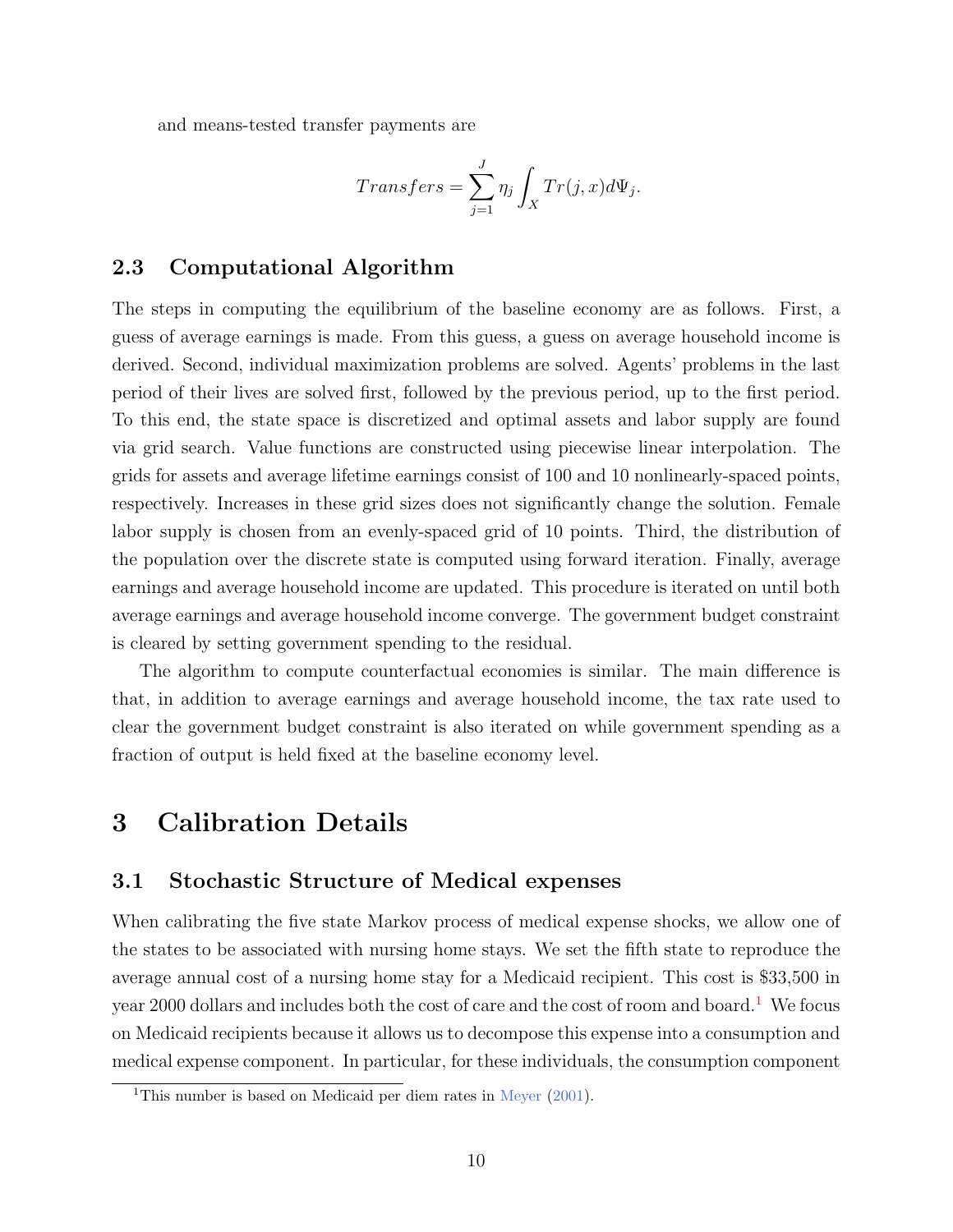and means-tested transfer payments are

$$Transfers = \sum_{j=1}^{J} \eta_j \int_X Tr(j,x) d\Psi_j.$$

### 2.3 Computational Algorithm

The steps in computing the equilibrium of the baseline economy are as follows. First, a guess of average earnings is made. From this guess, a guess on average household income is derived. Second, individual maximization problems are solved. Agents' problems in the last period of their lives are solved first, followed by the previous period, up to the first period. To this end, the state space is discretized and optimal assets and labor supply are found via grid search. Value functions are constructed using piecewise linear interpolation. The grids for assets and average lifetime earnings consist of 100 and 10 nonlinearly-spaced points, respectively. Increases in these grid sizes does not significantly change the solution. Female labor supply is chosen from an evenly-spaced grid of 10 points. Third, the distribution of the population over the discrete state is computed using forward iteration. Finally, average earnings and average household income are updated. This procedure is iterated on until both average earnings and average household income converge. The government budget constraint is cleared by setting government spending to the residual.

The algorithm to compute counterfactual economies is similar. The main difference is that, in addition to average earnings and average household income, the tax rate used to clear the government budget constraint is also iterated on while government spending as a fraction of output is held fixed at the baseline economy level.

## 3 Calibration Details

### 3.1 Stochastic Structure of Medical expenses

When calibrating the five state Markov process of medical expense shocks, we allow one of the states to be associated with nursing home stays. We set the fifth state to reproduce the average annual cost of a nursing home stay for a Medicaid recipient. This cost is $33,500 in year 2000 dollars and includes both the cost of care and the cost of room and board.[1] We focus on Medicaid recipients because it allows us to decompose this expense into a consumption and medical expense component. In particular, for these individuals, the consumption component

[1] This number is based on Medicaid per diem rates in Meyer (2001).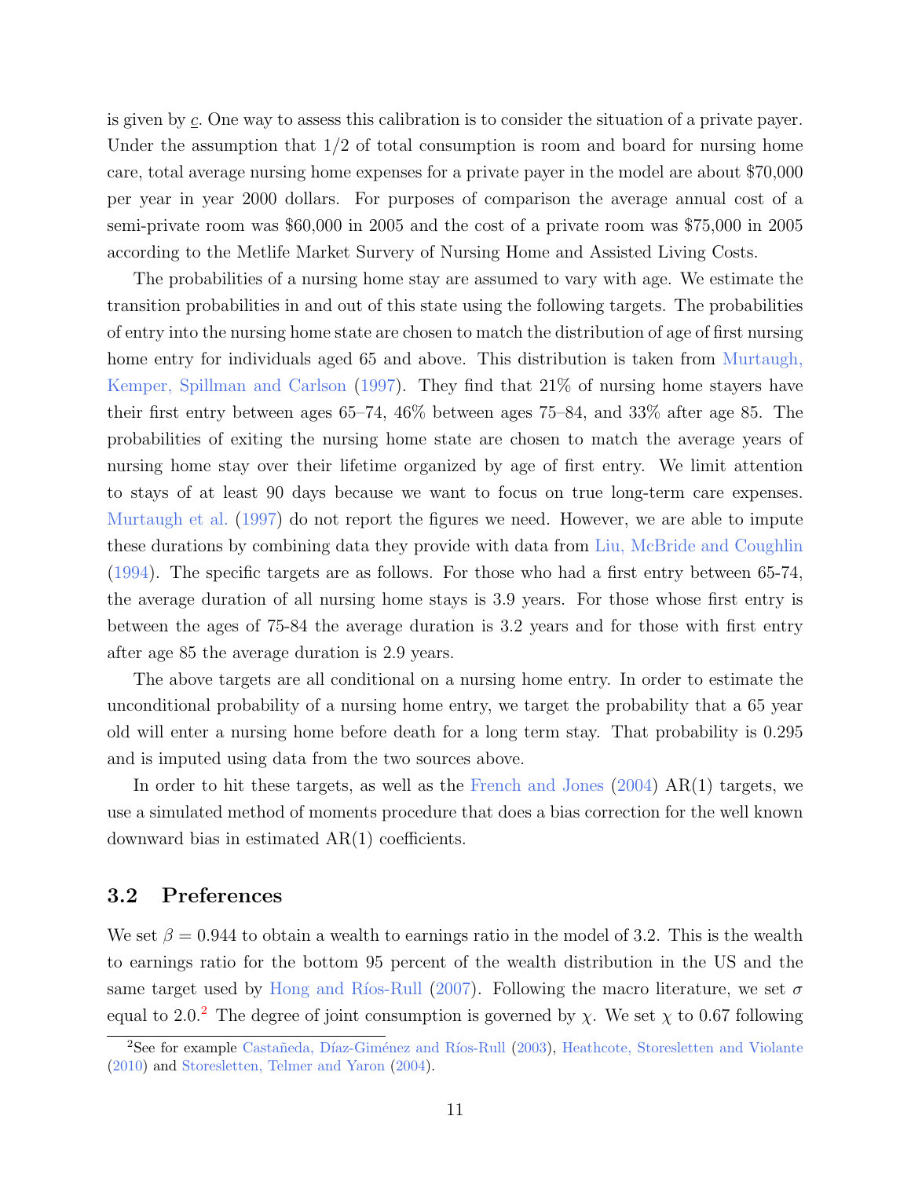is given by $\underline{c}$. One way to assess this calibration is to consider the situation of a private payer. Under the assumption that 1/2 of total consumption is room and board for nursing home care, total average nursing home expenses for a private payer in the model are about \$70,000 per year in year 2000 dollars. For purposes of comparison the average annual cost of a semi-private room was \$60,000 in 2005 and the cost of a private room was \$75,000 in 2005 according to the Metlife Market Survery of Nursing Home and Assisted Living Costs.

The probabilities of a nursing home stay are assumed to vary with age. We estimate the transition probabilities in and out of this state using the following targets. The probabilities of entry into the nursing home state are chosen to match the distribution of age of first nursing home entry for individuals aged 65 and above. This distribution is taken from Murtaugh, Kemper, Spillman and Carlson (1997). They find that 21% of nursing home stayers have their first entry between ages 65–74, 46% between ages 75–84, and 33% after age 85. The probabilities of exiting the nursing home state are chosen to match the average years of nursing home stay over their lifetime organized by age of first entry. We limit attention to stays of at least 90 days because we want to focus on true long-term care expenses. Murtaugh et al. (1997) do not report the figures we need. However, we are able to impute these durations by combining data they provide with data from Liu, McBride and Coughlin (1994). The specific targets are as follows. For those who had a first entry between 65-74, the average duration of all nursing home stays is 3.9 years. For those whose first entry is between the ages of 75-84 the average duration is 3.2 years and for those with first entry after age 85 the average duration is 2.9 years.

The above targets are all conditional on a nursing home entry. In order to estimate the unconditional probability of a nursing home entry, we target the probability that a 65 year old will enter a nursing home before death for a long term stay. That probability is 0.295 and is imputed using data from the two sources above.

In order to hit these targets, as well as the French and Jones (2004) AR(1) targets, we use a simulated method of moments procedure that does a bias correction for the well known downward bias in estimated AR(1) coefficients.

## 3.2 Preferences

We set $\beta = 0.944$ to obtain a wealth to earnings ratio in the model of 3.2. This is the wealth to earnings ratio for the bottom 95 percent of the wealth distribution in the US and the same target used by Hong and Ríos-Rull (2007). Following the macro literature, we set $\sigma$ equal to 2.0.[2] The degree of joint consumption is governed by $\chi$. We set $\chi$ to 0.67 following

[2] See for example Castañeda, Díaz-Giménez and Ríos-Rull (2003), Heathcote, Storesletten and Violante (2010) and Storesletten, Telmer and Yaron (2004).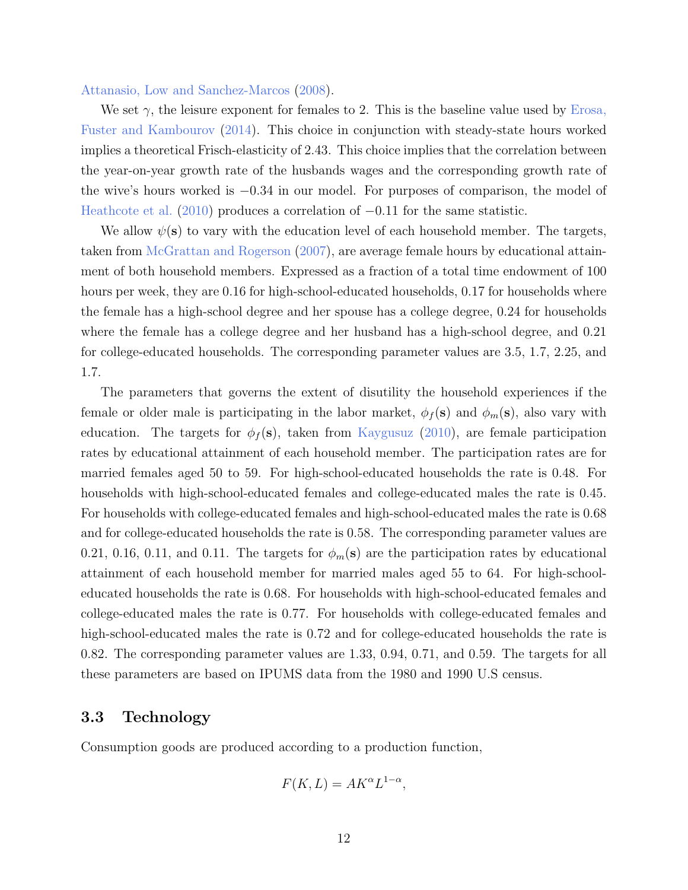Attanasio, Low and Sanchez-Marcos (2008).

We set $\gamma$, the leisure exponent for females to 2. This is the baseline value used by Erosa, Fuster and Kambourov (2014). This choice in conjunction with steady-state hours worked implies a theoretical Frisch-elasticity of 2.43. This choice implies that the correlation between the year-on-year growth rate of the husbands wages and the corresponding growth rate of the wive's hours worked is $-0.34$ in our model. For purposes of comparison, the model of Heathcote et al. (2010) produces a correlation of $-0.11$ for the same statistic.

We allow $\psi(\mathbf{s})$ to vary with the education level of each household member. The targets, taken from McGrattan and Rogerson (2007), are average female hours by educational attainment of both household members. Expressed as a fraction of a total time endowment of 100 hours per week, they are 0.16 for high-school-educated households, 0.17 for households where the female has a high-school degree and her spouse has a college degree, 0.24 for households where the female has a college degree and her husband has a high-school degree, and 0.21 for college-educated households. The corresponding parameter values are 3.5, 1.7, 2.25, and 1.7.

The parameters that governs the extent of disutility the household experiences if the female or older male is participating in the labor market, $\phi_f(\mathbf{s})$ and $\phi_m(\mathbf{s})$, also vary with education. The targets for $\phi_f(\mathbf{s})$, taken from Kaygusuz (2010), are female participation rates by educational attainment of each household member. The participation rates are for married females aged 50 to 59. For high-school-educated households the rate is 0.48. For households with high-school-educated females and college-educated males the rate is 0.45. For households with college-educated females and high-school-educated males the rate is 0.68 and for college-educated households the rate is 0.58. The corresponding parameter values are 0.21, 0.16, 0.11, and 0.11. The targets for $\phi_m(\mathbf{s})$ are the participation rates by educational attainment of each household member for married males aged 55 to 64. For high-school-educated households the rate is 0.68. For households with high-school-educated females and college-educated males the rate is 0.77. For households with college-educated females and high-school-educated males the rate is 0.72 and for college-educated households the rate is 0.82. The corresponding parameter values are 1.33, 0.94, 0.71, and 0.59. The targets for all these parameters are based on IPUMS data from the 1980 and 1990 U.S census.

### 3.3 Technology

Consumption goods are produced according to a production function,

$$F(K, L) = AK^{\alpha}L^{1-\alpha},$$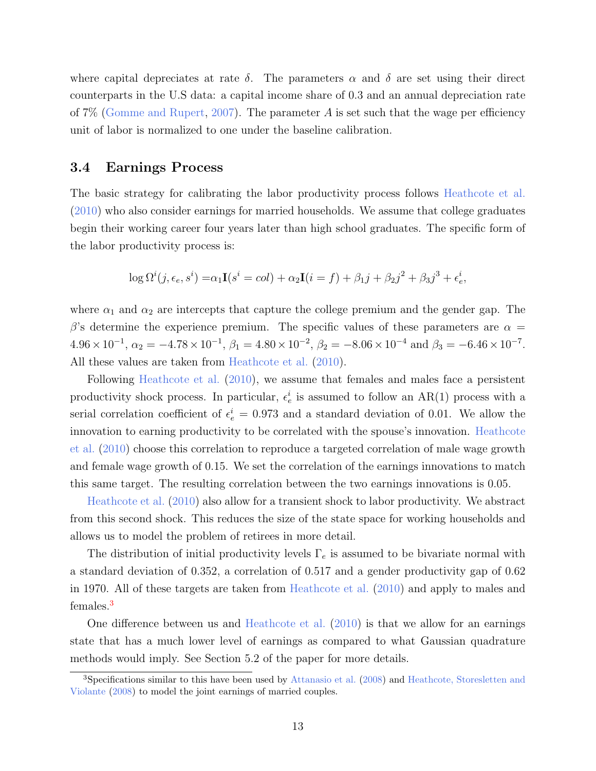where capital depreciates at rate $\delta$. The parameters $\alpha$ and $\delta$ are set using their direct counterparts in the U.S data: a capital income share of 0.3 and an annual depreciation rate of 7% (Gomme and Rupert, 2007). The parameter $A$ is set such that the wage per efficiency unit of labor is normalized to one under the baseline calibration.

### 3.4 Earnings Process

The basic strategy for calibrating the labor productivity process follows Heathcote et al. (2010) who also consider earnings for married households. We assume that college graduates begin their working career four years later than high school graduates. The specific form of the labor productivity process is:

$$\log \Omega^i(j, \epsilon_e, s^i) = \alpha_1 \mathbf{I}(s^i = col) + \alpha_2 \mathbf{I}(i = f) + \beta_1 j + \beta_2 j^2 + \beta_3 j^3 + \epsilon_e^i,$$

where $\alpha_1$ and $\alpha_2$ are intercepts that capture the college premium and the gender gap. The $\beta$'s determine the experience premium. The specific values of these parameters are $\alpha = 4.96 \times 10^{-1}$, $\alpha_2 = -4.78 \times 10^{-1}$, $\beta_1 = 4.80 \times 10^{-2}$, $\beta_2 = -8.06 \times 10^{-4}$ and $\beta_3 = -6.46 \times 10^{-7}$. All these values are taken from Heathcote et al. (2010).

Following Heathcote et al. (2010), we assume that females and males face a persistent productivity shock process. In particular, $\epsilon_e^i$ is assumed to follow an AR(1) process with a serial correlation coefficient of $\epsilon_e^i = 0.973$ and a standard deviation of 0.01. We allow the innovation to earning productivity to be correlated with the spouse's innovation. Heathcote et al. (2010) choose this correlation to reproduce a targeted correlation of male wage growth and female wage growth of 0.15. We set the correlation of the earnings innovations to match this same target. The resulting correlation between the two earnings innovations is 0.05.

Heathcote et al. (2010) also allow for a transient shock to labor productivity. We abstract from this second shock. This reduces the size of the state space for working households and allows us to model the problem of retirees in more detail.

The distribution of initial productivity levels $\Gamma_e$ is assumed to be bivariate normal with a standard deviation of 0.352, a correlation of 0.517 and a gender productivity gap of 0.62 in 1970. All of these targets are taken from Heathcote et al. (2010) and apply to males and females.[3]

One difference between us and Heathcote et al. (2010) is that we allow for an earnings state that has a much lower level of earnings as compared to what Gaussian quadrature methods would imply. See Section 5.2 of the paper for more details.

[3]Specifications similar to this have been used by Attanasio et al. (2008) and Heathcote, Storesletten and Violante (2008) to model the joint earnings of married couples.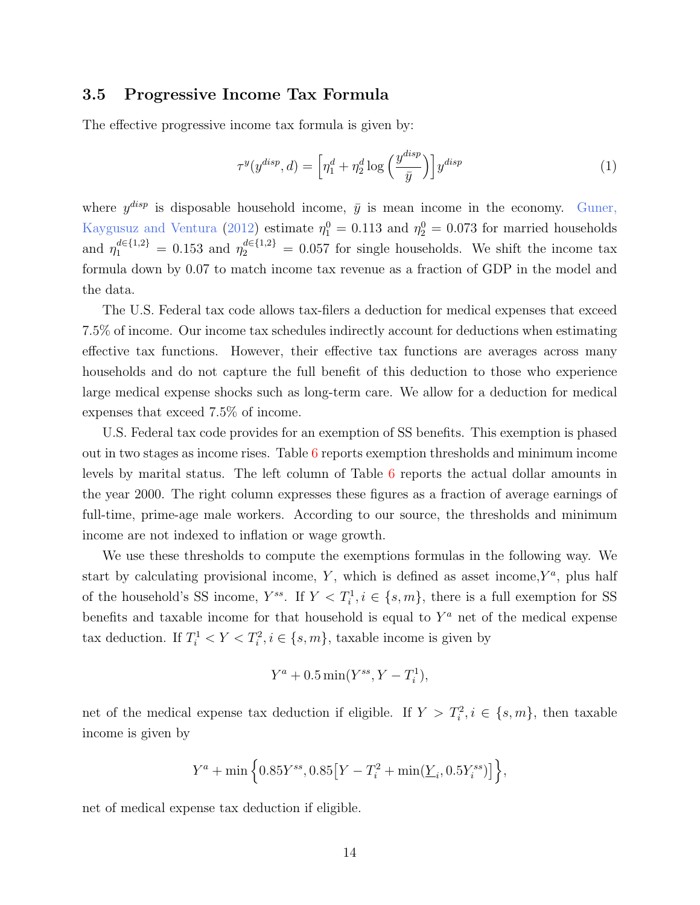### 3.5 Progressive Income Tax Formula

The effective progressive income tax formula is given by:

$$\tau^y(y^{disp}, d) = \left[\eta_1^d + \eta_2^d \log\left(\frac{y^{disp}}{\bar{y}}\right)\right] y^{disp} \tag{1}$$

where $y^{disp}$ is disposable household income, $\bar{y}$ is mean income in the economy. Guner, Kaygusuz and Ventura (2012) estimate $\eta_1^0 = 0.113$ and $\eta_2^0 = 0.073$ for married households and $\eta_1^{d\in\{1,2\}} = 0.153$ and $\eta_2^{d\in\{1,2\}} = 0.057$ for single households. We shift the income tax formula down by 0.07 to match income tax revenue as a fraction of GDP in the model and the data.

The U.S. Federal tax code allows tax-filers a deduction for medical expenses that exceed 7.5% of income. Our income tax schedules indirectly account for deductions when estimating effective tax functions. However, their effective tax functions are averages across many households and do not capture the full benefit of this deduction to those who experience large medical expense shocks such as long-term care. We allow for a deduction for medical expenses that exceed 7.5% of income.

U.S. Federal tax code provides for an exemption of SS benefits. This exemption is phased out in two stages as income rises. Table 6 reports exemption thresholds and minimum income levels by marital status. The left column of Table 6 reports the actual dollar amounts in the year 2000. The right column expresses these figures as a fraction of average earnings of full-time, prime-age male workers. According to our source, the thresholds and minimum income are not indexed to inflation or wage growth.

We use these thresholds to compute the exemptions formulas in the following way. We start by calculating provisional income, $Y$, which is defined as asset income,$Y^a$, plus half of the household's SS income, $Y^{ss}$. If $Y < T_i^1, i \in \{s, m\}$, there is a full exemption for SS benefits and taxable income for that household is equal to $Y^a$ net of the medical expense tax deduction. If $T_i^1 < Y < T_i^2, i \in \{s, m\}$, taxable income is given by

$$Y^a + 0.5\min(Y^{ss}, Y - T_i^1),$$

net of the medical expense tax deduction if eligible. If $Y > T_i^2, i \in \{s, m\}$, then taxable income is given by

$$Y^a + \min\Big\{0.85Y^{ss}, 0.85\big[Y - T_i^2 + \min(\underline{Y}_i, 0.5Y_i^{ss})\big]\Big\},$$

net of medical expense tax deduction if eligible.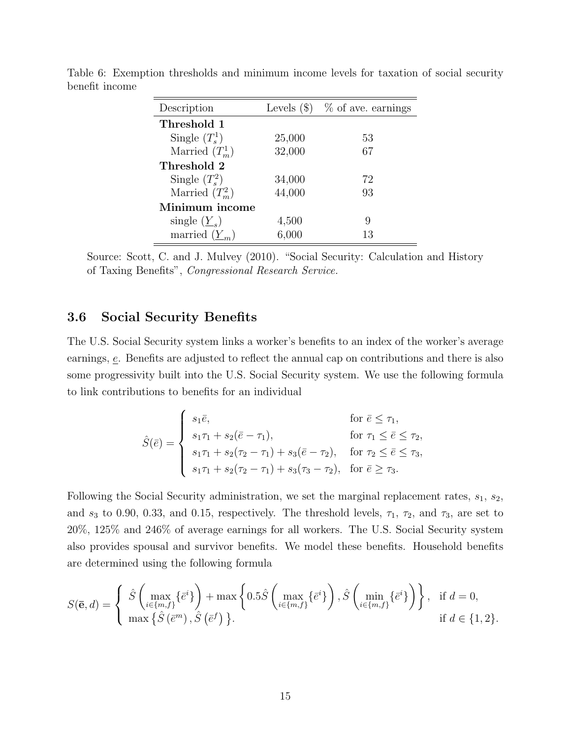Table 6: Exemption thresholds and minimum income levels for taxation of social security benefit income

| Description | Levels (\$) | % of ave. earnings |
|---|---|---|
| **Threshold 1** | | |
| Single ($T_s^1$) | 25,000 | 53 |
| Married ($T_m^1$) | 32,000 | 67 |
| **Threshold 2** | | |
| Single ($T_s^2$) | 34,000 | 72 |
| Married ($T_m^2$) | 44,000 | 93 |
| **Minimum income** | | |
| single ($\underline{Y}_s$) | 4,500 | 9 |
| married ($\underline{Y}_m$) | 6,000 | 13 |

Source: Scott, C. and J. Mulvey (2010). "Social Security: Calculation and History of Taxing Benefits", *Congressional Research Service.*

### 3.6 Social Security Benefits

The U.S. Social Security system links a worker's benefits to an index of the worker's average earnings, $\underline{e}$. Benefits are adjusted to reflect the annual cap on contributions and there is also some progressivity built into the U.S. Social Security system. We use the following formula to link contributions to benefits for an individual

$$\hat{S}(\bar{e}) = \begin{cases} s_1\bar{e}, & \text{for } \bar{e} \leq \tau_1, \\ s_1\tau_1 + s_2(\bar{e} - \tau_1), & \text{for } \tau_1 \leq \bar{e} \leq \tau_2, \\ s_1\tau_1 + s_2(\tau_2 - \tau_1) + s_3(\bar{e} - \tau_2), & \text{for } \tau_2 \leq \bar{e} \leq \tau_3, \\ s_1\tau_1 + s_2(\tau_2 - \tau_1) + s_3(\tau_3 - \tau_2), & \text{for } \bar{e} \geq \tau_3. \end{cases}$$

Following the Social Security administration, we set the marginal replacement rates, $s_1$, $s_2$, and $s_3$ to 0.90, 0.33, and 0.15, respectively. The threshold levels, $\tau_1$, $\tau_2$, and $\tau_3$, are set to 20%, 125% and 246% of average earnings for all workers. The U.S. Social Security system also provides spousal and survivor benefits. We model these benefits. Household benefits are determined using the following formula

$$S(\bar{\mathbf{e}}, d) = \begin{cases} \hat{S}\left(\max_{i \in \{m,f\}}\{\bar{e}^i\}\right) + \max\left\{0.5\hat{S}\left(\max_{i \in \{m,f\}}\{\bar{e}^i\}\right), \hat{S}\left(\min_{i \in \{m,f\}}\{\bar{e}^i\}\right)\right\}, & \text{if } d = 0, \\ \max\left\{\hat{S}\left(\bar{e}^m\right), \hat{S}\left(\bar{e}^f\right)\right\}. & \text{if } d \in \{1, 2\}. \end{cases}$$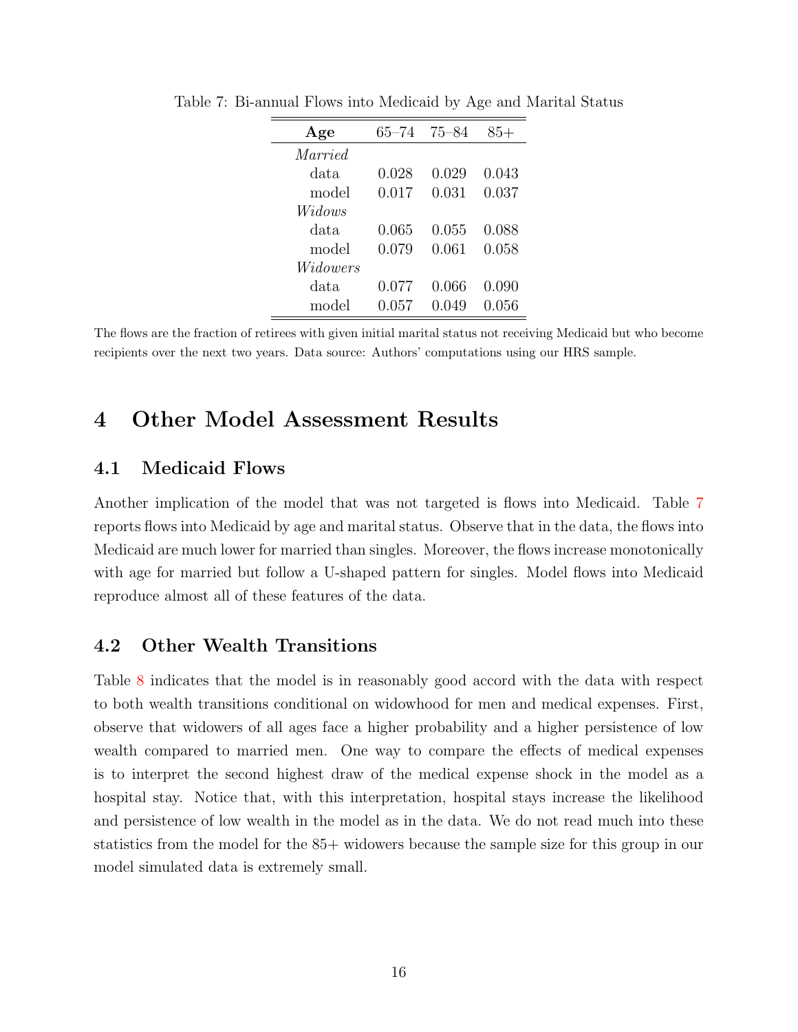Table 7: Bi-annual Flows into Medicaid by Age and Marital Status

| Age | 65–74 | 75–84 | 85+ |
|---|---|---|---|
| *Married* | | | |
| data | 0.028 | 0.029 | 0.043 |
| model | 0.017 | 0.031 | 0.037 |
| *Widows* | | | |
| data | 0.065 | 0.055 | 0.088 |
| model | 0.079 | 0.061 | 0.058 |
| *Widowers* | | | |
| data | 0.077 | 0.066 | 0.090 |
| model | 0.057 | 0.049 | 0.056 |

The flows are the fraction of retirees with given initial marital status not receiving Medicaid but who become recipients over the next two years. Data source: Authors' computations using our HRS sample.

# 4 Other Model Assessment Results

## 4.1 Medicaid Flows

Another implication of the model that was not targeted is flows into Medicaid. Table 7 reports flows into Medicaid by age and marital status. Observe that in the data, the flows into Medicaid are much lower for married than singles. Moreover, the flows increase monotonically with age for married but follow a U-shaped pattern for singles. Model flows into Medicaid reproduce almost all of these features of the data.

## 4.2 Other Wealth Transitions

Table 8 indicates that the model is in reasonably good accord with the data with respect to both wealth transitions conditional on widowhood for men and medical expenses. First, observe that widowers of all ages face a higher probability and a higher persistence of low wealth compared to married men. One way to compare the effects of medical expenses is to interpret the second highest draw of the medical expense shock in the model as a hospital stay. Notice that, with this interpretation, hospital stays increase the likelihood and persistence of low wealth in the model as in the data. We do not read much into these statistics from the model for the 85+ widowers because the sample size for this group in our model simulated data is extremely small.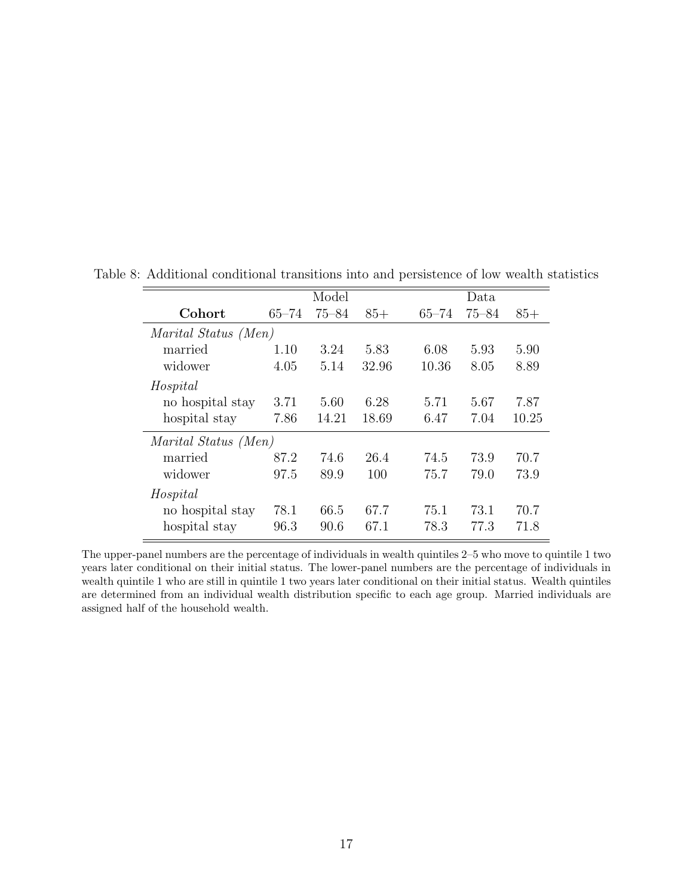Table 8: Additional conditional transitions into and persistence of low wealth statistics

| | Model | | | Data | | |
|---|---|---|---|---|---|---|
| **Cohort** | 65–74 | 75–84 | 85+ | 65–74 | 75–84 | 85+ |
| *Marital Status (Men)* | | | | | | |
| married | 1.10 | 3.24 | 5.83 | 6.08 | 5.93 | 5.90 |
| widower | 4.05 | 5.14 | 32.96 | 10.36 | 8.05 | 8.89 |
| *Hospital* | | | | | | |
| no hospital stay | 3.71 | 5.60 | 6.28 | 5.71 | 5.67 | 7.87 |
| hospital stay | 7.86 | 14.21 | 18.69 | 6.47 | 7.04 | 10.25 |
| *Marital Status (Men)* | | | | | | |
| married | 87.2 | 74.6 | 26.4 | 74.5 | 73.9 | 70.7 |
| widower | 97.5 | 89.9 | 100 | 75.7 | 79.0 | 73.9 |
| *Hospital* | | | | | | |
| no hospital stay | 78.1 | 66.5 | 67.7 | 75.1 | 73.1 | 70.7 |
| hospital stay | 96.3 | 90.6 | 67.1 | 78.3 | 77.3 | 71.8 |

The upper-panel numbers are the percentage of individuals in wealth quintiles 2–5 who move to quintile 1 two years later conditional on their initial status. The lower-panel numbers are the percentage of individuals in wealth quintile 1 who are still in quintile 1 two years later conditional on their initial status. Wealth quintiles are determined from an individual wealth distribution specific to each age group. Married individuals are assigned half of the household wealth.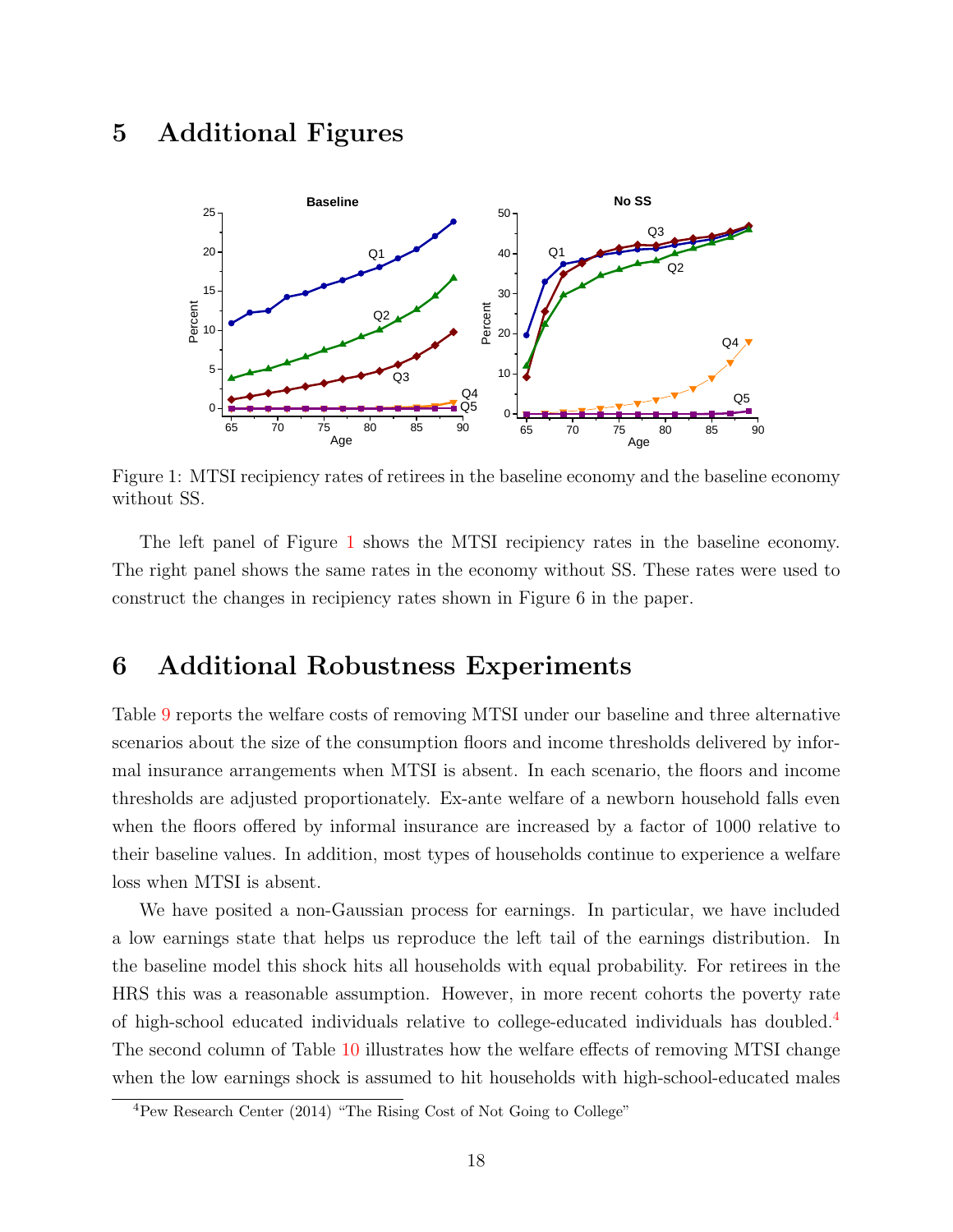# 5 Additional Figures

Figure 1: MTSI recipiency rates of retirees in the baseline economy and the baseline economy without SS.

The left panel of Figure 1 shows the MTSI recipiency rates in the baseline economy. The right panel shows the same rates in the economy without SS. These rates were used to construct the changes in recipiency rates shown in Figure 6 in the paper.

# 6 Additional Robustness Experiments

Table 9 reports the welfare costs of removing MTSI under our baseline and three alternative scenarios about the size of the consumption floors and income thresholds delivered by informal insurance arrangements when MTSI is absent. In each scenario, the floors and income thresholds are adjusted proportionately. Ex-ante welfare of a newborn household falls even when the floors offered by informal insurance are increased by a factor of 1000 relative to their baseline values. In addition, most types of households continue to experience a welfare loss when MTSI is absent.

We have posited a non-Gaussian process for earnings. In particular, we have included a low earnings state that helps us reproduce the left tail of the earnings distribution. In the baseline model this shock hits all households with equal probability. For retirees in the HRS this was a reasonable assumption. However, in more recent cohorts the poverty rate of high-school educated individuals relative to college-educated individuals has doubled.[4] The second column of Table 10 illustrates how the welfare effects of removing MTSI change when the low earnings shock is assumed to hit households with high-school-educated males

[4] Pew Research Center (2014) "The Rising Cost of Not Going to College"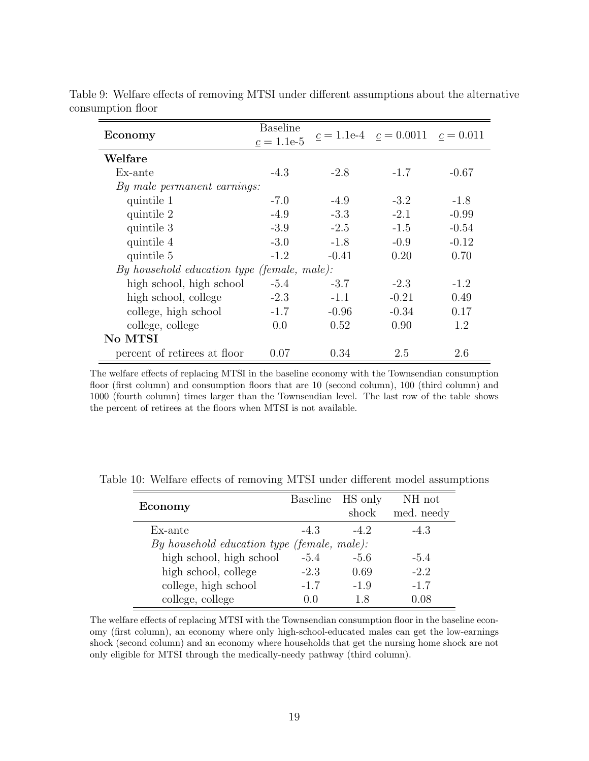Table 9: Welfare effects of removing MTSI under different assumptions about the alternative consumption floor

| Economy | Baseline $\underline{c} = 1.1\text{e-}5$ | $\underline{c} = 1.1\text{e-}4$ | $\underline{c} = 0.0011$ | $\underline{c} = 0.011$ |
|---|---|---|---|---|
| **Welfare** | | | | |
| Ex-ante | -4.3 | -2.8 | -1.7 | -0.67 |
| *By male permanent earnings:* | | | | |
| quintile 1 | -7.0 | -4.9 | -3.2 | -1.8 |
| quintile 2 | -4.9 | -3.3 | -2.1 | -0.99 |
| quintile 3 | -3.9 | -2.5 | -1.5 | -0.54 |
| quintile 4 | -3.0 | -1.8 | -0.9 | -0.12 |
| quintile 5 | -1.2 | -0.41 | 0.20 | 0.70 |
| *By household education type (female, male):* | | | | |
| high school, high school | -5.4 | -3.7 | -2.3 | -1.2 |
| high school, college | -2.3 | -1.1 | -0.21 | 0.49 |
| college, high school | -1.7 | -0.96 | -0.34 | 0.17 |
| college, college | 0.0 | 0.52 | 0.90 | 1.2 |
| **No MTSI** | | | | |
| percent of retirees at floor | 0.07 | 0.34 | 2.5 | 2.6 |

The welfare effects of replacing MTSI in the baseline economy with the Townsendian consumption floor (first column) and consumption floors that are 10 (second column), 100 (third column) and 1000 (fourth column) times larger than the Townsendian level. The last row of the table shows the percent of retirees at the floors when MTSI is not available.

Table 10: Welfare effects of removing MTSI under different model assumptions

| Economy | Baseline | HS only shock | NH not med. needy |
|---|---|---|---|
| Ex-ante | -4.3 | -4.2 | -4.3 |
| *By household education type (female, male):* | | | |
| high school, high school | -5.4 | -5.6 | -5.4 |
| high school, college | -2.3 | 0.69 | -2.2 |
| college, high school | -1.7 | -1.9 | -1.7 |
| college, college | 0.0 | 1.8 | 0.08 |

The welfare effects of replacing MTSI with the Townsendian consumption floor in the baseline economy (first column), an economy where only high-school-educated males can get the low-earnings shock (second column) and an economy where households that get the nursing home shock are not only eligible for MTSI through the medically-needy pathway (third column).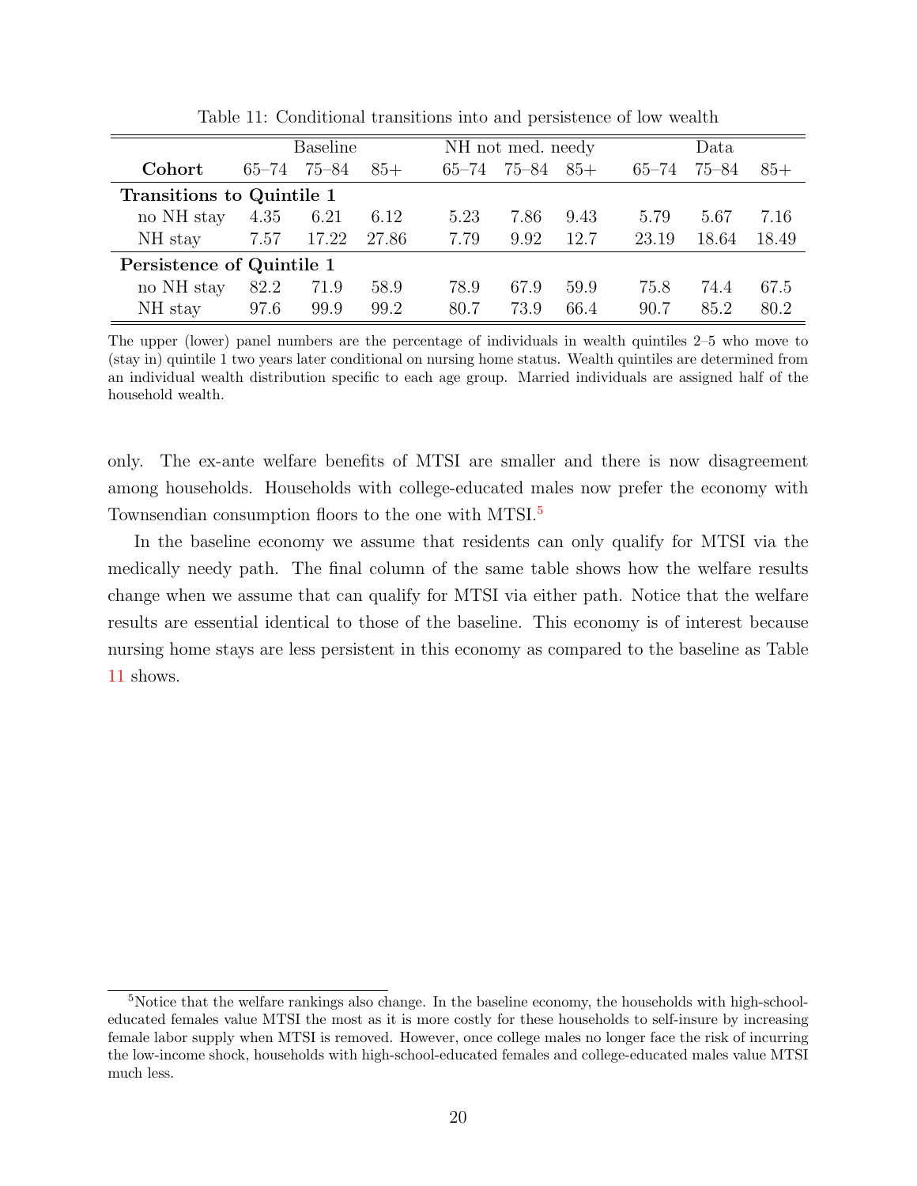Table 11: Conditional transitions into and persistence of low wealth

| | Baseline | | | NH not med. needy | | | Data | | |
|---|---|---|---|---|---|---|---|---|---|
| **Cohort** | 65–74 | 75–84 | 85+ | 65–74 | 75–84 | 85+ | 65–74 | 75–84 | 85+ |
| **Transitions to Quintile 1** | | | | | | | | | |
| no NH stay | 4.35 | 6.21 | 6.12 | 5.23 | 7.86 | 9.43 | 5.79 | 5.67 | 7.16 |
| NH stay | 7.57 | 17.22 | 27.86 | 7.79 | 9.92 | 12.7 | 23.19 | 18.64 | 18.49 |
| **Persistence of Quintile 1** | | | | | | | | | |
| no NH stay | 82.2 | 71.9 | 58.9 | 78.9 | 67.9 | 59.9 | 75.8 | 74.4 | 67.5 |
| NH stay | 97.6 | 99.9 | 99.2 | 80.7 | 73.9 | 66.4 | 90.7 | 85.2 | 80.2 |

The upper (lower) panel numbers are the percentage of individuals in wealth quintiles 2–5 who move to (stay in) quintile 1 two years later conditional on nursing home status. Wealth quintiles are determined from an individual wealth distribution specific to each age group. Married individuals are assigned half of the household wealth.

only. The ex-ante welfare benefits of MTSI are smaller and there is now disagreement among households. Households with college-educated males now prefer the economy with Townsendian consumption floors to the one with MTSI.[5]

In the baseline economy we assume that residents can only qualify for MTSI via the medically needy path. The final column of the same table shows how the welfare results change when we assume that can qualify for MTSI via either path. Notice that the welfare results are essential identical to those of the baseline. This economy is of interest because nursing home stays are less persistent in this economy as compared to the baseline as Table 11 shows.

[5] Notice that the welfare rankings also change. In the baseline economy, the households with high-school-educated females value MTSI the most as it is more costly for these households to self-insure by increasing female labor supply when MTSI is removed. However, once college males no longer face the risk of incurring the low-income shock, households with high-school-educated females and college-educated males value MTSI much less.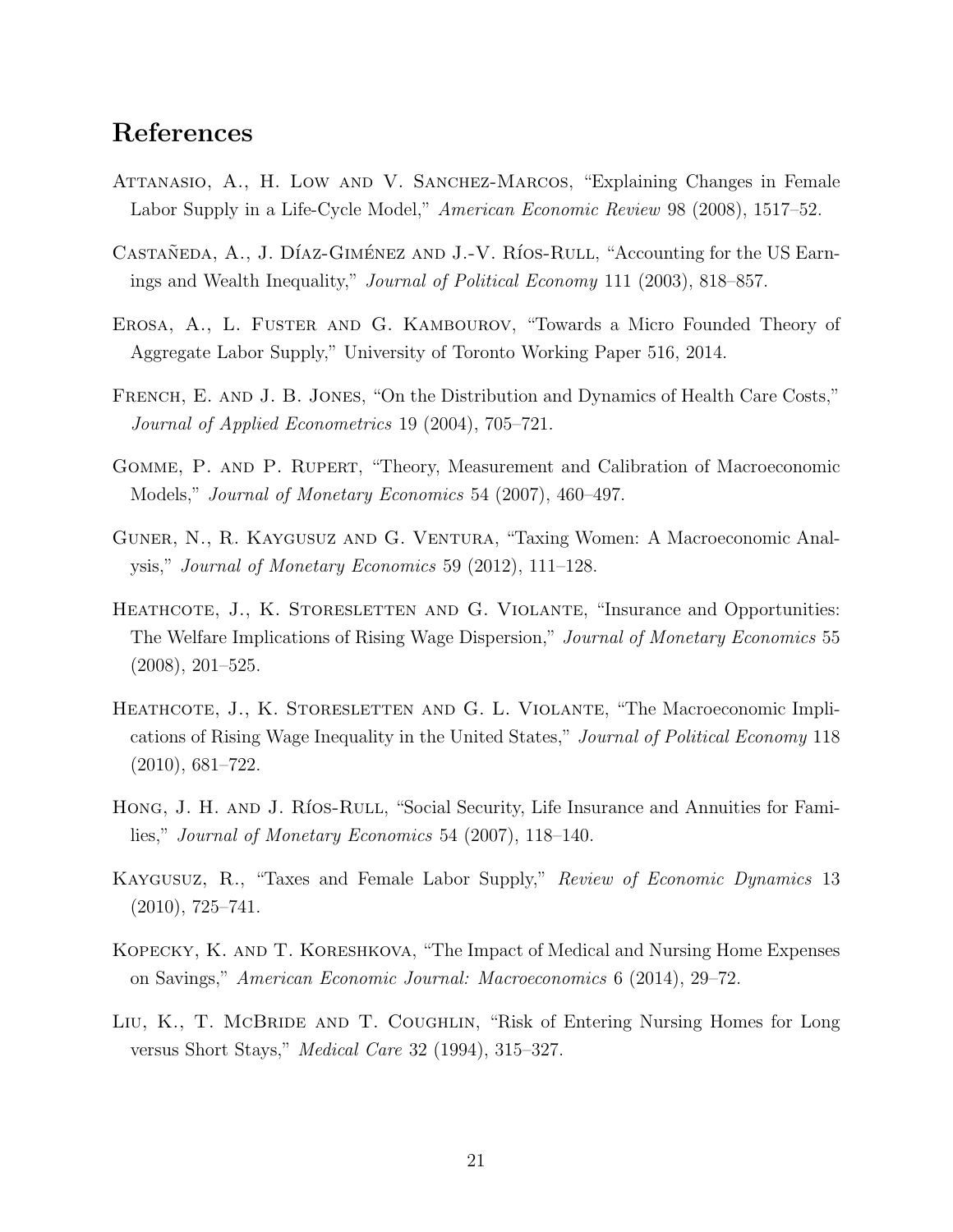## References

Attanasio, A., H. Low and V. Sanchez-Marcos, "Explaining Changes in Female Labor Supply in a Life-Cycle Model," *American Economic Review* 98 (2008), 1517–52.

Castañeda, A., J. Díaz-Giménez and J.-V. Ríos-Rull, "Accounting for the US Earnings and Wealth Inequality," *Journal of Political Economy* 111 (2003), 818–857.

Erosa, A., L. Fuster and G. Kambourov, "Towards a Micro Founded Theory of Aggregate Labor Supply," University of Toronto Working Paper 516, 2014.

French, E. and J. B. Jones, "On the Distribution and Dynamics of Health Care Costs," *Journal of Applied Econometrics* 19 (2004), 705–721.

Gomme, P. and P. Rupert, "Theory, Measurement and Calibration of Macroeconomic Models," *Journal of Monetary Economics* 54 (2007), 460–497.

Guner, N., R. Kaygusuz and G. Ventura, "Taxing Women: A Macroeconomic Analysis," *Journal of Monetary Economics* 59 (2012), 111–128.

Heathcote, J., K. Storesletten and G. Violante, "Insurance and Opportunities: The Welfare Implications of Rising Wage Dispersion," *Journal of Monetary Economics* 55 (2008), 201–525.

Heathcote, J., K. Storesletten and G. L. Violante, "The Macroeconomic Implications of Rising Wage Inequality in the United States," *Journal of Political Economy* 118 (2010), 681–722.

Hong, J. H. and J. Ríos-Rull, "Social Security, Life Insurance and Annuities for Families," *Journal of Monetary Economics* 54 (2007), 118–140.

Kaygusuz, R., "Taxes and Female Labor Supply," *Review of Economic Dynamics* 13 (2010), 725–741.

Kopecky, K. and T. Koreshkova, "The Impact of Medical and Nursing Home Expenses on Savings," *American Economic Journal: Macroeconomics* 6 (2014), 29–72.

Liu, K., T. McBride and T. Coughlin, "Risk of Entering Nursing Homes for Long versus Short Stays," *Medical Care* 32 (1994), 315–327.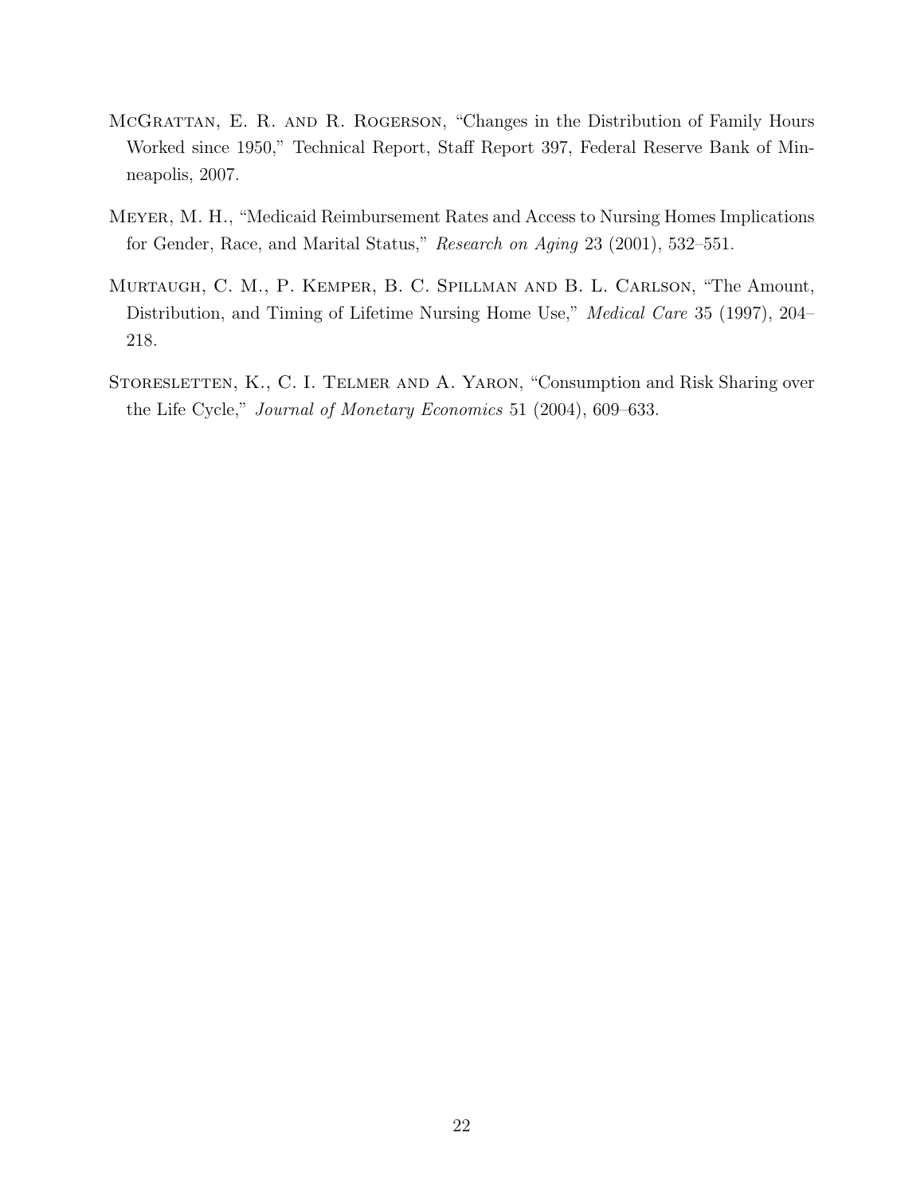McGrattan, E. R. and R. Rogerson, "Changes in the Distribution of Family Hours Worked since 1950," Technical Report, Staff Report 397, Federal Reserve Bank of Minneapolis, 2007.

Meyer, M. H., "Medicaid Reimbursement Rates and Access to Nursing Homes Implications for Gender, Race, and Marital Status," *Research on Aging* 23 (2001), 532–551.

Murtaugh, C. M., P. Kemper, B. C. Spillman and B. L. Carlson, "The Amount, Distribution, and Timing of Lifetime Nursing Home Use," *Medical Care* 35 (1997), 204–218.

Storesletten, K., C. I. Telmer and A. Yaron, "Consumption and Risk Sharing over the Life Cycle," *Journal of Monetary Economics* 51 (2004), 609–633.